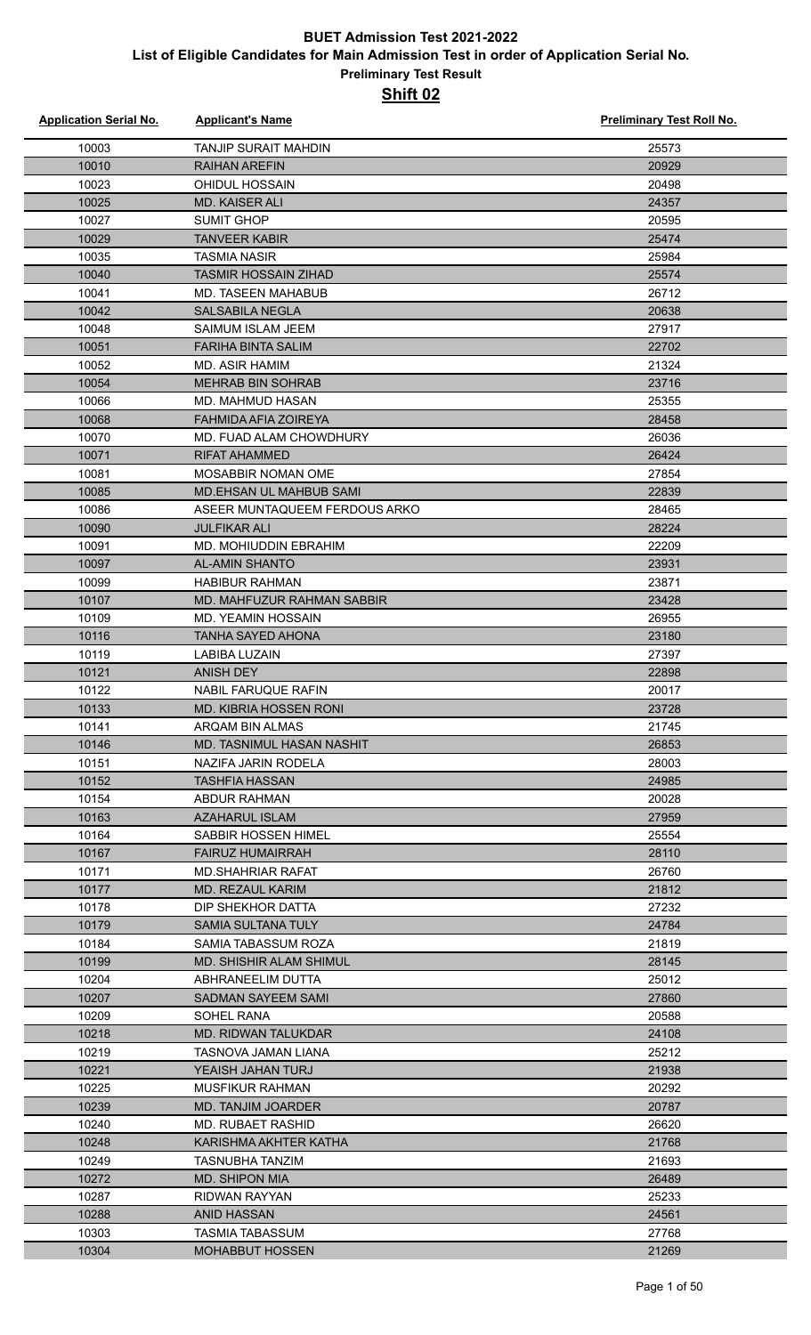# BUET Admission Test 2021-2022

## List of Eligible Candidates for Main Admission Test in order of Application Serial No.

### Preliminary Test Result

### Shift 02

| Application Serial No. | Applicant's Name | Preliminary Test Roll No. |
|---|---|---|
| 10003 | TANJIP SURAIT MAHDIN | 25573 |
| 10010 | RAIHAN AREFIN | 20929 |
| 10023 | OHIDUL HOSSAIN | 20498 |
| 10025 | MD. KAISER ALI | 24357 |
| 10027 | SUMIT GHOP | 20595 |
| 10029 | TANVEER KABIR | 25474 |
| 10035 | TASMIA NASIR | 25984 |
| 10040 | TASMIR HOSSAIN ZIHAD | 25574 |
| 10041 | MD. TASEEN MAHABUB | 26712 |
| 10042 | SALSABILA NEGLA | 20638 |
| 10048 | SAIMUM ISLAM JEEM | 27917 |
| 10051 | FARIHA BINTA SALIM | 22702 |
| 10052 | MD. ASIR HAMIM | 21324 |
| 10054 | MEHRAB BIN SOHRAB | 23716 |
| 10066 | MD. MAHMUD HASAN | 25355 |
| 10068 | FAHMIDA AFIA ZOIREYA | 28458 |
| 10070 | MD. FUAD ALAM CHOWDHURY | 26036 |
| 10071 | RIFAT AHAMMED | 26424 |
| 10081 | MOSABBIR NOMAN OME | 27854 |
| 10085 | MD.EHSAN UL MAHBUB SAMI | 22839 |
| 10086 | ASEER MUNTAQUEEM FERDOUS ARKO | 28465 |
| 10090 | JULFIKAR ALI | 28224 |
| 10091 | MD. MOHIUDDIN EBRAHIM | 22209 |
| 10097 | AL-AMIN SHANTO | 23931 |
| 10099 | HABIBUR RAHMAN | 23871 |
| 10107 | MD. MAHFUZUR RAHMAN SABBIR | 23428 |
| 10109 | MD. YEAMIN HOSSAIN | 26955 |
| 10116 | TANHA SAYED AHONA | 23180 |
| 10119 | LABIBA LUZAIN | 27397 |
| 10121 | ANISH DEY | 22898 |
| 10122 | NABIL FARUQUE RAFIN | 20017 |
| 10133 | MD. KIBRIA HOSSEN RONI | 23728 |
| 10141 | ARQAM BIN ALMAS | 21745 |
| 10146 | MD. TASNIMUL HASAN NASHIT | 26853 |
| 10151 | NAZIFA JARIN RODELA | 28003 |
| 10152 | TASHFIA HASSAN | 24985 |
| 10154 | ABDUR RAHMAN | 20028 |
| 10163 | AZAHARUL ISLAM | 27959 |
| 10164 | SABBIR HOSSEN HIMEL | 25554 |
| 10167 | FAIRUZ HUMAIRRAH | 28110 |
| 10171 | MD.SHAHRIAR RAFAT | 26760 |
| 10177 | MD. REZAUL KARIM | 21812 |
| 10178 | DIP SHEKHOR DATTA | 27232 |
| 10179 | SAMIA SULTANA TULY | 24784 |
| 10184 | SAMIA TABASSUM ROZA | 21819 |
| 10199 | MD. SHISHIR ALAM SHIMUL | 28145 |
| 10204 | ABHRANEELIM DUTTA | 25012 |
| 10207 | SADMAN SAYEEM SAMI | 27860 |
| 10209 | SOHEL RANA | 20588 |
| 10218 | MD. RIDWAN TALUKDAR | 24108 |
| 10219 | TASNOVA JAMAN LIANA | 25212 |
| 10221 | YEAISH JAHAN TURJ | 21938 |
| 10225 | MUSFIKUR RAHMAN | 20292 |
| 10239 | MD. TANJIM JOARDER | 20787 |
| 10240 | MD. RUBAET RASHID | 26620 |
| 10248 | KARISHMA AKHTER KATHA | 21768 |
| 10249 | TASNUBHA TANZIM | 21693 |
| 10272 | MD. SHIPON MIA | 26489 |
| 10287 | RIDWAN RAYYAN | 25233 |
| 10288 | ANID HASSAN | 24561 |
| 10303 | TASMIA TABASSUM | 27768 |
| 10304 | MOHABBUT HOSSEN | 21269 |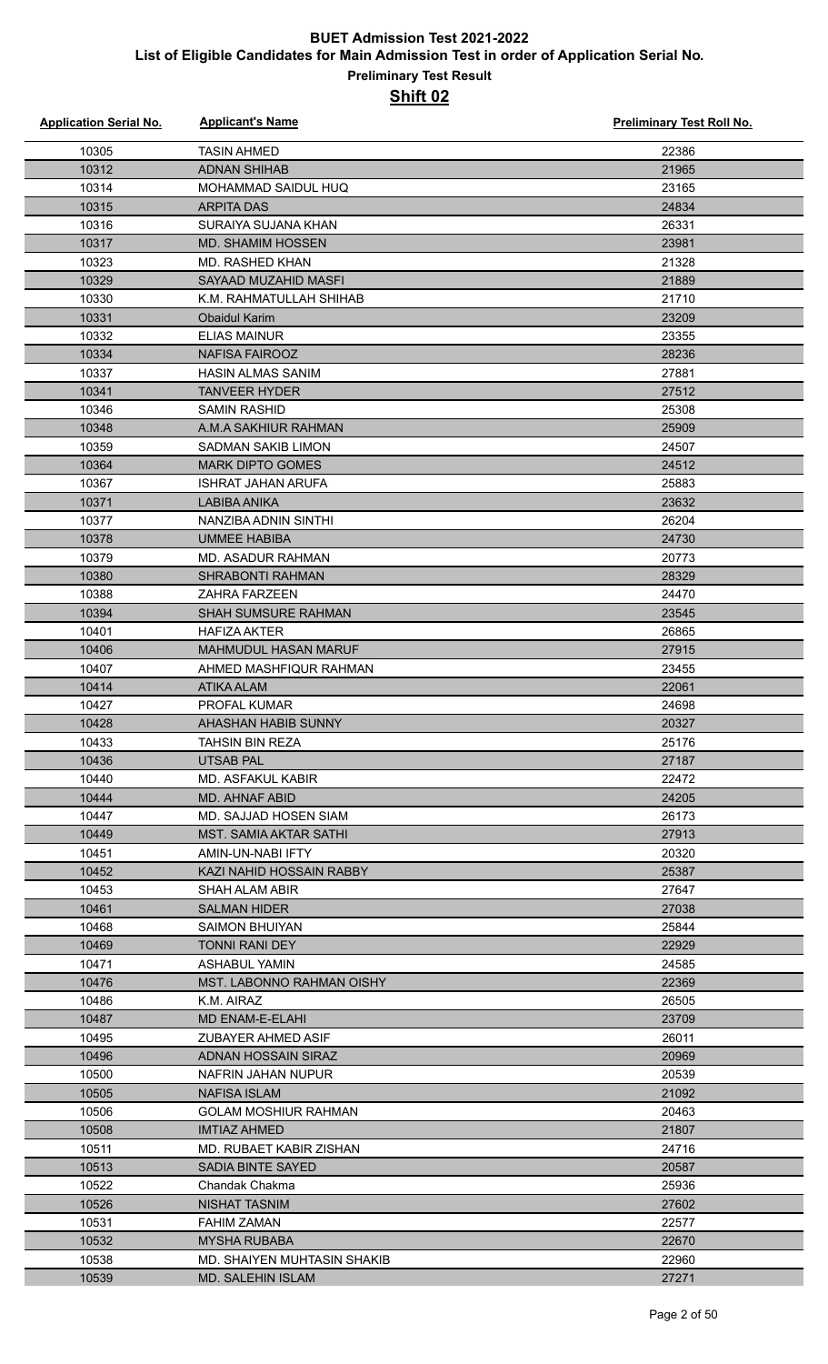# BUET Admission Test 2021-2022

## List of Eligible Candidates for Main Admission Test in order of Application Serial No.

### Preliminary Test Result

### Shift 02

| Application Serial No. | Applicant's Name | Preliminary Test Roll No. |
|---|---|---|
| 10305 | TASIN AHMED | 22386 |
| 10312 | ADNAN SHIHAB | 21965 |
| 10314 | MOHAMMAD SAIDUL HUQ | 23165 |
| 10315 | ARPITA DAS | 24834 |
| 10316 | SURAIYA SUJANA KHAN | 26331 |
| 10317 | MD. SHAMIM HOSSEN | 23981 |
| 10323 | MD. RASHED KHAN | 21328 |
| 10329 | SAYAAD MUZAHID MASFI | 21889 |
| 10330 | K.M. RAHMATULLAH SHIHAB | 21710 |
| 10331 | Obaidul Karim | 23209 |
| 10332 | ELIAS MAINUR | 23355 |
| 10334 | NAFISA FAIROOZ | 28236 |
| 10337 | HASIN ALMAS SANIM | 27881 |
| 10341 | TANVEER HYDER | 27512 |
| 10346 | SAMIN RASHID | 25308 |
| 10348 | A.M.A SAKHIUR RAHMAN | 25909 |
| 10359 | SADMAN SAKIB LIMON | 24507 |
| 10364 | MARK DIPTO GOMES | 24512 |
| 10367 | ISHRAT JAHAN ARUFA | 25883 |
| 10371 | LABIBA ANIKA | 23632 |
| 10377 | NANZIBA ADNIN SINTHI | 26204 |
| 10378 | UMMEE HABIBA | 24730 |
| 10379 | MD. ASADUR RAHMAN | 20773 |
| 10380 | SHRABONTI RAHMAN | 28329 |
| 10388 | ZAHRA FARZEEN | 24470 |
| 10394 | SHAH SUMSURE RAHMAN | 23545 |
| 10401 | HAFIZA AKTER | 26865 |
| 10406 | MAHMUDUL HASAN MARUF | 27915 |
| 10407 | AHMED MASHFIQUR RAHMAN | 23455 |
| 10414 | ATIKA ALAM | 22061 |
| 10427 | PROFAL KUMAR | 24698 |
| 10428 | AHASHAN HABIB SUNNY | 20327 |
| 10433 | TAHSIN BIN REZA | 25176 |
| 10436 | UTSAB PAL | 27187 |
| 10440 | MD. ASFAKUL KABIR | 22472 |
| 10444 | MD. AHNAF ABID | 24205 |
| 10447 | MD. SAJJAD HOSEN SIAM | 26173 |
| 10449 | MST. SAMIA AKTAR SATHI | 27913 |
| 10451 | AMIN-UN-NABI IFTY | 20320 |
| 10452 | KAZI NAHID HOSSAIN RABBY | 25387 |
| 10453 | SHAH ALAM ABIR | 27647 |
| 10461 | SALMAN HIDER | 27038 |
| 10468 | SAIMON BHUIYAN | 25844 |
| 10469 | TONNI RANI DEY | 22929 |
| 10471 | ASHABUL YAMIN | 24585 |
| 10476 | MST. LABONNO RAHMAN OISHY | 22369 |
| 10486 | K.M. AIRAZ | 26505 |
| 10487 | MD ENAM-E-ELAHI | 23709 |
| 10495 | ZUBAYER AHMED ASIF | 26011 |
| 10496 | ADNAN HOSSAIN SIRAZ | 20969 |
| 10500 | NAFRIN JAHAN NUPUR | 20539 |
| 10505 | NAFISA ISLAM | 21092 |
| 10506 | GOLAM MOSHIUR RAHMAN | 20463 |
| 10508 | IMTIAZ AHMED | 21807 |
| 10511 | MD. RUBAET KABIR ZISHAN | 24716 |
| 10513 | SADIA BINTE SAYED | 20587 |
| 10522 | Chandak Chakma | 25936 |
| 10526 | NISHAT TASNIM | 27602 |
| 10531 | FAHIM ZAMAN | 22577 |
| 10532 | MYSHA RUBABA | 22670 |
| 10538 | MD. SHAIYEN MUHTASIN SHAKIB | 22960 |
| 10539 | MD. SALEHIN ISLAM | 27271 |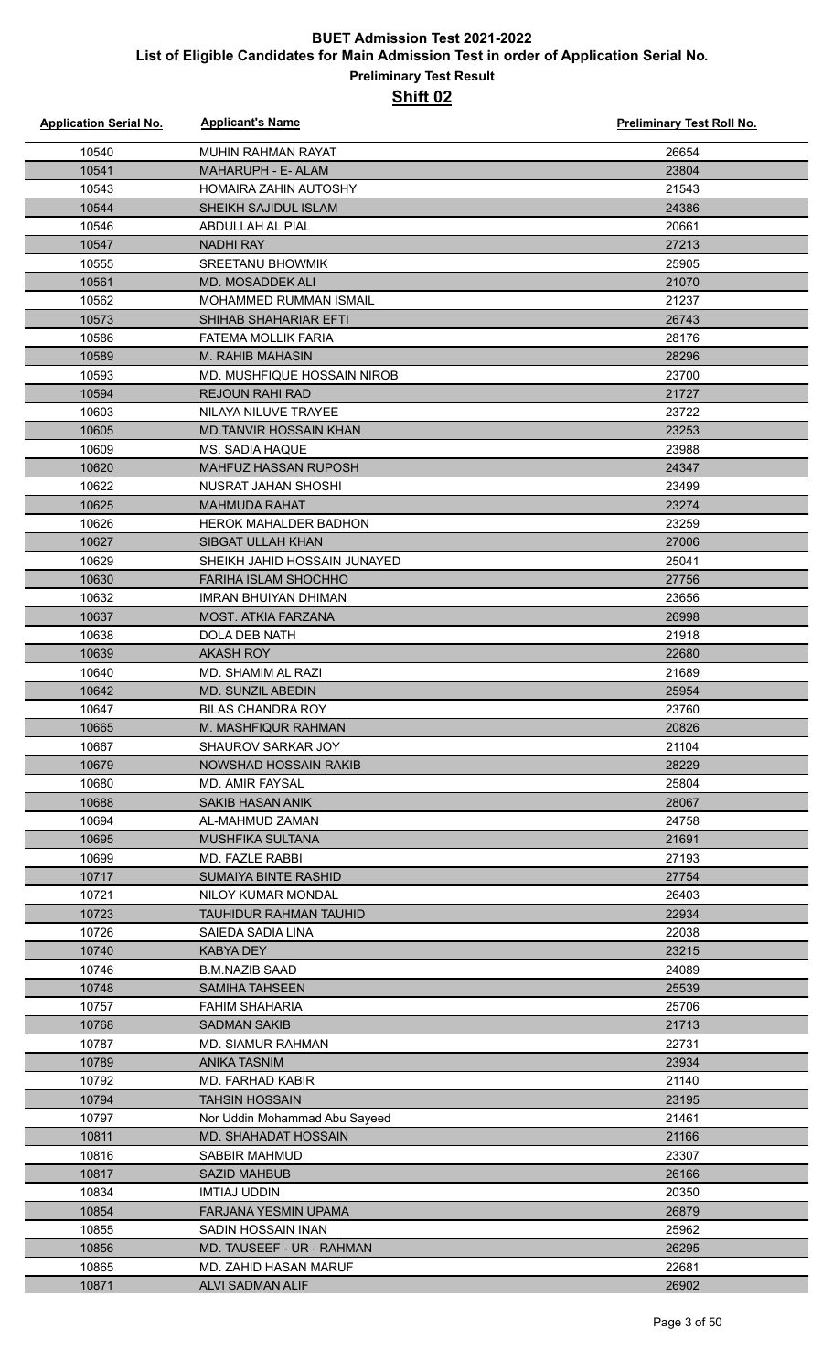# BUET Admission Test 2021-2022

## List of Eligible Candidates for Main Admission Test in order of Application Serial No.

### Preliminary Test Result

### Shift 02

| Application Serial No. | Applicant's Name | Preliminary Test Roll No. |
|---|---|---|
| 10540 | MUHIN RAHMAN RAYAT | 26654 |
| 10541 | MAHARUPH - E- ALAM | 23804 |
| 10543 | HOMAIRA ZAHIN AUTOSHY | 21543 |
| 10544 | SHEIKH SAJIDUL ISLAM | 24386 |
| 10546 | ABDULLAH AL PIAL | 20661 |
| 10547 | NADHI RAY | 27213 |
| 10555 | SREETANU BHOWMIK | 25905 |
| 10561 | MD. MOSADDEK ALI | 21070 |
| 10562 | MOHAMMED RUMMAN ISMAIL | 21237 |
| 10573 | SHIHAB SHAHARIAR EFTI | 26743 |
| 10586 | FATEMA MOLLIK FARIA | 28176 |
| 10589 | M. RAHIB MAHASIN | 28296 |
| 10593 | MD. MUSHFIQUE HOSSAIN NIROB | 23700 |
| 10594 | REJOUN RAHI RAD | 21727 |
| 10603 | NILAYA NILUVE TRAYEE | 23722 |
| 10605 | MD.TANVIR HOSSAIN KHAN | 23253 |
| 10609 | MS. SADIA HAQUE | 23988 |
| 10620 | MAHFUZ HASSAN RUPOSH | 24347 |
| 10622 | NUSRAT JAHAN SHOSHI | 23499 |
| 10625 | MAHMUDA RAHAT | 23274 |
| 10626 | HEROK MAHALDER BADHON | 23259 |
| 10627 | SIBGAT ULLAH KHAN | 27006 |
| 10629 | SHEIKH JAHID HOSSAIN JUNAYED | 25041 |
| 10630 | FARIHA ISLAM SHOCHHO | 27756 |
| 10632 | IMRAN BHUIYAN DHIMAN | 23656 |
| 10637 | MOST. ATKIA FARZANA | 26998 |
| 10638 | DOLA DEB NATH | 21918 |
| 10639 | AKASH ROY | 22680 |
| 10640 | MD. SHAMIM AL RAZI | 21689 |
| 10642 | MD. SUNZIL ABEDIN | 25954 |
| 10647 | BILAS CHANDRA ROY | 23760 |
| 10665 | M. MASHFIQUR RAHMAN | 20826 |
| 10667 | SHAUROV SARKAR JOY | 21104 |
| 10679 | NOWSHAD HOSSAIN RAKIB | 28229 |
| 10680 | MD. AMIR FAYSAL | 25804 |
| 10688 | SAKIB HASAN ANIK | 28067 |
| 10694 | AL-MAHMUD ZAMAN | 24758 |
| 10695 | MUSHFIKA SULTANA | 21691 |
| 10699 | MD. FAZLE RABBI | 27193 |
| 10717 | SUMAIYA BINTE RASHID | 27754 |
| 10721 | NILOY KUMAR MONDAL | 26403 |
| 10723 | TAUHIDUR RAHMAN TAUHID | 22934 |
| 10726 | SAIEDA SADIA LINA | 22038 |
| 10740 | KABYA DEY | 23215 |
| 10746 | B.M.NAZIB SAAD | 24089 |
| 10748 | SAMIHA TAHSEEN | 25539 |
| 10757 | FAHIM SHAHARIA | 25706 |
| 10768 | SADMAN SAKIB | 21713 |
| 10787 | MD. SIAMUR RAHMAN | 22731 |
| 10789 | ANIKA TASNIM | 23934 |
| 10792 | MD. FARHAD KABIR | 21140 |
| 10794 | TAHSIN HOSSAIN | 23195 |
| 10797 | Nor Uddin Mohammad Abu Sayeed | 21461 |
| 10811 | MD. SHAHADAT HOSSAIN | 21166 |
| 10816 | SABBIR MAHMUD | 23307 |
| 10817 | SAZID MAHBUB | 26166 |
| 10834 | IMTIAJ UDDIN | 20350 |
| 10854 | FARJANA YESMIN UPAMA | 26879 |
| 10855 | SADIN HOSSAIN INAN | 25962 |
| 10856 | MD. TAUSEEF - UR - RAHMAN | 26295 |
| 10865 | MD. ZAHID HASAN MARUF | 22681 |
| 10871 | ALVI SADMAN ALIF | 26902 |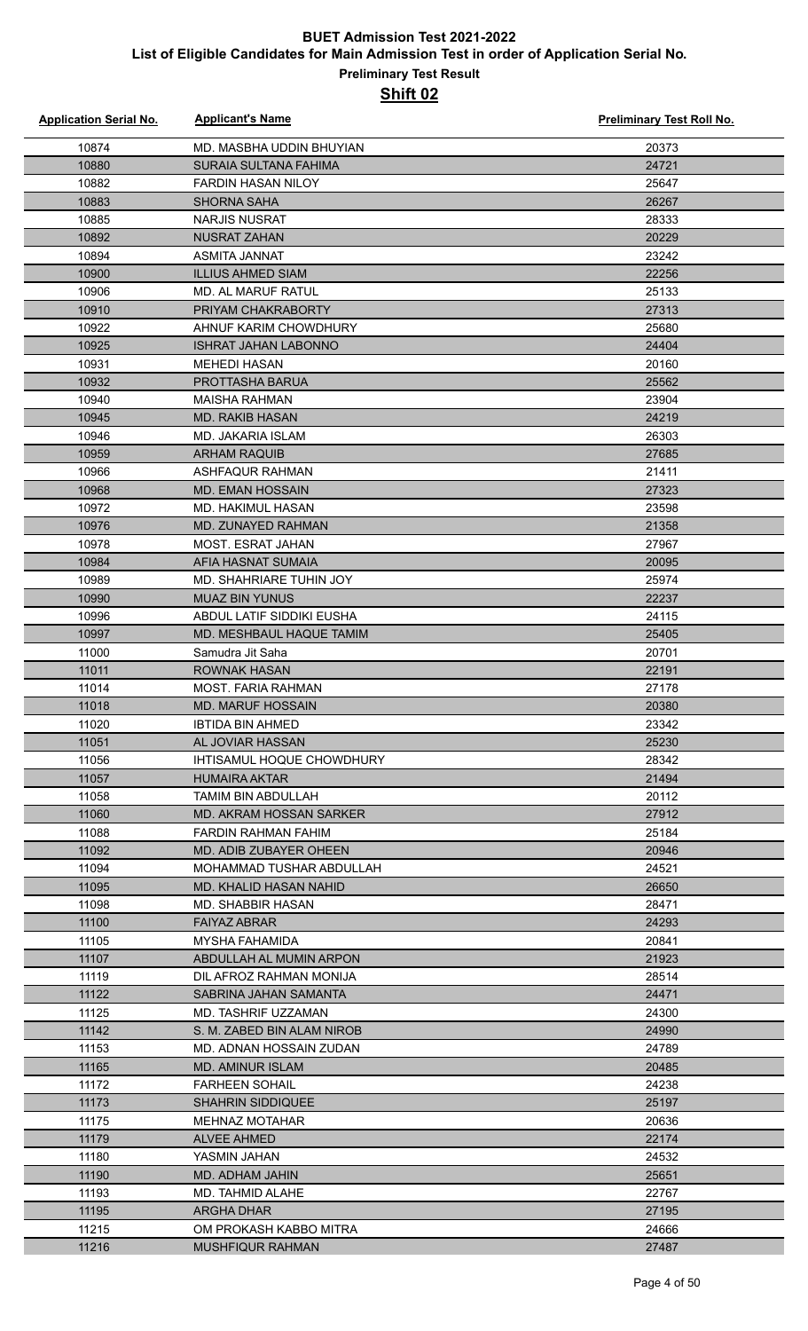# BUET Admission Test 2021-2022

## List of Eligible Candidates for Main Admission Test in order of Application Serial No.

### Preliminary Test Result

### Shift 02

| Application Serial No. | Applicant's Name | Preliminary Test Roll No. |
|---|---|---|
| 10874 | MD. MASBHA UDDIN BHUYIAN | 20373 |
| 10880 | SURAIA SULTANA FAHIMA | 24721 |
| 10882 | FARDIN HASAN NILOY | 25647 |
| 10883 | SHORNA SAHA | 26267 |
| 10885 | NARJIS NUSRAT | 28333 |
| 10892 | NUSRAT ZAHAN | 20229 |
| 10894 | ASMITA JANNAT | 23242 |
| 10900 | ILLIUS AHMED SIAM | 22256 |
| 10906 | MD. AL MARUF RATUL | 25133 |
| 10910 | PRIYAM CHAKRABORTY | 27313 |
| 10922 | AHNUF KARIM CHOWDHURY | 25680 |
| 10925 | ISHRAT JAHAN LABONNO | 24404 |
| 10931 | MEHEDI HASAN | 20160 |
| 10932 | PROTTASHA BARUA | 25562 |
| 10940 | MAISHA RAHMAN | 23904 |
| 10945 | MD. RAKIB HASAN | 24219 |
| 10946 | MD. JAKARIA ISLAM | 26303 |
| 10959 | ARHAM RAQUIB | 27685 |
| 10966 | ASHFAQUR RAHMAN | 21411 |
| 10968 | MD. EMAN HOSSAIN | 27323 |
| 10972 | MD. HAKIMUL HASAN | 23598 |
| 10976 | MD. ZUNAYED RAHMAN | 21358 |
| 10978 | MOST. ESRAT JAHAN | 27967 |
| 10984 | AFIA HASNAT SUMAIA | 20095 |
| 10989 | MD. SHAHRIARE TUHIN JOY | 25974 |
| 10990 | MUAZ BIN YUNUS | 22237 |
| 10996 | ABDUL LATIF SIDDIKI EUSHA | 24115 |
| 10997 | MD. MESHBAUL HAQUE TAMIM | 25405 |
| 11000 | Samudra Jit Saha | 20701 |
| 11011 | ROWNAK HASAN | 22191 |
| 11014 | MOST. FARIA RAHMAN | 27178 |
| 11018 | MD. MARUF HOSSAIN | 20380 |
| 11020 | IBTIDA BIN AHMED | 23342 |
| 11051 | AL JOVIAR HASSAN | 25230 |
| 11056 | IHTISAMUL HOQUE CHOWDHURY | 28342 |
| 11057 | HUMAIRA AKTAR | 21494 |
| 11058 | TAMIM BIN ABDULLAH | 20112 |
| 11060 | MD. AKRAM HOSSAN SARKER | 27912 |
| 11088 | FARDIN RAHMAN FAHIM | 25184 |
| 11092 | MD. ADIB ZUBAYER OHEEN | 20946 |
| 11094 | MOHAMMAD TUSHAR ABDULLAH | 24521 |
| 11095 | MD. KHALID HASAN NAHID | 26650 |
| 11098 | MD. SHABBIR HASAN | 28471 |
| 11100 | FAIYAZ ABRAR | 24293 |
| 11105 | MYSHA FAHAMIDA | 20841 |
| 11107 | ABDULLAH AL MUMIN ARPON | 21923 |
| 11119 | DIL AFROZ RAHMAN MONIJA | 28514 |
| 11122 | SABRINA JAHAN SAMANTA | 24471 |
| 11125 | MD. TASHRIF UZZAMAN | 24300 |
| 11142 | S. M. ZABED BIN ALAM NIROB | 24990 |
| 11153 | MD. ADNAN HOSSAIN ZUDAN | 24789 |
| 11165 | MD. AMINUR ISLAM | 20485 |
| 11172 | FARHEEN SOHAIL | 24238 |
| 11173 | SHAHRIN SIDDIQUEE | 25197 |
| 11175 | MEHNAZ MOTAHAR | 20636 |
| 11179 | ALVEE AHMED | 22174 |
| 11180 | YASMIN JAHAN | 24532 |
| 11190 | MD. ADHAM JAHIN | 25651 |
| 11193 | MD. TAHMID ALAHE | 22767 |
| 11195 | ARGHA DHAR | 27195 |
| 11215 | OM PROKASH KABBO MITRA | 24666 |
| 11216 | MUSHFIQUR RAHMAN | 27487 |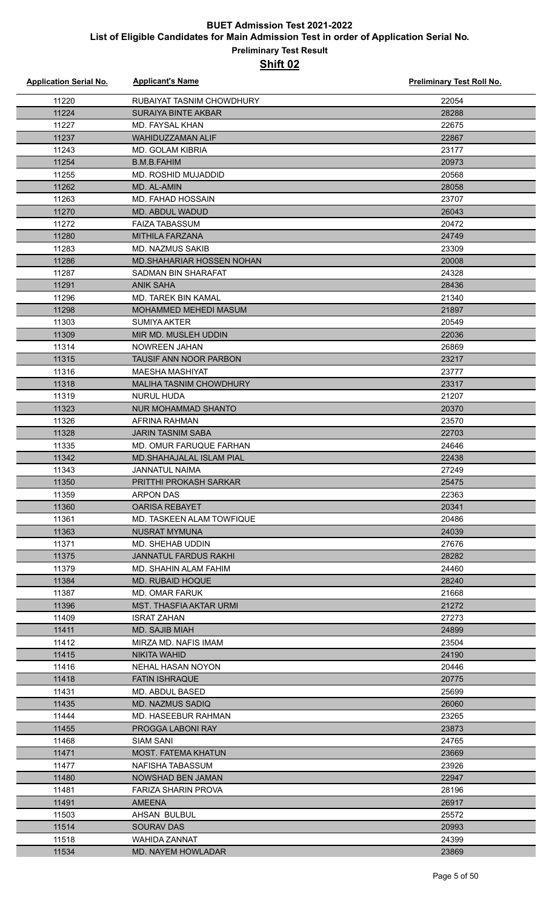# BUET Admission Test 2021-2022

## List of Eligible Candidates for Main Admission Test in order of Application Serial No.

### Preliminary Test Result

### Shift 02

| Application Serial No. | Applicant's Name | Preliminary Test Roll No. |
|---|---|---|
| 11220 | RUBAIYAT TASNIM CHOWDHURY | 22054 |
| 11224 | SURAIYA BINTE AKBAR | 28288 |
| 11227 | MD. FAYSAL KHAN | 22675 |
| 11237 | WAHIDUZZAMAN ALIF | 22867 |
| 11243 | MD. GOLAM KIBRIA | 23177 |
| 11254 | B.M.B.FAHIM | 20973 |
| 11255 | MD. ROSHID MUJADDID | 20568 |
| 11262 | MD. AL-AMIN | 28058 |
| 11263 | MD. FAHAD HOSSAIN | 23707 |
| 11270 | MD. ABDUL WADUD | 26043 |
| 11272 | FAIZA TABASSUM | 20472 |
| 11280 | MITHILA FARZANA | 24749 |
| 11283 | MD. NAZMUS SAKIB | 23309 |
| 11286 | MD.SHAHARIAR HOSSEN NOHAN | 20008 |
| 11287 | SADMAN BIN SHARAFAT | 24328 |
| 11291 | ANIK SAHA | 28436 |
| 11296 | MD. TAREK BIN KAMAL | 21340 |
| 11298 | MOHAMMED MEHEDI MASUM | 21897 |
| 11303 | SUMIYA AKTER | 20549 |
| 11309 | MIR MD. MUSLEH UDDIN | 22036 |
| 11314 | NOWREEN JAHAN | 26869 |
| 11315 | TAUSIF ANN NOOR PARBON | 23217 |
| 11316 | MAESHA MASHIYAT | 23777 |
| 11318 | MALIHA TASNIM CHOWDHURY | 23317 |
| 11319 | NURUL HUDA | 21207 |
| 11323 | NUR MOHAMMAD SHANTO | 20370 |
| 11326 | AFRINA RAHMAN | 23570 |
| 11328 | JARIN TASNIM SABA | 22703 |
| 11335 | MD. OMUR FARUQUE FARHAN | 24646 |
| 11342 | MD.SHAHAJALAL ISLAM PIAL | 22438 |
| 11343 | JANNATUL NAIMA | 27249 |
| 11350 | PRITTHI PROKASH SARKAR | 25475 |
| 11359 | ARPON DAS | 22363 |
| 11360 | OARISA REBAYET | 20341 |
| 11361 | MD. TASKEEN ALAM TOWFIQUE | 20486 |
| 11363 | NUSRAT MYMUNA | 24039 |
| 11371 | MD. SHEHAB UDDIN | 27676 |
| 11375 | JANNATUL FARDUS RAKHI | 28282 |
| 11379 | MD. SHAHIN ALAM FAHIM | 24460 |
| 11384 | MD. RUBAID HOQUE | 28240 |
| 11387 | MD. OMAR FARUK | 21668 |
| 11396 | MST. THASFIA AKTAR URMI | 21272 |
| 11409 | ISRAT ZAHAN | 27273 |
| 11411 | MD. SAJIB MIAH | 24899 |
| 11412 | MIRZA MD. NAFIS IMAM | 23504 |
| 11415 | NIKITA WAHID | 24190 |
| 11416 | NEHAL HASAN NOYON | 20446 |
| 11418 | FATIN ISHRAQUE | 20775 |
| 11431 | MD. ABDUL BASED | 25699 |
| 11435 | MD. NAZMUS SADIQ | 26060 |
| 11444 | MD. HASEEBUR RAHMAN | 23265 |
| 11455 | PROGGA LABONI RAY | 23873 |
| 11468 | SIAM SANI | 24765 |
| 11471 | MOST. FATEMA KHATUN | 23669 |
| 11477 | NAFISHA TABASSUM | 23926 |
| 11480 | NOWSHAD BEN JAMAN | 22947 |
| 11481 | FARIZA SHARIN PROVA | 28196 |
| 11491 | AMEENA | 26917 |
| 11503 | AHSAN BULBUL | 25572 |
| 11514 | SOURAV DAS | 20993 |
| 11518 | WAHIDA ZANNAT | 24399 |
| 11534 | MD. NAYEM HOWLADAR | 23869 |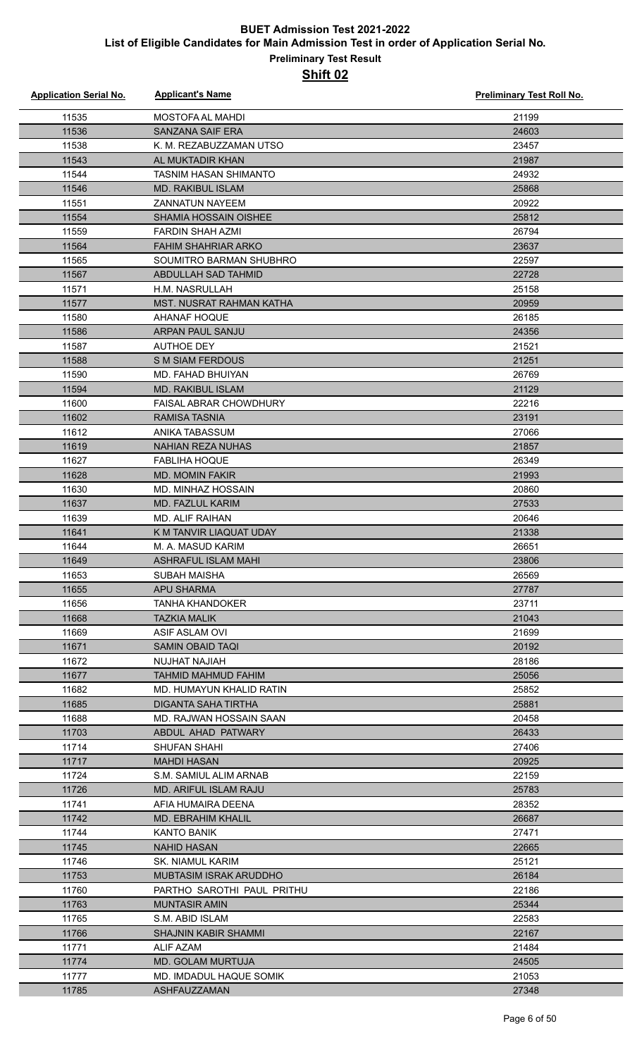# BUET Admission Test 2021-2022

## List of Eligible Candidates for Main Admission Test in order of Application Serial No.

### Preliminary Test Result

### Shift 02

| Application Serial No. | Applicant's Name | Preliminary Test Roll No. |
|---|---|---|
| 11535 | MOSTOFA AL MAHDI | 21199 |
| 11536 | SANZANA SAIF ERA | 24603 |
| 11538 | K. M. REZABUZZAMAN UTSO | 23457 |
| 11543 | AL MUKTADIR KHAN | 21987 |
| 11544 | TASNIM HASAN SHIMANTO | 24932 |
| 11546 | MD. RAKIBUL ISLAM | 25868 |
| 11551 | ZANNATUN NAYEEM | 20922 |
| 11554 | SHAMIA HOSSAIN OISHEE | 25812 |
| 11559 | FARDIN SHAH AZMI | 26794 |
| 11564 | FAHIM SHAHRIAR ARKO | 23637 |
| 11565 | SOUMITRO BARMAN SHUBHRO | 22597 |
| 11567 | ABDULLAH SAD TAHMID | 22728 |
| 11571 | H.M. NASRULLAH | 25158 |
| 11577 | MST. NUSRAT RAHMAN KATHA | 20959 |
| 11580 | AHANAF HOQUE | 26185 |
| 11586 | ARPAN PAUL SANJU | 24356 |
| 11587 | AUTHOE DEY | 21521 |
| 11588 | S M SIAM FERDOUS | 21251 |
| 11590 | MD. FAHAD BHUIYAN | 26769 |
| 11594 | MD. RAKIBUL ISLAM | 21129 |
| 11600 | FAISAL ABRAR CHOWDHURY | 22216 |
| 11602 | RAMISA TASNIA | 23191 |
| 11612 | ANIKA TABASSUM | 27066 |
| 11619 | NAHIAN REZA NUHAS | 21857 |
| 11627 | FABLIHA HOQUE | 26349 |
| 11628 | MD. MOMIN FAKIR | 21993 |
| 11630 | MD. MINHAZ HOSSAIN | 20860 |
| 11637 | MD. FAZLUL KARIM | 27533 |
| 11639 | MD. ALIF RAIHAN | 20646 |
| 11641 | K M TANVIR LIAQUAT UDAY | 21338 |
| 11644 | M. A. MASUD KARIM | 26651 |
| 11649 | ASHRAFUL ISLAM MAHI | 23806 |
| 11653 | SUBAH MAISHA | 26569 |
| 11655 | APU SHARMA | 27787 |
| 11656 | TANHA KHANDOKER | 23711 |
| 11668 | TAZKIA MALIK | 21043 |
| 11669 | ASIF ASLAM OVI | 21699 |
| 11671 | SAMIN OBAID TAQI | 20192 |
| 11672 | NUJHAT NAJIAH | 28186 |
| 11677 | TAHMID MAHMUD FAHIM | 25056 |
| 11682 | MD. HUMAYUN KHALID RATIN | 25852 |
| 11685 | DIGANTA SAHA TIRTHA | 25881 |
| 11688 | MD. RAJWAN HOSSAIN SAAN | 20458 |
| 11703 | ABDUL AHAD PATWARY | 26433 |
| 11714 | SHUFAN SHAHI | 27406 |
| 11717 | MAHDI HASAN | 20925 |
| 11724 | S.M. SAMIUL ALIM ARNAB | 22159 |
| 11726 | MD. ARIFUL ISLAM RAJU | 25783 |
| 11741 | AFIA HUMAIRA DEENA | 28352 |
| 11742 | MD. EBRAHIM KHALIL | 26687 |
| 11744 | KANTO BANIK | 27471 |
| 11745 | NAHID HASAN | 22665 |
| 11746 | SK. NIAMUL KARIM | 25121 |
| 11753 | MUBTASIM ISRAK ARUDDHO | 26184 |
| 11760 | PARTHO SAROTHI PAUL PRITHU | 22186 |
| 11763 | MUNTASIR AMIN | 25344 |
| 11765 | S.M. ABID ISLAM | 22583 |
| 11766 | SHAJNIN KABIR SHAMMI | 22167 |
| 11771 | ALIF AZAM | 21484 |
| 11774 | MD. GOLAM MURTUJA | 24505 |
| 11777 | MD. IMDADUL HAQUE SOMIK | 21053 |
| 11785 | ASHFAUZZAMAN | 27348 |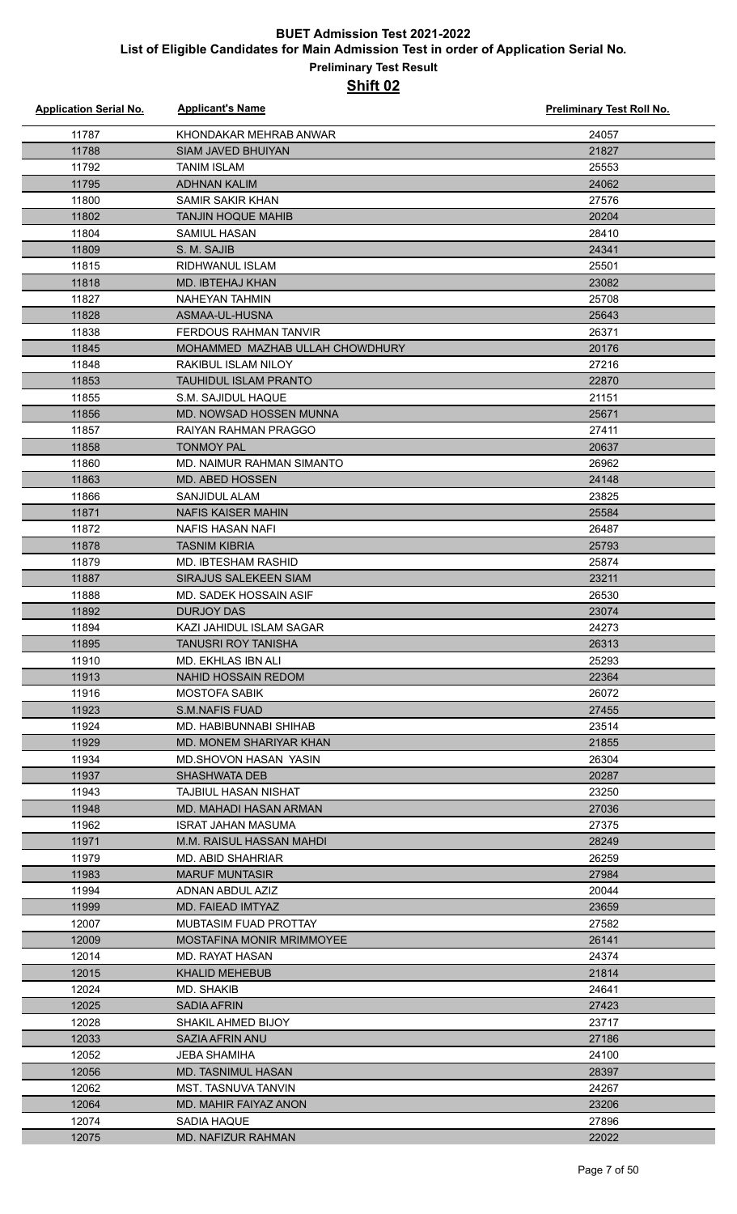# BUET Admission Test 2021-2022

## List of Eligible Candidates for Main Admission Test in order of Application Serial No.

### Preliminary Test Result

### Shift 02

| Application Serial No. | Applicant's Name | Preliminary Test Roll No. |
|---|---|---|
| 11787 | KHONDAKAR MEHRAB ANWAR | 24057 |
| 11788 | SIAM JAVED BHUIYAN | 21827 |
| 11792 | TANIM ISLAM | 25553 |
| 11795 | ADHNAN KALIM | 24062 |
| 11800 | SAMIR SAKIR KHAN | 27576 |
| 11802 | TANJIN HOQUE MAHIB | 20204 |
| 11804 | SAMIUL HASAN | 28410 |
| 11809 | S. M. SAJIB | 24341 |
| 11815 | RIDHWANUL ISLAM | 25501 |
| 11818 | MD. IBTEHAJ KHAN | 23082 |
| 11827 | NAHEYAN TAHMIN | 25708 |
| 11828 | ASMAA-UL-HUSNA | 25643 |
| 11838 | FERDOUS RAHMAN TANVIR | 26371 |
| 11845 | MOHAMMED MAZHAB ULLAH CHOWDHURY | 20176 |
| 11848 | RAKIBUL ISLAM NILOY | 27216 |
| 11853 | TAUHIDUL ISLAM PRANTO | 22870 |
| 11855 | S.M. SAJIDUL HAQUE | 21151 |
| 11856 | MD. NOWSAD HOSSEN MUNNA | 25671 |
| 11857 | RAIYAN RAHMAN PRAGGO | 27411 |
| 11858 | TONMOY PAL | 20637 |
| 11860 | MD. NAIMUR RAHMAN SIMANTO | 26962 |
| 11863 | MD. ABED HOSSEN | 24148 |
| 11866 | SANJIDUL ALAM | 23825 |
| 11871 | NAFIS KAISER MAHIN | 25584 |
| 11872 | NAFIS HASAN NAFI | 26487 |
| 11878 | TASNIM KIBRIA | 25793 |
| 11879 | MD. IBTESHAM RASHID | 25874 |
| 11887 | SIRAJUS SALEKEEN SIAM | 23211 |
| 11888 | MD. SADEK HOSSAIN ASIF | 26530 |
| 11892 | DURJOY DAS | 23074 |
| 11894 | KAZI JAHIDUL ISLAM SAGAR | 24273 |
| 11895 | TANUSRI ROY TANISHA | 26313 |
| 11910 | MD. EKHLAS IBN ALI | 25293 |
| 11913 | NAHID HOSSAIN REDOM | 22364 |
| 11916 | MOSTOFA SABIK | 26072 |
| 11923 | S.M.NAFIS FUAD | 27455 |
| 11924 | MD. HABIBUNNABI SHIHAB | 23514 |
| 11929 | MD. MONEM SHARIYAR KHAN | 21855 |
| 11934 | MD.SHOVON HASAN YASIN | 26304 |
| 11937 | SHASHWATA DEB | 20287 |
| 11943 | TAJBIUL HASAN NISHAT | 23250 |
| 11948 | MD. MAHADI HASAN ARMAN | 27036 |
| 11962 | ISRAT JAHAN MASUMA | 27375 |
| 11971 | M.M. RAISUL HASSAN MAHDI | 28249 |
| 11979 | MD. ABID SHAHRIAR | 26259 |
| 11983 | MARUF MUNTASIR | 27984 |
| 11994 | ADNAN ABDUL AZIZ | 20044 |
| 11999 | MD. FAIEAD IMTYAZ | 23659 |
| 12007 | MUBTASIM FUAD PROTTAY | 27582 |
| 12009 | MOSTAFINA MONIR MRIMMOYEE | 26141 |
| 12014 | MD. RAYAT HASAN | 24374 |
| 12015 | KHALID MEHEBUB | 21814 |
| 12024 | MD. SHAKIB | 24641 |
| 12025 | SADIA AFRIN | 27423 |
| 12028 | SHAKIL AHMED BIJOY | 23717 |
| 12033 | SAZIA AFRIN ANU | 27186 |
| 12052 | JEBA SHAMIHA | 24100 |
| 12056 | MD. TASNIMUL HASAN | 28397 |
| 12062 | MST. TASNUVA TANVIN | 24267 |
| 12064 | MD. MAHIR FAIYAZ ANON | 23206 |
| 12074 | SADIA HAQUE | 27896 |
| 12075 | MD. NAFIZUR RAHMAN | 22022 |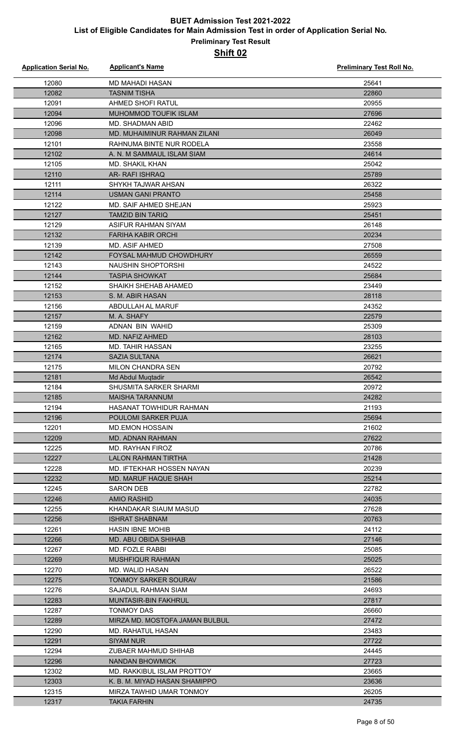# BUET Admission Test 2021-2022

## List of Eligible Candidates for Main Admission Test in order of Application Serial No.

### Preliminary Test Result

### Shift 02

| Application Serial No. | Applicant's Name | Preliminary Test Roll No. |
|---|---|---|
| 12080 | MD MAHADI HASAN | 25641 |
| 12082 | TASNIM TISHA | 22860 |
| 12091 | AHMED SHOFI RATUL | 20955 |
| 12094 | MUHOMMOD TOUFIK ISLAM | 27696 |
| 12096 | MD. SHADMAN ABID | 22462 |
| 12098 | MD. MUHAIMINUR RAHMAN ZILANI | 26049 |
| 12101 | RAHNUMA BINTE NUR RODELA | 23558 |
| 12102 | A. N. M SAMMAUL ISLAM SIAM | 24614 |
| 12105 | MD. SHAKIL KHAN | 25042 |
| 12110 | AR- RAFI ISHRAQ | 25789 |
| 12111 | SHYKH TAJWAR AHSAN | 26322 |
| 12114 | USMAN GANI PRANTO | 25458 |
| 12122 | MD. SAIF AHMED SHEJAN | 25923 |
| 12127 | TAMZID BIN TARIQ | 25451 |
| 12129 | ASIFUR RAHMAN SIYAM | 26148 |
| 12132 | FARIHA KABIR ORCHI | 20234 |
| 12139 | MD. ASIF AHMED | 27508 |
| 12142 | FOYSAL MAHMUD CHOWDHURY | 26559 |
| 12143 | NAUSHIN SHOPTORSHI | 24522 |
| 12144 | TASPIA SHOWKAT | 25684 |
| 12152 | SHAIKH SHEHAB AHAMED | 23449 |
| 12153 | S. M. ABIR HASAN | 28118 |
| 12156 | ABDULLAH AL MARUF | 24352 |
| 12157 | M. A. SHAFY | 22579 |
| 12159 | ADNAN BIN WAHID | 25309 |
| 12162 | MD. NAFIZ AHMED | 28103 |
| 12165 | MD. TAHIR HASSAN | 23255 |
| 12174 | SAZIA SULTANA | 26621 |
| 12175 | MILON CHANDRA SEN | 20792 |
| 12181 | Md Abdul Muqtadir | 26542 |
| 12184 | SHUSMITA SARKER SHARMI | 20972 |
| 12185 | MAISHA TARANNUM | 24282 |
| 12194 | HASANAT TOWHIDUR RAHMAN | 21193 |
| 12196 | POULOMI SARKER PUJA | 25694 |
| 12201 | MD.EMON HOSSAIN | 21602 |
| 12209 | MD. ADNAN RAHMAN | 27622 |
| 12225 | MD. RAYHAN FIROZ | 20786 |
| 12227 | LALON RAHMAN TIRTHA | 21428 |
| 12228 | MD. IFTEKHAR HOSSEN NAYAN | 20239 |
| 12232 | MD. MARUF HAQUE SHAH | 25214 |
| 12245 | SARON DEB | 22782 |
| 12246 | AMIO RASHID | 24035 |
| 12255 | KHANDAKAR SIAUM MASUD | 27628 |
| 12256 | ISHRAT SHABNAM | 20763 |
| 12261 | HASIN IBNE MOHIB | 24112 |
| 12266 | MD. ABU OBIDA SHIHAB | 27146 |
| 12267 | MD. FOZLE RABBI | 25085 |
| 12269 | MUSHFIQUR RAHMAN | 25025 |
| 12270 | MD. WALID HASAN | 26522 |
| 12275 | TONMOY SARKER SOURAV | 21586 |
| 12276 | SAJADUL RAHMAN SIAM | 24693 |
| 12283 | MUNTASIR-BIN FAKHRUL | 27817 |
| 12287 | TONMOY DAS | 26660 |
| 12289 | MIRZA MD. MOSTOFA JAMAN BULBUL | 27472 |
| 12290 | MD. RAHATUL HASAN | 23483 |
| 12291 | SIYAM NUR | 27722 |
| 12294 | ZUBAER MAHMUD SHIHAB | 24445 |
| 12296 | NANDAN BHOWMICK | 27723 |
| 12302 | MD. RAKKIBUL ISLAM PROTTOY | 23665 |
| 12303 | K. B. M. MIYAD HASAN SHAMIPPO | 23636 |
| 12315 | MIRZA TAWHID UMAR TONMOY | 26205 |
| 12317 | TAKIA FARHIN | 24735 |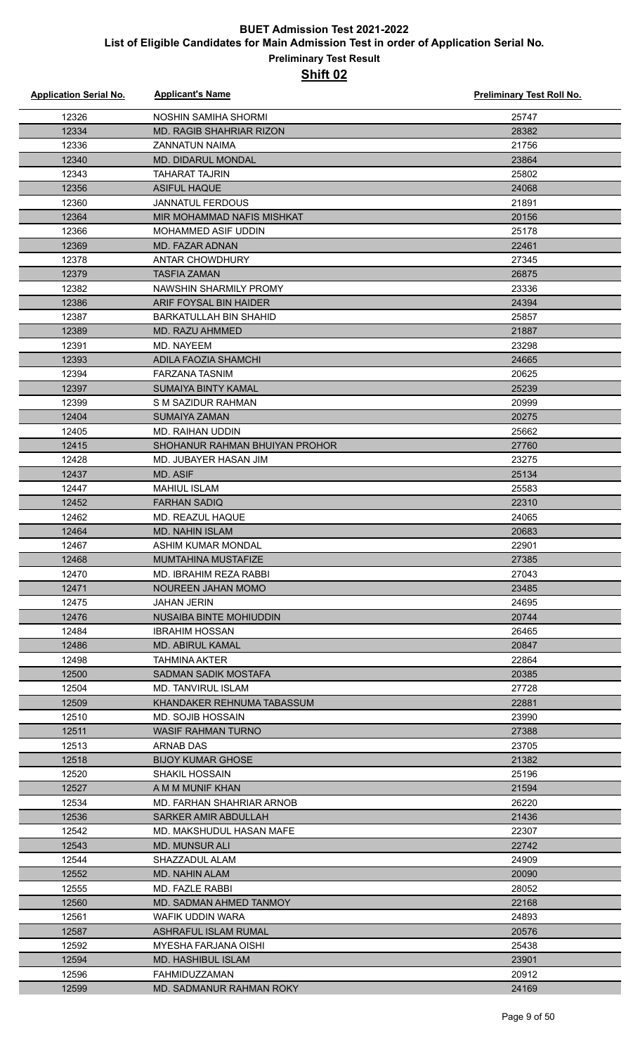# BUET Admission Test 2021-2022

## List of Eligible Candidates for Main Admission Test in order of Application Serial No.

### Preliminary Test Result

### Shift 02

| Application Serial No. | Applicant's Name | Preliminary Test Roll No. |
|---|---|---|
| 12326 | NOSHIN SAMIHA SHORMI | 25747 |
| 12334 | MD. RAGIB SHAHRIAR RIZON | 28382 |
| 12336 | ZANNATUN NAIMA | 21756 |
| 12340 | MD. DIDARUL MONDAL | 23864 |
| 12343 | TAHARAT TAJRIN | 25802 |
| 12356 | ASIFUL HAQUE | 24068 |
| 12360 | JANNATUL FERDOUS | 21891 |
| 12364 | MIR MOHAMMAD NAFIS MISHKAT | 20156 |
| 12366 | MOHAMMED ASIF UDDIN | 25178 |
| 12369 | MD. FAZAR ADNAN | 22461 |
| 12378 | ANTAR CHOWDHURY | 27345 |
| 12379 | TASFIA ZAMAN | 26875 |
| 12382 | NAWSHIN SHARMILY PROMY | 23336 |
| 12386 | ARIF FOYSAL BIN HAIDER | 24394 |
| 12387 | BARKATULLAH BIN SHAHID | 25857 |
| 12389 | MD. RAZU AHMMED | 21887 |
| 12391 | MD. NAYEEM | 23298 |
| 12393 | ADILA FAOZIA SHAMCHI | 24665 |
| 12394 | FARZANA TASNIM | 20625 |
| 12397 | SUMAIYA BINTY KAMAL | 25239 |
| 12399 | S M SAZIDUR RAHMAN | 20999 |
| 12404 | SUMAIYA ZAMAN | 20275 |
| 12405 | MD. RAIHAN UDDIN | 25662 |
| 12415 | SHOHANUR RAHMAN BHUIYAN PROHOR | 27760 |
| 12428 | MD. JUBAYER HASAN JIM | 23275 |
| 12437 | MD. ASIF | 25134 |
| 12447 | MAHIUL ISLAM | 25583 |
| 12452 | FARHAN SADIQ | 22310 |
| 12462 | MD. REAZUL HAQUE | 24065 |
| 12464 | MD. NAHIN ISLAM | 20683 |
| 12467 | ASHIM KUMAR MONDAL | 22901 |
| 12468 | MUMTAHINA MUSTAFIZE | 27385 |
| 12470 | MD. IBRAHIM REZA RABBI | 27043 |
| 12471 | NOUREEN JAHAN MOMO | 23485 |
| 12475 | JAHAN JERIN | 24695 |
| 12476 | NUSAIBA BINTE MOHIUDDIN | 20744 |
| 12484 | IBRAHIM HOSSAN | 26465 |
| 12486 | MD. ABIRUL KAMAL | 20847 |
| 12498 | TAHMINA AKTER | 22864 |
| 12500 | SADMAN SADIK MOSTAFA | 20385 |
| 12504 | MD. TANVIRUL ISLAM | 27728 |
| 12509 | KHANDAKER REHNUMA TABASSUM | 22881 |
| 12510 | MD. SOJIB HOSSAIN | 23990 |
| 12511 | WASIF RAHMAN TURNO | 27388 |
| 12513 | ARNAB DAS | 23705 |
| 12518 | BIJOY KUMAR GHOSE | 21382 |
| 12520 | SHAKIL HOSSAIN | 25196 |
| 12527 | A M M MUNIF KHAN | 21594 |
| 12534 | MD. FARHAN SHAHRIAR ARNOB | 26220 |
| 12536 | SARKER AMIR ABDULLAH | 21436 |
| 12542 | MD. MAKSHUDUL HASAN MAFE | 22307 |
| 12543 | MD. MUNSUR ALI | 22742 |
| 12544 | SHAZZADUL ALAM | 24909 |
| 12552 | MD. NAHIN ALAM | 20090 |
| 12555 | MD. FAZLE RABBI | 28052 |
| 12560 | MD. SADMAN AHMED TANMOY | 22168 |
| 12561 | WAFIK UDDIN WARA | 24893 |
| 12587 | ASHRAFUL ISLAM RUMAL | 20576 |
| 12592 | MYESHA FARJANA OISHI | 25438 |
| 12594 | MD. HASHIBUL ISLAM | 23901 |
| 12596 | FAHMIDUZZAMAN | 20912 |
| 12599 | MD. SADMANUR RAHMAN ROKY | 24169 |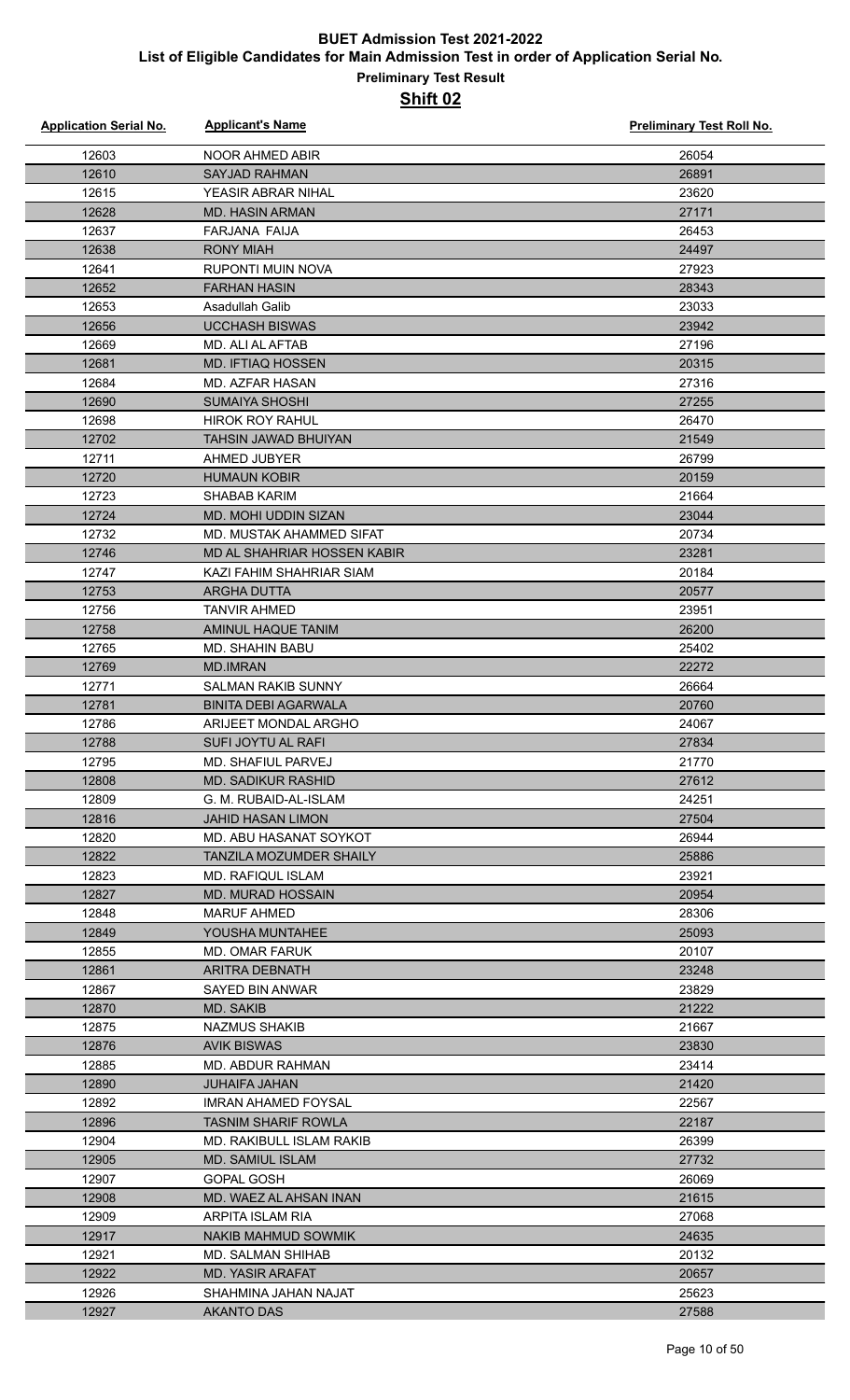# BUET Admission Test 2021-2022

## List of Eligible Candidates for Main Admission Test in order of Application Serial No.

### Preliminary Test Result

### Shift 02

| Application Serial No. | Applicant's Name | Preliminary Test Roll No. |
| --- | --- | --- |
| 12603 | NOOR AHMED ABIR | 26054 |
| 12610 | SAYJAD RAHMAN | 26891 |
| 12615 | YEASIR ABRAR NIHAL | 23620 |
| 12628 | MD. HASIN ARMAN | 27171 |
| 12637 | FARJANA FAIJA | 26453 |
| 12638 | RONY MIAH | 24497 |
| 12641 | RUPONTI MUIN NOVA | 27923 |
| 12652 | FARHAN HASIN | 28343 |
| 12653 | Asadullah Galib | 23033 |
| 12656 | UCCHASH BISWAS | 23942 |
| 12669 | MD. ALI AL AFTAB | 27196 |
| 12681 | MD. IFTIAQ HOSSEN | 20315 |
| 12684 | MD. AZFAR HASAN | 27316 |
| 12690 | SUMAIYA SHOSHI | 27255 |
| 12698 | HIROK ROY RAHUL | 26470 |
| 12702 | TAHSIN JAWAD BHUIYAN | 21549 |
| 12711 | AHMED JUBYER | 26799 |
| 12720 | HUMAUN KOBIR | 20159 |
| 12723 | SHABAB KARIM | 21664 |
| 12724 | MD. MOHI UDDIN SIZAN | 23044 |
| 12732 | MD. MUSTAK AHAMMED SIFAT | 20734 |
| 12746 | MD AL SHAHRIAR HOSSEN KABIR | 23281 |
| 12747 | KAZI FAHIM SHAHRIAR SIAM | 20184 |
| 12753 | ARGHA DUTTA | 20577 |
| 12756 | TANVIR AHMED | 23951 |
| 12758 | AMINUL HAQUE TANIM | 26200 |
| 12765 | MD. SHAHIN BABU | 25402 |
| 12769 | MD.IMRAN | 22272 |
| 12771 | SALMAN RAKIB SUNNY | 26664 |
| 12781 | BINITA DEBI AGARWALA | 20760 |
| 12786 | ARIJEET MONDAL ARGHO | 24067 |
| 12788 | SUFI JOYTU AL RAFI | 27834 |
| 12795 | MD. SHAFIUL PARVEJ | 21770 |
| 12808 | MD. SADIKUR RASHID | 27612 |
| 12809 | G. M. RUBAID-AL-ISLAM | 24251 |
| 12816 | JAHID HASAN LIMON | 27504 |
| 12820 | MD. ABU HASANAT SOYKOT | 26944 |
| 12822 | TANZILA MOZUMDER SHAILY | 25886 |
| 12823 | MD. RAFIQUL ISLAM | 23921 |
| 12827 | MD. MURAD HOSSAIN | 20954 |
| 12848 | MARUF AHMED | 28306 |
| 12849 | YOUSHA MUNTAHEE | 25093 |
| 12855 | MD. OMAR FARUK | 20107 |
| 12861 | ARITRA DEBNATH | 23248 |
| 12867 | SAYED BIN ANWAR | 23829 |
| 12870 | MD. SAKIB | 21222 |
| 12875 | NAZMUS SHAKIB | 21667 |
| 12876 | AVIK BISWAS | 23830 |
| 12885 | MD. ABDUR RAHMAN | 23414 |
| 12890 | JUHAIFA JAHAN | 21420 |
| 12892 | IMRAN AHAMED FOYSAL | 22567 |
| 12896 | TASNIM SHARIF ROWLA | 22187 |
| 12904 | MD. RAKIBULL ISLAM RAKIB | 26399 |
| 12905 | MD. SAMIUL ISLAM | 27732 |
| 12907 | GOPAL GOSH | 26069 |
| 12908 | MD. WAEZ AL AHSAN INAN | 21615 |
| 12909 | ARPITA ISLAM RIA | 27068 |
| 12917 | NAKIB MAHMUD SOWMIK | 24635 |
| 12921 | MD. SALMAN SHIHAB | 20132 |
| 12922 | MD. YASIR ARAFAT | 20657 |
| 12926 | SHAHMINA JAHAN NAJAT | 25623 |
| 12927 | AKANTO DAS | 27588 |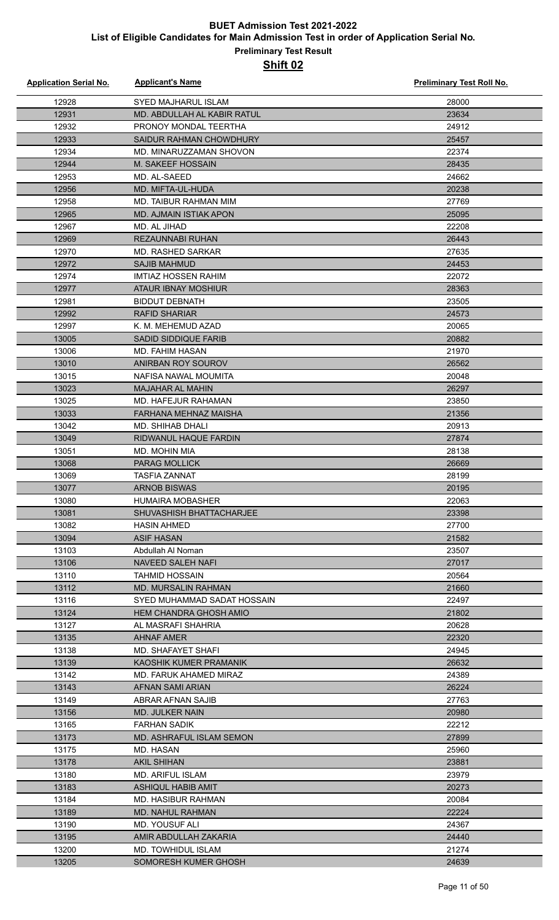# BUET Admission Test 2021-2022

## List of Eligible Candidates for Main Admission Test in order of Application Serial No.

### Preliminary Test Result

### Shift 02

| Application Serial No. | Applicant's Name | Preliminary Test Roll No. |
|---|---|---|
| 12928 | SYED MAJHARUL ISLAM | 28000 |
| 12931 | MD. ABDULLAH AL KABIR RATUL | 23634 |
| 12932 | PRONOY MONDAL TEERTHA | 24912 |
| 12933 | SAIDUR RAHMAN CHOWDHURY | 25457 |
| 12934 | MD. MINARUZZAMAN SHOVON | 22374 |
| 12944 | M. SAKEEF HOSSAIN | 28435 |
| 12953 | MD. AL-SAEED | 24662 |
| 12956 | MD. MIFTA-UL-HUDA | 20238 |
| 12958 | MD. TAIBUR RAHMAN MIM | 27769 |
| 12965 | MD. AJMAIN ISTIAK APON | 25095 |
| 12967 | MD. AL JIHAD | 22208 |
| 12969 | REZAUNNABI RUHAN | 26443 |
| 12970 | MD. RASHED SARKAR | 27635 |
| 12972 | SAJIB MAHMUD | 24453 |
| 12974 | IMTIAZ HOSSEN RAHIM | 22072 |
| 12977 | ATAUR IBNAY MOSHIUR | 28363 |
| 12981 | BIDDUT DEBNATH | 23505 |
| 12992 | RAFID SHARIAR | 24573 |
| 12997 | K. M. MEHEMUD AZAD | 20065 |
| 13005 | SADID SIDDIQUE FARIB | 20882 |
| 13006 | MD. FAHIM HASAN | 21970 |
| 13010 | ANIRBAN ROY SOUROV | 26562 |
| 13015 | NAFISA NAWAL MOUMITA | 20048 |
| 13023 | MAJAHAR AL MAHIN | 26297 |
| 13025 | MD. HAFEJUR RAHAMAN | 23850 |
| 13033 | FARHANA MEHNAZ MAISHA | 21356 |
| 13042 | MD. SHIHAB DHALI | 20913 |
| 13049 | RIDWANUL HAQUE FARDIN | 27874 |
| 13051 | MD. MOHIN MIA | 28138 |
| 13068 | PARAG MOLLICK | 26669 |
| 13069 | TASFIA ZANNAT | 28199 |
| 13077 | ARNOB BISWAS | 20195 |
| 13080 | HUMAIRA MOBASHER | 22063 |
| 13081 | SHUVASHISH BHATTACHARJEE | 23398 |
| 13082 | HASIN AHMED | 27700 |
| 13094 | ASIF HASAN | 21582 |
| 13103 | Abdullah Al Noman | 23507 |
| 13106 | NAVEED SALEH NAFI | 27017 |
| 13110 | TAHMID HOSSAIN | 20564 |
| 13112 | MD. MURSALIN RAHMAN | 21660 |
| 13116 | SYED MUHAMMAD SADAT HOSSAIN | 22497 |
| 13124 | HEM CHANDRA GHOSH AMIO | 21802 |
| 13127 | AL MASRAFI SHAHRIA | 20628 |
| 13135 | AHNAF AMER | 22320 |
| 13138 | MD. SHAFAYET SHAFI | 24945 |
| 13139 | KAOSHIK KUMER PRAMANIK | 26632 |
| 13142 | MD. FARUK AHAMED MIRAZ | 24389 |
| 13143 | AFNAN SAMI ARIAN | 26224 |
| 13149 | ABRAR AFNAN SAJIB | 27763 |
| 13156 | MD. JULKER NAIN | 20980 |
| 13165 | FARHAN SADIK | 22212 |
| 13173 | MD. ASHRAFUL ISLAM SEMON | 27899 |
| 13175 | MD. HASAN | 25960 |
| 13178 | AKIL SHIHAN | 23881 |
| 13180 | MD. ARIFUL ISLAM | 23979 |
| 13183 | ASHIQUL HABIB AMIT | 20273 |
| 13184 | MD. HASIBUR RAHMAN | 20084 |
| 13189 | MD. NAHUL RAHMAN | 22224 |
| 13190 | MD. YOUSUF ALI | 24367 |
| 13195 | AMIR ABDULLAH ZAKARIA | 24440 |
| 13200 | MD. TOWHIDUL ISLAM | 21274 |
| 13205 | SOMORESH KUMER GHOSH | 24639 |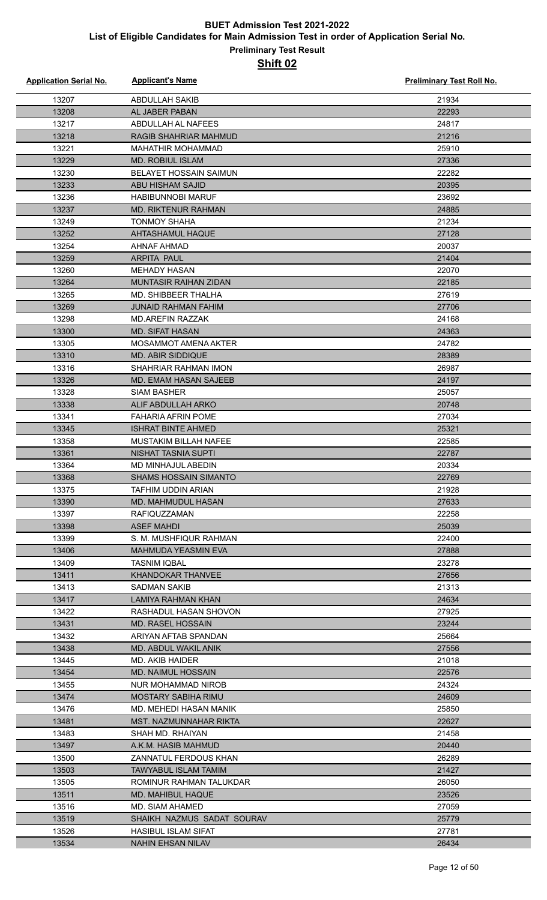# BUET Admission Test 2021-2022

## List of Eligible Candidates for Main Admission Test in order of Application Serial No.

### Preliminary Test Result

### Shift 02

| Application Serial No. | Applicant's Name | Preliminary Test Roll No. |
| --- | --- | --- |
| 13207 | ABDULLAH SAKIB | 21934 |
| 13208 | AL JABER PABAN | 22293 |
| 13217 | ABDULLAH AL NAFEES | 24817 |
| 13218 | RAGIB SHAHRIAR MAHMUD | 21216 |
| 13221 | MAHATHIR MOHAMMAD | 25910 |
| 13229 | MD. ROBIUL ISLAM | 27336 |
| 13230 | BELAYET HOSSAIN SAIMUN | 22282 |
| 13233 | ABU HISHAM SAJID | 20395 |
| 13236 | HABIBUNNOBI MARUF | 23692 |
| 13237 | MD. RIKTENUR RAHMAN | 24885 |
| 13249 | TONMOY SHAHA | 21234 |
| 13252 | AHTASHAMUL HAQUE | 27128 |
| 13254 | AHNAF AHMAD | 20037 |
| 13259 | ARPITA PAUL | 21404 |
| 13260 | MEHADY HASAN | 22070 |
| 13264 | MUNTASIR RAIHAN ZIDAN | 22185 |
| 13265 | MD. SHIBBEER THALHA | 27619 |
| 13269 | JUNAID RAHMAN FAHIM | 27706 |
| 13298 | MD.AREFIN RAZZAK | 24168 |
| 13300 | MD. SIFAT HASAN | 24363 |
| 13305 | MOSAMMOT AMENA AKTER | 24782 |
| 13310 | MD. ABIR SIDDIQUE | 28389 |
| 13316 | SHAHRIAR RAHMAN IMON | 26987 |
| 13326 | MD. EMAM HASAN SAJEEB | 24197 |
| 13328 | SIAM BASHER | 25057 |
| 13338 | ALIF ABDULLAH ARKO | 20748 |
| 13341 | FAHARIA AFRIN POME | 27034 |
| 13345 | ISHRAT BINTE AHMED | 25321 |
| 13358 | MUSTAKIM BILLAH NAFEE | 22585 |
| 13361 | NISHAT TASNIA SUPTI | 22787 |
| 13364 | MD MINHAJUL ABEDIN | 20334 |
| 13368 | SHAMS HOSSAIN SIMANTO | 22769 |
| 13375 | TAFHIM UDDIN ARIAN | 21928 |
| 13390 | MD. MAHMUDUL HASAN | 27633 |
| 13397 | RAFIQUZZAMAN | 22258 |
| 13398 | ASEF MAHDI | 25039 |
| 13399 | S. M. MUSHFIQUR RAHMAN | 22400 |
| 13406 | MAHMUDA YEASMIN EVA | 27888 |
| 13409 | TASNIM IQBAL | 23278 |
| 13411 | KHANDOKAR THANVEE | 27656 |
| 13413 | SADMAN SAKIB | 21313 |
| 13417 | LAMIYA RAHMAN KHAN | 24634 |
| 13422 | RASHADUL HASAN SHOVON | 27925 |
| 13431 | MD. RASEL HOSSAIN | 23244 |
| 13432 | ARIYAN AFTAB SPANDAN | 25664 |
| 13438 | MD. ABDUL WAKIL ANIK | 27556 |
| 13445 | MD. AKIB HAIDER | 21018 |
| 13454 | MD. NAIMUL HOSSAIN | 22576 |
| 13455 | NUR MOHAMMAD NIROB | 24324 |
| 13474 | MOSTARY SABIHA RIMU | 24609 |
| 13476 | MD. MEHEDI HASAN MANIK | 25850 |
| 13481 | MST. NAZMUNNAHAR RIKTA | 22627 |
| 13483 | SHAH MD. RHAIYAN | 21458 |
| 13497 | A.K.M. HASIB MAHMUD | 20440 |
| 13500 | ZANNATUL FERDOUS KHAN | 26289 |
| 13503 | TAWYABUL ISLAM TAMIM | 21427 |
| 13505 | ROMINUR RAHMAN TALUKDAR | 26050 |
| 13511 | MD. MAHIBUL HAQUE | 23526 |
| 13516 | MD. SIAM AHAMED | 27059 |
| 13519 | SHAIKH NAZMUS SADAT SOURAV | 25779 |
| 13526 | HASIBUL ISLAM SIFAT | 27781 |
| 13534 | NAHIN EHSAN NILAV | 26434 |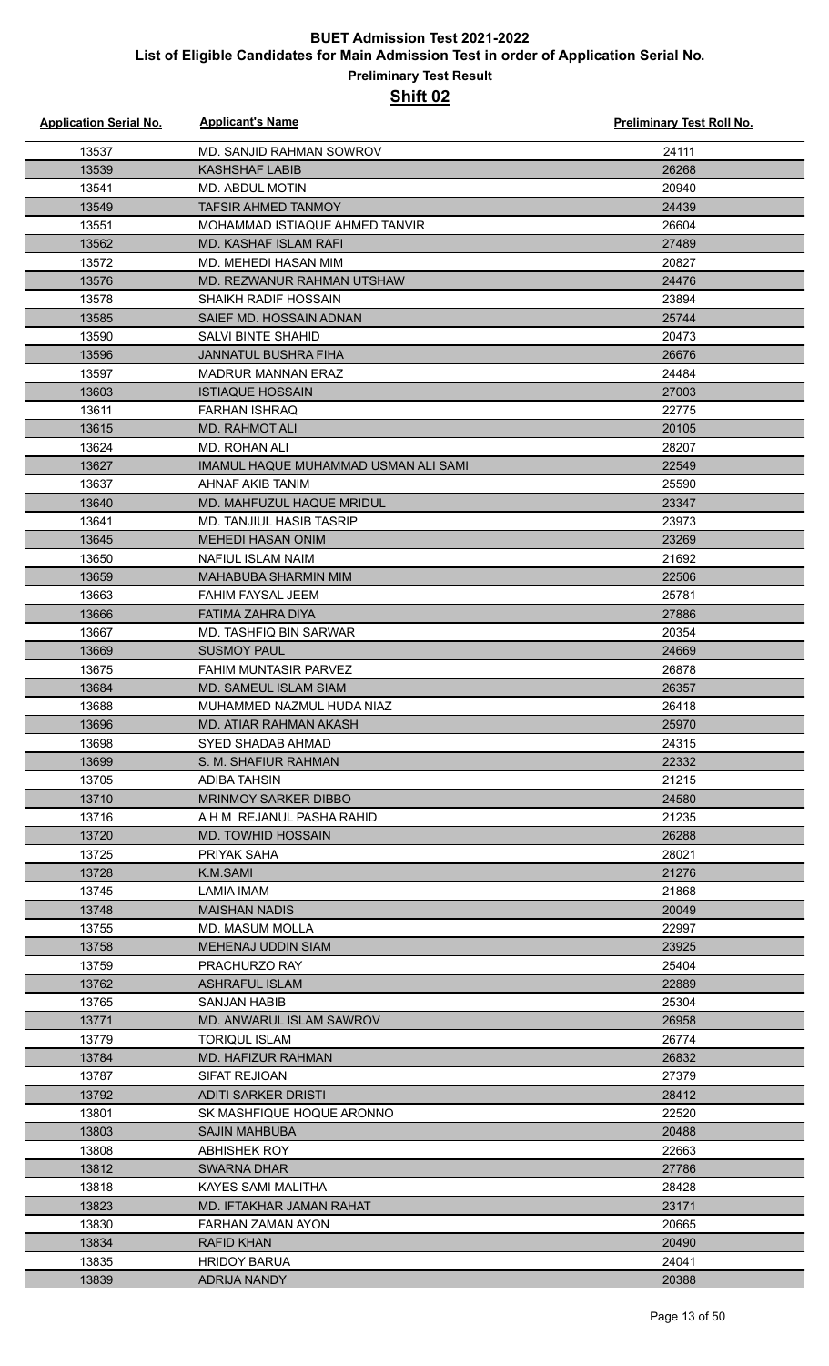# BUET Admission Test 2021-2022

## List of Eligible Candidates for Main Admission Test in order of Application Serial No.

### Preliminary Test Result

### Shift 02

| Application Serial No. | Applicant's Name | Preliminary Test Roll No. |
| --- | --- | --- |
| 13537 | MD. SANJID RAHMAN SOWROV | 24111 |
| 13539 | KASHSHAF LABIB | 26268 |
| 13541 | MD. ABDUL MOTIN | 20940 |
| 13549 | TAFSIR AHMED TANMOY | 24439 |
| 13551 | MOHAMMAD ISTIAQUE AHMED TANVIR | 26604 |
| 13562 | MD. KASHAF ISLAM RAFI | 27489 |
| 13572 | MD. MEHEDI HASAN MIM | 20827 |
| 13576 | MD. REZWANUR RAHMAN UTSHAW | 24476 |
| 13578 | SHAIKH RADIF HOSSAIN | 23894 |
| 13585 | SAIEF MD. HOSSAIN ADNAN | 25744 |
| 13590 | SALVI BINTE SHAHID | 20473 |
| 13596 | JANNATUL BUSHRA FIHA | 26676 |
| 13597 | MADRUR MANNAN ERAZ | 24484 |
| 13603 | ISTIAQUE HOSSAIN | 27003 |
| 13611 | FARHAN ISHRAQ | 22775 |
| 13615 | MD. RAHMOT ALI | 20105 |
| 13624 | MD. ROHAN ALI | 28207 |
| 13627 | IMAMUL HAQUE MUHAMMAD USMAN ALI SAMI | 22549 |
| 13637 | AHNAF AKIB TANIM | 25590 |
| 13640 | MD. MAHFUZUL HAQUE MRIDUL | 23347 |
| 13641 | MD. TANJIUL HASIB TASRIP | 23973 |
| 13645 | MEHEDI HASAN ONIM | 23269 |
| 13650 | NAFIUL ISLAM NAIM | 21692 |
| 13659 | MAHABUBA SHARMIN MIM | 22506 |
| 13663 | FAHIM FAYSAL JEEM | 25781 |
| 13666 | FATIMA ZAHRA DIYA | 27886 |
| 13667 | MD. TASHFIQ BIN SARWAR | 20354 |
| 13669 | SUSMOY PAUL | 24669 |
| 13675 | FAHIM MUNTASIR PARVEZ | 26878 |
| 13684 | MD. SAMEUL ISLAM SIAM | 26357 |
| 13688 | MUHAMMED NAZMUL HUDA NIAZ | 26418 |
| 13696 | MD. ATIAR RAHMAN AKASH | 25970 |
| 13698 | SYED SHADAB AHMAD | 24315 |
| 13699 | S. M. SHAFIUR RAHMAN | 22332 |
| 13705 | ADIBA TAHSIN | 21215 |
| 13710 | MRINMOY SARKER DIBBO | 24580 |
| 13716 | A H M REJANUL PASHA RAHID | 21235 |
| 13720 | MD. TOWHID HOSSAIN | 26288 |
| 13725 | PRIYAK SAHA | 28021 |
| 13728 | K.M.SAMI | 21276 |
| 13745 | LAMIA IMAM | 21868 |
| 13748 | MAISHAN NADIS | 20049 |
| 13755 | MD. MASUM MOLLA | 22997 |
| 13758 | MEHENAJ UDDIN SIAM | 23925 |
| 13759 | PRACHURZO RAY | 25404 |
| 13762 | ASHRAFUL ISLAM | 22889 |
| 13765 | SANJAN HABIB | 25304 |
| 13771 | MD. ANWARUL ISLAM SAWROV | 26958 |
| 13779 | TORIQUL ISLAM | 26774 |
| 13784 | MD. HAFIZUR RAHMAN | 26832 |
| 13787 | SIFAT REJIOAN | 27379 |
| 13792 | ADITI SARKER DRISTI | 28412 |
| 13801 | SK MASHFIQUE HOQUE ARONNO | 22520 |
| 13803 | SAJIN MAHBUBA | 20488 |
| 13808 | ABHISHEK ROY | 22663 |
| 13812 | SWARNA DHAR | 27786 |
| 13818 | KAYES SAMI MALITHA | 28428 |
| 13823 | MD. IFTAKHAR JAMAN RAHAT | 23171 |
| 13830 | FARHAN ZAMAN AYON | 20665 |
| 13834 | RAFID KHAN | 20490 |
| 13835 | HRIDOY BARUA | 24041 |
| 13839 | ADRIJA NANDY | 20388 |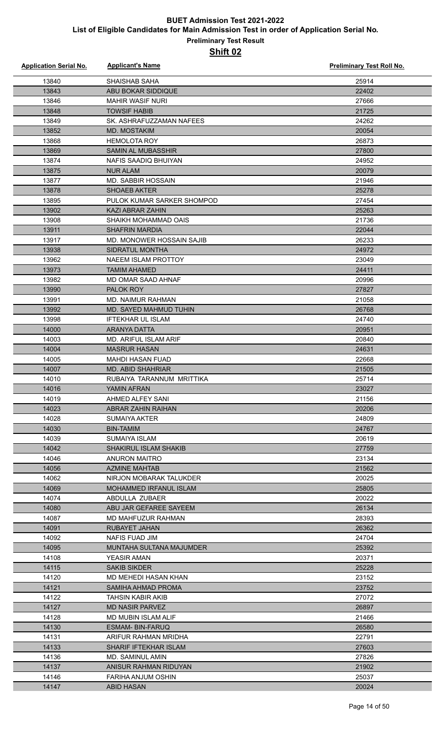# BUET Admission Test 2021-2022

## List of Eligible Candidates for Main Admission Test in order of Application Serial No.

### Preliminary Test Result

### Shift 02

| Application Serial No. | Applicant's Name | Preliminary Test Roll No. |
|---|---|---|
| 13840 | SHAISHAB SAHA | 25914 |
| 13843 | ABU BOKAR SIDDIQUE | 22402 |
| 13846 | MAHIR WASIF NURI | 27666 |
| 13848 | TOWSIF HABIB | 21725 |
| 13849 | SK. ASHRAFUZZAMAN NAFEES | 24262 |
| 13852 | MD. MOSTAKIM | 20054 |
| 13868 | HEMOLOTA ROY | 26873 |
| 13869 | SAMIN AL MUBASSHIR | 27800 |
| 13874 | NAFIS SAADIQ BHUIYAN | 24952 |
| 13875 | NUR ALAM | 20079 |
| 13877 | MD. SABBIR HOSSAIN | 21946 |
| 13878 | SHOAEB AKTER | 25278 |
| 13895 | PULOK KUMAR SARKER SHOMPOD | 27454 |
| 13902 | KAZI ABRAR ZAHIN | 25263 |
| 13908 | SHAIKH MOHAMMAD OAIS | 21736 |
| 13911 | SHAFRIN MARDIA | 22044 |
| 13917 | MD. MONOWER HOSSAIN SAJIB | 26233 |
| 13938 | SIDRATUL MONTHA | 24972 |
| 13962 | NAEEM ISLAM PROTTOY | 23049 |
| 13973 | TAMIM AHAMED | 24411 |
| 13982 | MD OMAR SAAD AHNAF | 20996 |
| 13990 | PALOK ROY | 27827 |
| 13991 | MD. NAIMUR RAHMAN | 21058 |
| 13992 | MD. SAYED MAHMUD TUHIN | 26768 |
| 13998 | IFTEKHAR UL ISLAM | 24740 |
| 14000 | ARANYA DATTA | 20951 |
| 14003 | MD. ARIFUL ISLAM ARIF | 20840 |
| 14004 | MASRUR HASAN | 24631 |
| 14005 | MAHDI HASAN FUAD | 22668 |
| 14007 | MD. ABID SHAHRIAR | 21505 |
| 14010 | RUBAIYA TARANNUM MRITTIKA | 25714 |
| 14016 | YAMIN AFRAN | 23027 |
| 14019 | AHMED ALFEY SANI | 21156 |
| 14023 | ABRAR ZAHIN RAIHAN | 20206 |
| 14028 | SUMAIYA AKTER | 24809 |
| 14030 | BIN-TAMIM | 24767 |
| 14039 | SUMAIYA ISLAM | 20619 |
| 14042 | SHAKIRUL ISLAM SHAKIB | 27759 |
| 14046 | ANURON MAITRO | 23134 |
| 14056 | AZMINE MAHTAB | 21562 |
| 14062 | NIRJON MOBARAK TALUKDER | 20025 |
| 14069 | MOHAMMED IRFANUL ISLAM | 25805 |
| 14074 | ABDULLA ZUBAER | 20022 |
| 14080 | ABU JAR GEFAREE SAYEEM | 26134 |
| 14087 | MD MAHFUZUR RAHMAN | 28393 |
| 14091 | RUBAYET JAHAN | 26362 |
| 14092 | NAFIS FUAD JIM | 24704 |
| 14095 | MUNTAHA SULTANA MAJUMDER | 25392 |
| 14108 | YEASIR AMAN | 20371 |
| 14115 | SAKIB SIKDER | 25228 |
| 14120 | MD MEHEDI HASAN KHAN | 23152 |
| 14121 | SAMIHA AHMAD PROMA | 23752 |
| 14122 | TAHSIN KABIR AKIB | 27072 |
| 14127 | MD NASIR PARVEZ | 26897 |
| 14128 | MD MUBIN ISLAM ALIF | 21466 |
| 14130 | ESMAM- BIN-FARUQ | 26580 |
| 14131 | ARIFUR RAHMAN MRIDHA | 22791 |
| 14133 | SHARIF IFTEKHAR ISLAM | 27603 |
| 14136 | MD. SAMINUL AMIN | 27826 |
| 14137 | ANISUR RAHMAN RIDUYAN | 21902 |
| 14146 | FARIHA ANJUM OSHIN | 25037 |
| 14147 | ABID HASAN | 20024 |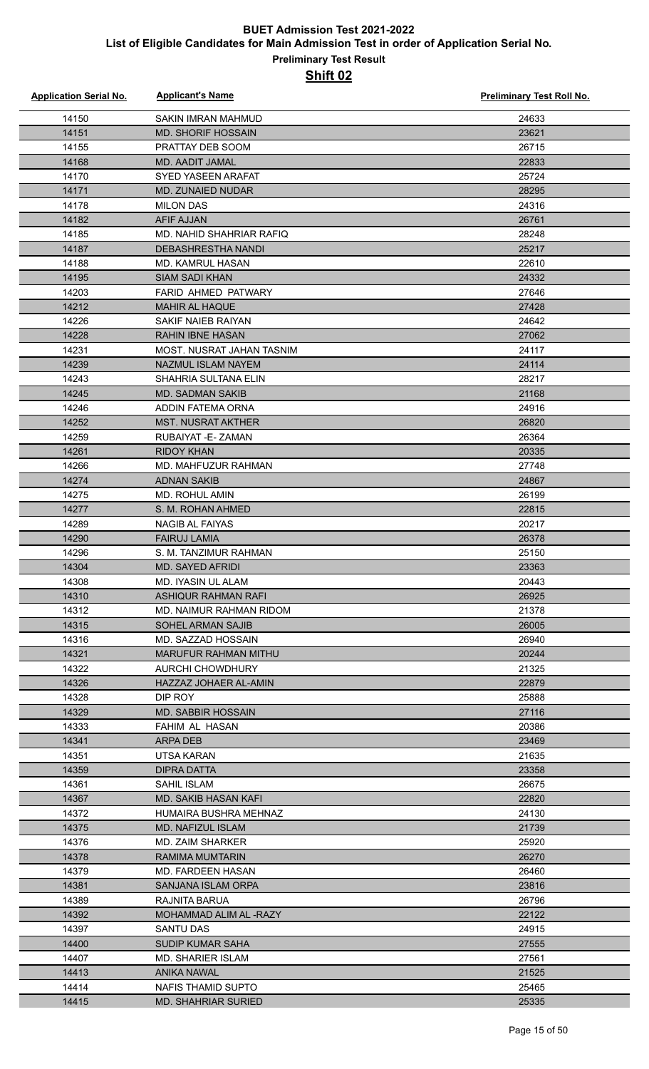# BUET Admission Test 2021-2022

## List of Eligible Candidates for Main Admission Test in order of Application Serial No.

### Preliminary Test Result

### Shift 02

| Application Serial No. | Applicant's Name | Preliminary Test Roll No. |
|---|---|---|
| 14150 | SAKIN IMRAN MAHMUD | 24633 |
| 14151 | MD. SHORIF HOSSAIN | 23621 |
| 14155 | PRATTAY DEB SOOM | 26715 |
| 14168 | MD. AADIT JAMAL | 22833 |
| 14170 | SYED YASEEN ARAFAT | 25724 |
| 14171 | MD. ZUNAIED NUDAR | 28295 |
| 14178 | MILON DAS | 24316 |
| 14182 | AFIF AJJAN | 26761 |
| 14185 | MD. NAHID SHAHRIAR RAFIQ | 28248 |
| 14187 | DEBASHRESTHA NANDI | 25217 |
| 14188 | MD. KAMRUL HASAN | 22610 |
| 14195 | SIAM SADI KHAN | 24332 |
| 14203 | FARID AHMED PATWARY | 27646 |
| 14212 | MAHIR AL HAQUE | 27428 |
| 14226 | SAKIF NAIEB RAIYAN | 24642 |
| 14228 | RAHIN IBNE HASAN | 27062 |
| 14231 | MOST. NUSRAT JAHAN TASNIM | 24117 |
| 14239 | NAZMUL ISLAM NAYEM | 24114 |
| 14243 | SHAHRIA SULTANA ELIN | 28217 |
| 14245 | MD. SADMAN SAKIB | 21168 |
| 14246 | ADDIN FATEMA ORNA | 24916 |
| 14252 | MST. NUSRAT AKTHER | 26820 |
| 14259 | RUBAIYAT -E- ZAMAN | 26364 |
| 14261 | RIDOY KHAN | 20335 |
| 14266 | MD. MAHFUZUR RAHMAN | 27748 |
| 14274 | ADNAN SAKIB | 24867 |
| 14275 | MD. ROHUL AMIN | 26199 |
| 14277 | S. M. ROHAN AHMED | 22815 |
| 14289 | NAGIB AL FAIYAS | 20217 |
| 14290 | FAIRUJ LAMIA | 26378 |
| 14296 | S. M. TANZIMUR RAHMAN | 25150 |
| 14304 | MD. SAYED AFRIDI | 23363 |
| 14308 | MD. IYASIN UL ALAM | 20443 |
| 14310 | ASHIQUR RAHMAN RAFI | 26925 |
| 14312 | MD. NAIMUR RAHMAN RIDOM | 21378 |
| 14315 | SOHEL ARMAN SAJIB | 26005 |
| 14316 | MD. SAZZAD HOSSAIN | 26940 |
| 14321 | MARUFUR RAHMAN MITHU | 20244 |
| 14322 | AURCHI CHOWDHURY | 21325 |
| 14326 | HAZZAZ JOHAER AL-AMIN | 22879 |
| 14328 | DIP ROY | 25888 |
| 14329 | MD. SABBIR HOSSAIN | 27116 |
| 14333 | FAHIM AL HASAN | 20386 |
| 14341 | ARPA DEB | 23469 |
| 14351 | UTSA KARAN | 21635 |
| 14359 | DIPRA DATTA | 23358 |
| 14361 | SAHIL ISLAM | 26675 |
| 14367 | MD. SAKIB HASAN KAFI | 22820 |
| 14372 | HUMAIRA BUSHRA MEHNAZ | 24130 |
| 14375 | MD. NAFIZUL ISLAM | 21739 |
| 14376 | MD. ZAIM SHARKER | 25920 |
| 14378 | RAMIMA MUMTARIN | 26270 |
| 14379 | MD. FARDEEN HASAN | 26460 |
| 14381 | SANJANA ISLAM ORPA | 23816 |
| 14389 | RAJNITA BARUA | 26796 |
| 14392 | MOHAMMAD ALIM AL -RAZY | 22122 |
| 14397 | SANTU DAS | 24915 |
| 14400 | SUDIP KUMAR SAHA | 27555 |
| 14407 | MD. SHARIER ISLAM | 27561 |
| 14413 | ANIKA NAWAL | 21525 |
| 14414 | NAFIS THAMID SUPTO | 25465 |
| 14415 | MD. SHAHRIAR SURIED | 25335 |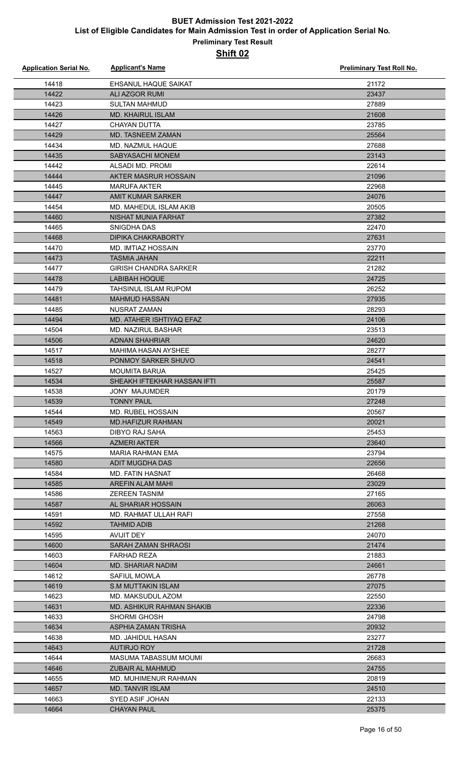# BUET Admission Test 2021-2022

## List of Eligible Candidates for Main Admission Test in order of Application Serial No.

### Preliminary Test Result

### Shift 02

| Application Serial No. | Applicant's Name | Preliminary Test Roll No. |
|---|---|---|
| 14418 | EHSANUL HAQUE SAIKAT | 21172 |
| 14422 | ALI AZGOR RUMI | 23437 |
| 14423 | SULTAN MAHMUD | 27889 |
| 14426 | MD. KHAIRUL ISLAM | 21608 |
| 14427 | CHAYAN DUTTA | 23785 |
| 14429 | MD. TASNEEM ZAMAN | 25564 |
| 14434 | MD. NAZMUL HAQUE | 27688 |
| 14435 | SABYASACHI MONEM | 23143 |
| 14442 | ALSADI MD. PROMI | 22614 |
| 14444 | AKTER MASRUR HOSSAIN | 21096 |
| 14445 | MARUFA AKTER | 22968 |
| 14447 | AMIT KUMAR SARKER | 24076 |
| 14454 | MD. MAHEDUL ISLAM AKIB | 20505 |
| 14460 | NISHAT MUNIA FARHAT | 27382 |
| 14465 | SNIGDHA DAS | 22470 |
| 14468 | DIPIKA CHAKRABORTY | 27631 |
| 14470 | MD. IMTIAZ HOSSAIN | 23770 |
| 14473 | TASMIA JAHAN | 22211 |
| 14477 | GIRISH CHANDRA SARKER | 21282 |
| 14478 | LABIBAH HOQUE | 24725 |
| 14479 | TAHSINUL ISLAM RUPOM | 26252 |
| 14481 | MAHMUD HASSAN | 27935 |
| 14485 | NUSRAT ZAMAN | 28293 |
| 14494 | MD. ATAHER ISHTIYAQ EFAZ | 24106 |
| 14504 | MD. NAZIRUL BASHAR | 23513 |
| 14506 | ADNAN SHAHRIAR | 24620 |
| 14517 | MAHIMA HASAN AYSHEE | 28277 |
| 14518 | PONMOY SARKER SHUVO | 24541 |
| 14527 | MOUMITA BARUA | 25425 |
| 14534 | SHEAKH IFTEKHAR HASSAN IFTI | 25587 |
| 14538 | JONY MAJUMDER | 20179 |
| 14539 | TONNY PAUL | 27248 |
| 14544 | MD. RUBEL HOSSAIN | 20567 |
| 14549 | MD.HAFIZUR RAHMAN | 20021 |
| 14563 | DIBYO RAJ SAHA | 25453 |
| 14566 | AZMERI AKTER | 23640 |
| 14575 | MARIA RAHMAN EMA | 23794 |
| 14580 | ADIT MUGDHA DAS | 22656 |
| 14584 | MD. FATIN HASNAT | 26468 |
| 14585 | AREFIN ALAM MAHI | 23029 |
| 14586 | ZEREEN TASNIM | 27165 |
| 14587 | AL SHARIAR HOSSAIN | 26063 |
| 14591 | MD. RAHMAT ULLAH RAFI | 27558 |
| 14592 | TAHMID ADIB | 21268 |
| 14595 | AVIJIT DEY | 24070 |
| 14600 | SARAH ZAMAN SHRAOSI | 21474 |
| 14603 | FARHAD REZA | 21883 |
| 14604 | MD. SHARIAR NADIM | 24661 |
| 14612 | SAFIUL MOWLA | 26778 |
| 14619 | S.M MUTTAKIN ISLAM | 27075 |
| 14623 | MD. MAKSUDUL AZOM | 22550 |
| 14631 | MD. ASHIKUR RAHMAN SHAKIB | 22336 |
| 14633 | SHORMI GHOSH | 24798 |
| 14634 | ASPHIA ZAMAN TRISHA | 20932 |
| 14638 | MD. JAHIDUL HASAN | 23277 |
| 14643 | AUTIRJO ROY | 21728 |
| 14644 | MASUMA TABASSUM MOUMI | 26683 |
| 14646 | ZUBAIR AL MAHMUD | 24755 |
| 14655 | MD. MUHIMENUR RAHMAN | 20819 |
| 14657 | MD. TANVIR ISLAM | 24510 |
| 14663 | SYED ASIF JOHAN | 22133 |
| 14664 | CHAYAN PAUL | 25375 |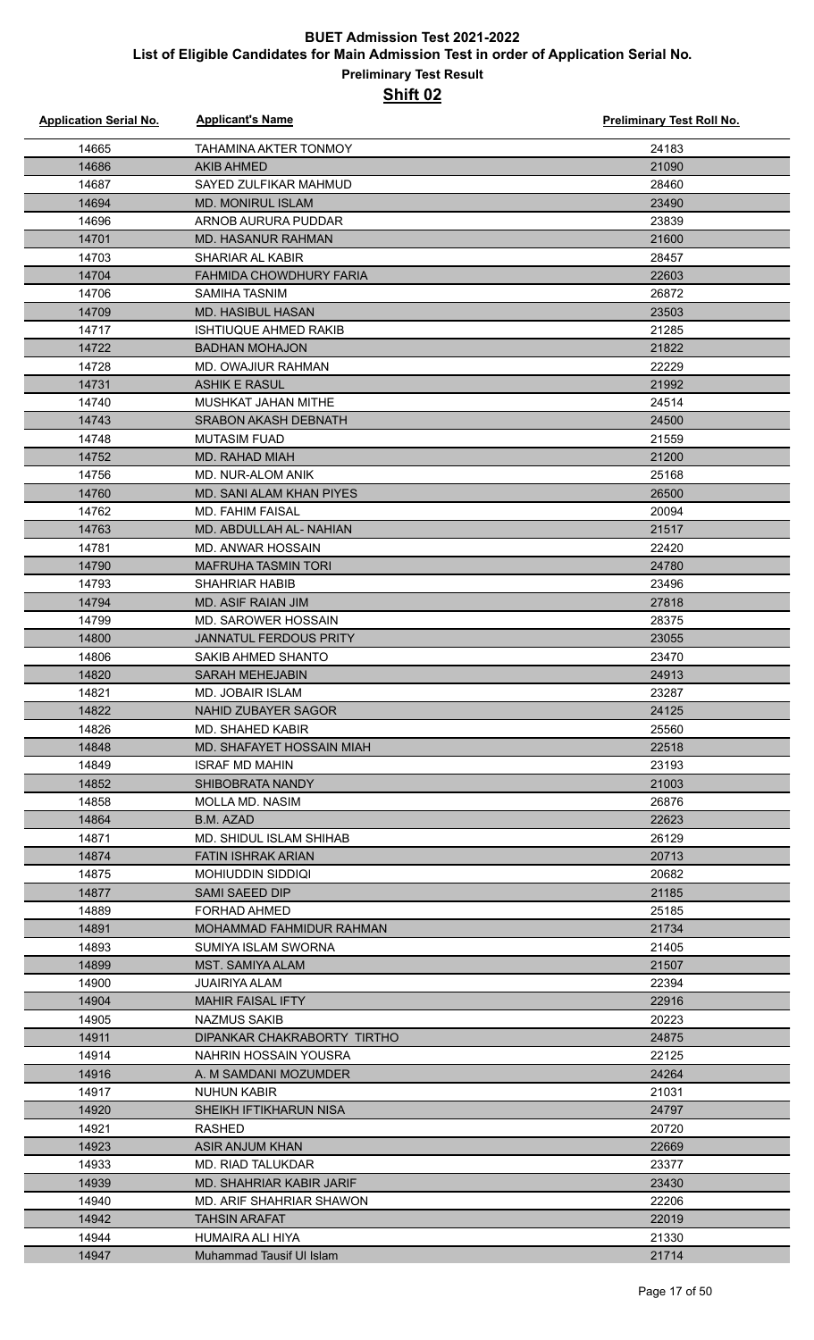# BUET Admission Test 2021-2022

## List of Eligible Candidates for Main Admission Test in order of Application Serial No.

### Preliminary Test Result

### Shift 02

| Application Serial No. | Applicant's Name | Preliminary Test Roll No. |
|---|---|---|
| 14665 | TAHAMINA AKTER TONMOY | 24183 |
| 14686 | AKIB AHMED | 21090 |
| 14687 | SAYED ZULFIKAR MAHMUD | 28460 |
| 14694 | MD. MONIRUL ISLAM | 23490 |
| 14696 | ARNOB AURURA PUDDAR | 23839 |
| 14701 | MD. HASANUR RAHMAN | 21600 |
| 14703 | SHARIAR AL KABIR | 28457 |
| 14704 | FAHMIDA CHOWDHURY FARIA | 22603 |
| 14706 | SAMIHA TASNIM | 26872 |
| 14709 | MD. HASIBUL HASAN | 23503 |
| 14717 | ISHTIUQUE AHMED RAKIB | 21285 |
| 14722 | BADHAN MOHAJON | 21822 |
| 14728 | MD. OWAJIUR RAHMAN | 22229 |
| 14731 | ASHIK E RASUL | 21992 |
| 14740 | MUSHKAT JAHAN MITHE | 24514 |
| 14743 | SRABON AKASH DEBNATH | 24500 |
| 14748 | MUTASIM FUAD | 21559 |
| 14752 | MD. RAHAD MIAH | 21200 |
| 14756 | MD. NUR-ALOM ANIK | 25168 |
| 14760 | MD. SANI ALAM KHAN PIYES | 26500 |
| 14762 | MD. FAHIM FAISAL | 20094 |
| 14763 | MD. ABDULLAH AL- NAHIAN | 21517 |
| 14781 | MD. ANWAR HOSSAIN | 22420 |
| 14790 | MAFRUHA TASMIN TORI | 24780 |
| 14793 | SHAHRIAR HABIB | 23496 |
| 14794 | MD. ASIF RAIAN JIM | 27818 |
| 14799 | MD. SAROWER HOSSAIN | 28375 |
| 14800 | JANNATUL FERDOUS PRITY | 23055 |
| 14806 | SAKIB AHMED SHANTO | 23470 |
| 14820 | SARAH MEHEJABIN | 24913 |
| 14821 | MD. JOBAIR ISLAM | 23287 |
| 14822 | NAHID ZUBAYER SAGOR | 24125 |
| 14826 | MD. SHAHED KABIR | 25560 |
| 14848 | MD. SHAFAYET HOSSAIN MIAH | 22518 |
| 14849 | ISRAF MD MAHIN | 23193 |
| 14852 | SHIBOBRATA NANDY | 21003 |
| 14858 | MOLLA MD. NASIM | 26876 |
| 14864 | B.M. AZAD | 22623 |
| 14871 | MD. SHIDUL ISLAM SHIHAB | 26129 |
| 14874 | FATIN ISHRAK ARIAN | 20713 |
| 14875 | MOHIUDDIN SIDDIQI | 20682 |
| 14877 | SAMI SAEED DIP | 21185 |
| 14889 | FORHAD AHMED | 25185 |
| 14891 | MOHAMMAD FAHMIDUR RAHMAN | 21734 |
| 14893 | SUMIYA ISLAM SWORNA | 21405 |
| 14899 | MST. SAMIYA ALAM | 21507 |
| 14900 | JUAIRIYA ALAM | 22394 |
| 14904 | MAHIR FAISAL IFTY | 22916 |
| 14905 | NAZMUS SAKIB | 20223 |
| 14911 | DIPANKAR CHAKRABORTY TIRTHO | 24875 |
| 14914 | NAHRIN HOSSAIN YOUSRA | 22125 |
| 14916 | A. M SAMDANI MOZUMDER | 24264 |
| 14917 | NUHUN KABIR | 21031 |
| 14920 | SHEIKH IFTIKHARUN NISA | 24797 |
| 14921 | RASHED | 20720 |
| 14923 | ASIR ANJUM KHAN | 22669 |
| 14933 | MD. RIAD TALUKDAR | 23377 |
| 14939 | MD. SHAHRIAR KABIR JARIF | 23430 |
| 14940 | MD. ARIF SHAHRIAR SHAWON | 22206 |
| 14942 | TAHSIN ARAFAT | 22019 |
| 14944 | HUMAIRA ALI HIYA | 21330 |
| 14947 | Muhammad Tausif Ul Islam | 21714 |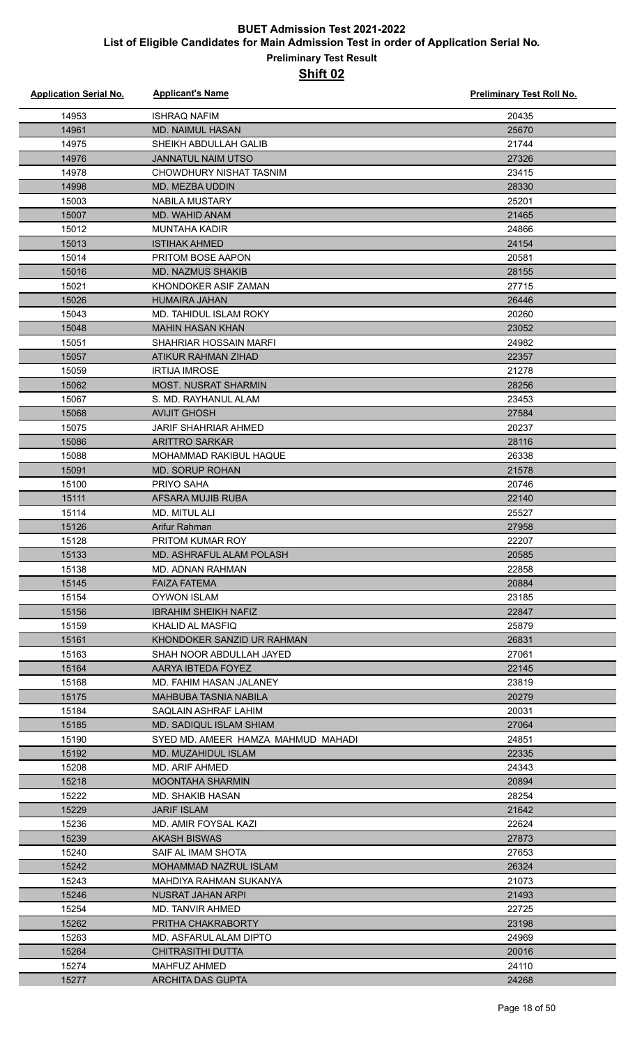# BUET Admission Test 2021-2022

## List of Eligible Candidates for Main Admission Test in order of Application Serial No.

### Preliminary Test Result

### Shift 02

| Application Serial No. | Applicant's Name | Preliminary Test Roll No. |
|---|---|---|
| 14953 | ISHRAQ NAFIM | 20435 |
| 14961 | MD. NAIMUL HASAN | 25670 |
| 14975 | SHEIKH ABDULLAH GALIB | 21744 |
| 14976 | JANNATUL NAIM UTSO | 27326 |
| 14978 | CHOWDHURY NISHAT TASNIM | 23415 |
| 14998 | MD. MEZBA UDDIN | 28330 |
| 15003 | NABILA MUSTARY | 25201 |
| 15007 | MD. WAHID ANAM | 21465 |
| 15012 | MUNTAHA KADIR | 24866 |
| 15013 | ISTIHAK AHMED | 24154 |
| 15014 | PRITOM BOSE AAPON | 20581 |
| 15016 | MD. NAZMUS SHAKIB | 28155 |
| 15021 | KHONDOKER ASIF ZAMAN | 27715 |
| 15026 | HUMAIRA JAHAN | 26446 |
| 15043 | MD. TAHIDUL ISLAM ROKY | 20260 |
| 15048 | MAHIN HASAN KHAN | 23052 |
| 15051 | SHAHRIAR HOSSAIN MARFI | 24982 |
| 15057 | ATIKUR RAHMAN ZIHAD | 22357 |
| 15059 | IRTIJA IMROSE | 21278 |
| 15062 | MOST. NUSRAT SHARMIN | 28256 |
| 15067 | S. MD. RAYHANUL ALAM | 23453 |
| 15068 | AVIJIT GHOSH | 27584 |
| 15075 | JARIF SHAHRIAR AHMED | 20237 |
| 15086 | ARITTRO SARKAR | 28116 |
| 15088 | MOHAMMAD RAKIBUL HAQUE | 26338 |
| 15091 | MD. SORUP ROHAN | 21578 |
| 15100 | PRIYO SAHA | 20746 |
| 15111 | AFSARA MUJIB RUBA | 22140 |
| 15114 | MD. MITUL ALI | 25527 |
| 15126 | Arifur Rahman | 27958 |
| 15128 | PRITOM KUMAR ROY | 22207 |
| 15133 | MD. ASHRAFUL ALAM POLASH | 20585 |
| 15138 | MD. ADNAN RAHMAN | 22858 |
| 15145 | FAIZA FATEMA | 20884 |
| 15154 | OYWON ISLAM | 23185 |
| 15156 | IBRAHIM SHEIKH NAFIZ | 22847 |
| 15159 | KHALID AL MASFIQ | 25879 |
| 15161 | KHONDOKER SANZID UR RAHMAN | 26831 |
| 15163 | SHAH NOOR ABDULLAH JAYED | 27061 |
| 15164 | AARYA IBTEDA FOYEZ | 22145 |
| 15168 | MD. FAHIM HASAN JALANEY | 23819 |
| 15175 | MAHBUBA TASNIA NABILA | 20279 |
| 15184 | SAQLAIN ASHRAF LAHIM | 20031 |
| 15185 | MD. SADIQUL ISLAM SHIAM | 27064 |
| 15190 | SYED MD. AMEER HAMZA MAHMUD MAHADI | 24851 |
| 15192 | MD. MUZAHIDUL ISLAM | 22335 |
| 15208 | MD. ARIF AHMED | 24343 |
| 15218 | MOONTAHA SHARMIN | 20894 |
| 15222 | MD. SHAKIB HASAN | 28254 |
| 15229 | JARIF ISLAM | 21642 |
| 15236 | MD. AMIR FOYSAL KAZI | 22624 |
| 15239 | AKASH BISWAS | 27873 |
| 15240 | SAIF AL IMAM SHOTA | 27653 |
| 15242 | MOHAMMAD NAZRUL ISLAM | 26324 |
| 15243 | MAHDIYA RAHMAN SUKANYA | 21073 |
| 15246 | NUSRAT JAHAN ARPI | 21493 |
| 15254 | MD. TANVIR AHMED | 22725 |
| 15262 | PRITHA CHAKRABORTY | 23198 |
| 15263 | MD. ASFARUL ALAM DIPTO | 24969 |
| 15264 | CHITRASITHI DUTTA | 20016 |
| 15274 | MAHFUZ AHMED | 24110 |
| 15277 | ARCHITA DAS GUPTA | 24268 |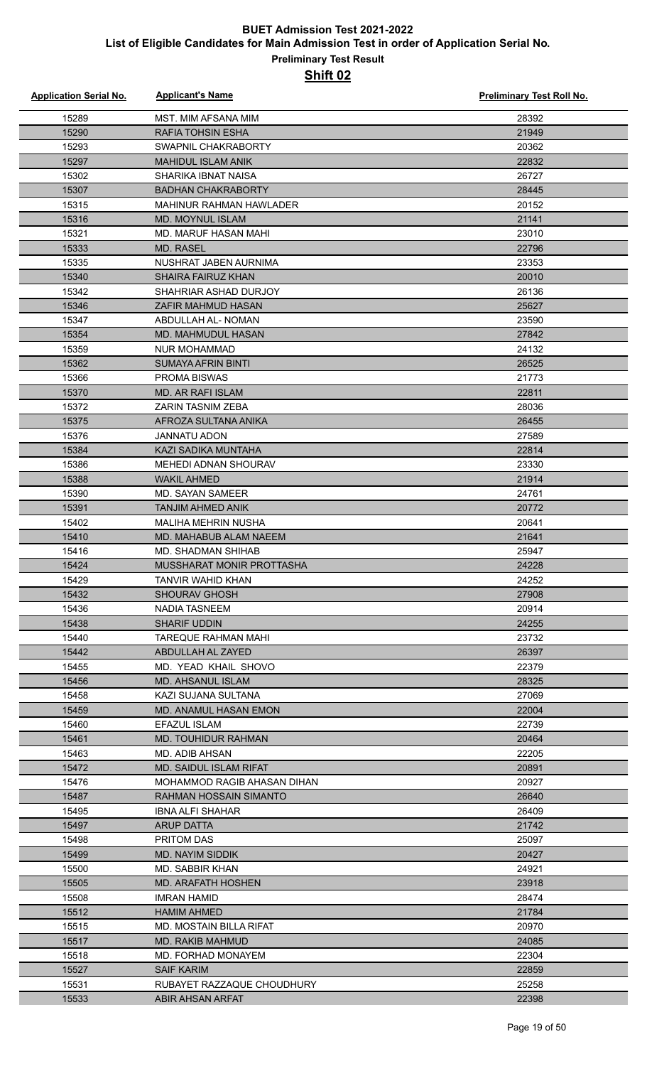# BUET Admission Test 2021-2022

## List of Eligible Candidates for Main Admission Test in order of Application Serial No.

### Preliminary Test Result

### Shift 02

| Application Serial No. | Applicant's Name | Preliminary Test Roll No. |
|---|---|---|
| 15289 | MST. MIM AFSANA MIM | 28392 |
| 15290 | RAFIA TOHSIN ESHA | 21949 |
| 15293 | SWAPNIL CHAKRABORTY | 20362 |
| 15297 | MAHIDUL ISLAM ANIK | 22832 |
| 15302 | SHARIKA IBNAT NAISA | 26727 |
| 15307 | BADHAN CHAKRABORTY | 28445 |
| 15315 | MAHINUR RAHMAN HAWLADER | 20152 |
| 15316 | MD. MOYNUL ISLAM | 21141 |
| 15321 | MD. MARUF HASAN MAHI | 23010 |
| 15333 | MD. RASEL | 22796 |
| 15335 | NUSHRAT JABEN AURNIMA | 23353 |
| 15340 | SHAIRA FAIRUZ KHAN | 20010 |
| 15342 | SHAHRIAR ASHAD DURJOY | 26136 |
| 15346 | ZAFIR MAHMUD HASAN | 25627 |
| 15347 | ABDULLAH AL- NOMAN | 23590 |
| 15354 | MD. MAHMUDUL HASAN | 27842 |
| 15359 | NUR MOHAMMAD | 24132 |
| 15362 | SUMAYA AFRIN BINTI | 26525 |
| 15366 | PROMA BISWAS | 21773 |
| 15370 | MD. AR RAFI ISLAM | 22811 |
| 15372 | ZARIN TASNIM ZEBA | 28036 |
| 15375 | AFROZA SULTANA ANIKA | 26455 |
| 15376 | JANNATU ADON | 27589 |
| 15384 | KAZI SADIKA MUNTAHA | 22814 |
| 15386 | MEHEDI ADNAN SHOURAV | 23330 |
| 15388 | WAKIL AHMED | 21914 |
| 15390 | MD. SAYAN SAMEER | 24761 |
| 15391 | TANJIM AHMED ANIK | 20772 |
| 15402 | MALIHA MEHRIN NUSHA | 20641 |
| 15410 | MD. MAHABUB ALAM NAEEM | 21641 |
| 15416 | MD. SHADMAN SHIHAB | 25947 |
| 15424 | MUSSHARAT MONIR PROTTASHA | 24228 |
| 15429 | TANVIR WAHID KHAN | 24252 |
| 15432 | SHOURAV GHOSH | 27908 |
| 15436 | NADIA TASNEEM | 20914 |
| 15438 | SHARIF UDDIN | 24255 |
| 15440 | TAREQUE RAHMAN MAHI | 23732 |
| 15442 | ABDULLAH AL ZAYED | 26397 |
| 15455 | MD. YEAD KHAIL SHOVO | 22379 |
| 15456 | MD. AHSANUL ISLAM | 28325 |
| 15458 | KAZI SUJANA SULTANA | 27069 |
| 15459 | MD. ANAMUL HASAN EMON | 22004 |
| 15460 | EFAZUL ISLAM | 22739 |
| 15461 | MD. TOUHIDUR RAHMAN | 20464 |
| 15463 | MD. ADIB AHSAN | 22205 |
| 15472 | MD. SAIDUL ISLAM RIFAT | 20891 |
| 15476 | MOHAMMOD RAGIB AHASAN DIHAN | 20927 |
| 15487 | RAHMAN HOSSAIN SIMANTO | 26640 |
| 15495 | IBNA ALFI SHAHAR | 26409 |
| 15497 | ARUP DATTA | 21742 |
| 15498 | PRITOM DAS | 25097 |
| 15499 | MD. NAYIM SIDDIK | 20427 |
| 15500 | MD. SABBIR KHAN | 24921 |
| 15505 | MD. ARAFATH HOSHEN | 23918 |
| 15508 | IMRAN HAMID | 28474 |
| 15512 | HAMIM AHMED | 21784 |
| 15515 | MD. MOSTAIN BILLA RIFAT | 20970 |
| 15517 | MD. RAKIB MAHMUD | 24085 |
| 15518 | MD. FORHAD MONAYEM | 22304 |
| 15527 | SAIF KARIM | 22859 |
| 15531 | RUBAYET RAZZAQUE CHOUDHURY | 25258 |
| 15533 | ABIR AHSAN ARFAT | 22398 |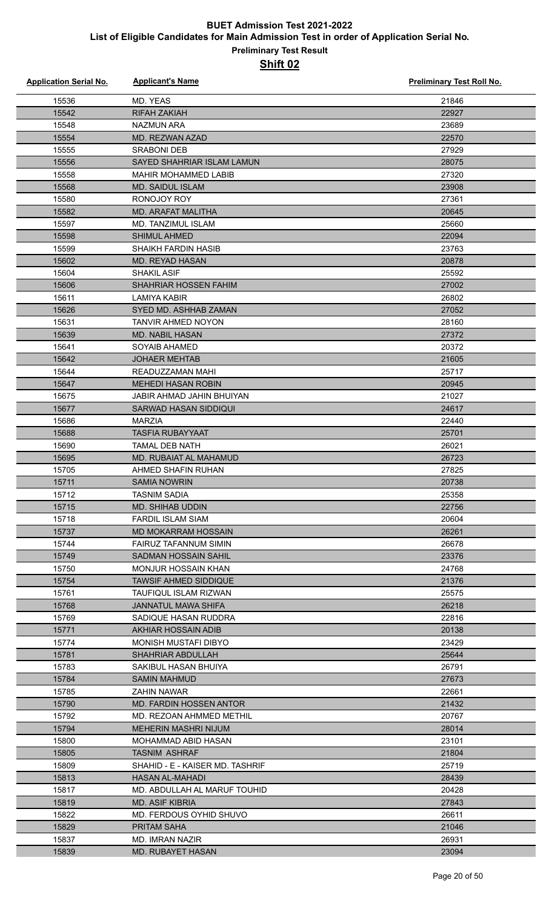# BUET Admission Test 2021-2022

## List of Eligible Candidates for Main Admission Test in order of Application Serial No.

### Preliminary Test Result

### Shift 02

| Application Serial No. | Applicant's Name | Preliminary Test Roll No. |
|---|---|---|
| 15536 | MD. YEAS | 21846 |
| 15542 | RIFAH ZAKIAH | 22927 |
| 15548 | NAZMUN ARA | 23689 |
| 15554 | MD. REZWAN AZAD | 22570 |
| 15555 | SRABONI DEB | 27929 |
| 15556 | SAYED SHAHRIAR ISLAM LAMUN | 28075 |
| 15558 | MAHIR MOHAMMED LABIB | 27320 |
| 15568 | MD. SAIDUL ISLAM | 23908 |
| 15580 | RONOJOY ROY | 27361 |
| 15582 | MD. ARAFAT MALITHA | 20645 |
| 15597 | MD. TANZIMUL ISLAM | 25660 |
| 15598 | SHIMUL AHMED | 22094 |
| 15599 | SHAIKH FARDIN HASIB | 23763 |
| 15602 | MD. REYAD HASAN | 20878 |
| 15604 | SHAKIL ASIF | 25592 |
| 15606 | SHAHRIAR HOSSEN FAHIM | 27002 |
| 15611 | LAMIYA KABIR | 26802 |
| 15626 | SYED MD. ASHHAB ZAMAN | 27052 |
| 15631 | TANVIR AHMED NOYON | 28160 |
| 15639 | MD. NABIL HASAN | 27372 |
| 15641 | SOYAIB AHAMED | 20372 |
| 15642 | JOHAER MEHTAB | 21605 |
| 15644 | READUZZAMAN MAHI | 25717 |
| 15647 | MEHEDI HASAN ROBIN | 20945 |
| 15675 | JABIR AHMAD JAHIN BHUIYAN | 21027 |
| 15677 | SARWAD HASAN SIDDIQUI | 24617 |
| 15686 | MARZIA | 22440 |
| 15688 | TASFIA RUBAYYAAT | 25701 |
| 15690 | TAMAL DEB NATH | 26021 |
| 15695 | MD. RUBAIAT AL MAHAMUD | 26723 |
| 15705 | AHMED SHAFIN RUHAN | 27825 |
| 15711 | SAMIA NOWRIN | 20738 |
| 15712 | TASNIM SADIA | 25358 |
| 15715 | MD. SHIHAB UDDIN | 22756 |
| 15718 | FARDIL ISLAM SIAM | 20604 |
| 15737 | MD MOKARRAM HOSSAIN | 26261 |
| 15744 | FAIRUZ TAFANNUM SIMIN | 26678 |
| 15749 | SADMAN HOSSAIN SAHIL | 23376 |
| 15750 | MONJUR HOSSAIN KHAN | 24768 |
| 15754 | TAWSIF AHMED SIDDIQUE | 21376 |
| 15761 | TAUFIQUL ISLAM RIZWAN | 25575 |
| 15768 | JANNATUL MAWA SHIFA | 26218 |
| 15769 | SADIQUE HASAN RUDDRA | 22816 |
| 15771 | AKHIAR HOSSAIN ADIB | 20138 |
| 15774 | MONISH MUSTAFI DIBYO | 23429 |
| 15781 | SHAHRIAR ABDULLAH | 25644 |
| 15783 | SAKIBUL HASAN BHUIYA | 26791 |
| 15784 | SAMIN MAHMUD | 27673 |
| 15785 | ZAHIN NAWAR | 22661 |
| 15790 | MD. FARDIN HOSSEN ANTOR | 21432 |
| 15792 | MD. REZOAN AHMMED METHIL | 20767 |
| 15794 | MEHERIN MASHRI NIJUM | 28014 |
| 15800 | MOHAMMAD ABID HASAN | 23101 |
| 15805 | TASNIM ASHRAF | 21804 |
| 15809 | SHAHID - E - KAISER MD. TASHRIF | 25719 |
| 15813 | HASAN AL-MAHADI | 28439 |
| 15817 | MD. ABDULLAH AL MARUF TOUHID | 20428 |
| 15819 | MD. ASIF KIBRIA | 27843 |
| 15822 | MD. FERDOUS OYHID SHUVO | 26611 |
| 15829 | PRITAM SAHA | 21046 |
| 15837 | MD. IMRAN NAZIR | 26931 |
| 15839 | MD. RUBAYET HASAN | 23094 |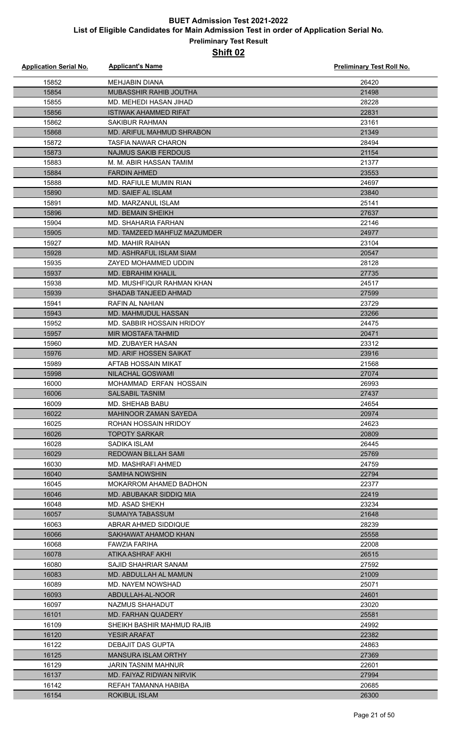# BUET Admission Test 2021-2022

## List of Eligible Candidates for Main Admission Test in order of Application Serial No.

### Preliminary Test Result

### Shift 02

| Application Serial No. | Applicant's Name | Preliminary Test Roll No. |
|---|---|---|
| 15852 | MEHJABIN DIANA | 26420 |
| 15854 | MUBASSHIR RAHIB JOUTHA | 21498 |
| 15855 | MD. MEHEDI HASAN JIHAD | 28228 |
| 15856 | ISTIWAK AHAMMED RIFAT | 22831 |
| 15862 | SAKIBUR RAHMAN | 23161 |
| 15868 | MD. ARIFUL MAHMUD SHRABON | 21349 |
| 15872 | TASFIA NAWAR CHARON | 28494 |
| 15873 | NAJMUS SAKIB FERDOUS | 21154 |
| 15883 | M. M. ABIR HASSAN TAMIM | 21377 |
| 15884 | FARDIN AHMED | 23553 |
| 15888 | MD. RAFIULE MUMIN RIAN | 24697 |
| 15890 | MD. SAIEF AL ISLAM | 23840 |
| 15891 | MD. MARZANUL ISLAM | 25141 |
| 15896 | MD. BEMAIN SHEIKH | 27637 |
| 15904 | MD. SHAHARIA FARHAN | 22146 |
| 15905 | MD. TAMZEED MAHFUZ MAZUMDER | 24977 |
| 15927 | MD. MAHIR RAIHAN | 23104 |
| 15928 | MD. ASHRAFUL ISLAM SIAM | 20547 |
| 15935 | ZAYED MOHAMMED UDDIN | 28128 |
| 15937 | MD. EBRAHIM KHALIL | 27735 |
| 15938 | MD. MUSHFIQUR RAHMAN KHAN | 24517 |
| 15939 | SHADAB TANJEED AHMAD | 27599 |
| 15941 | RAFIN AL NAHIAN | 23729 |
| 15943 | MD. MAHMUDUL HASSAN | 23266 |
| 15952 | MD. SABBIR HOSSAIN HRIDOY | 24475 |
| 15957 | MIR MOSTAFA TAHMID | 20471 |
| 15960 | MD. ZUBAYER HASAN | 23312 |
| 15976 | MD. ARIF HOSSEN SAIKAT | 23916 |
| 15989 | AFTAB HOSSAIN MIKAT | 21568 |
| 15998 | NILACHAL GOSWAMI | 27074 |
| 16000 | MOHAMMAD ERFAN HOSSAIN | 26993 |
| 16006 | SALSABIL TASNIM | 27437 |
| 16009 | MD. SHEHAB BABU | 24654 |
| 16022 | MAHINOOR ZAMAN SAYEDA | 20974 |
| 16025 | ROHAN HOSSAIN HRIDOY | 24623 |
| 16026 | TOPOTY SARKAR | 20809 |
| 16028 | SADIKA ISLAM | 26445 |
| 16029 | REDOWAN BILLAH SAMI | 25769 |
| 16030 | MD. MASHRAFI AHMED | 24759 |
| 16040 | SAMIHA NOWSHIN | 22794 |
| 16045 | MOKARROM AHAMED BADHON | 22377 |
| 16046 | MD. ABUBAKAR SIDDIQ MIA | 22419 |
| 16048 | MD. ASAD SHEKH | 23234 |
| 16057 | SUMAIYA TABASSUM | 21648 |
| 16063 | ABRAR AHMED SIDDIQUE | 28239 |
| 16066 | SAKHAWAT AHAMOD KHAN | 25558 |
| 16068 | FAWZIA FARIHA | 22008 |
| 16078 | ATIKA ASHRAF AKHI | 26515 |
| 16080 | SAJID SHAHRIAR SANAM | 27592 |
| 16083 | MD. ABDULLAH AL MAMUN | 21009 |
| 16089 | MD. NAYEM NOWSHAD | 25071 |
| 16093 | ABDULLAH-AL-NOOR | 24601 |
| 16097 | NAZMUS SHAHADUT | 23020 |
| 16101 | MD. FARHAN QUADERY | 25581 |
| 16109 | SHEIKH BASHIR MAHMUD RAJIB | 24992 |
| 16120 | YESIR ARAFAT | 22382 |
| 16122 | DEBAJIT DAS GUPTA | 24863 |
| 16125 | MANSURA ISLAM ORTHY | 27369 |
| 16129 | JARIN TASNIM MAHNUR | 22601 |
| 16137 | MD. FAIYAZ RIDWAN NIRVIK | 27994 |
| 16142 | REFAH TAMANNA HABIBA | 20685 |
| 16154 | ROKIBUL ISLAM | 26300 |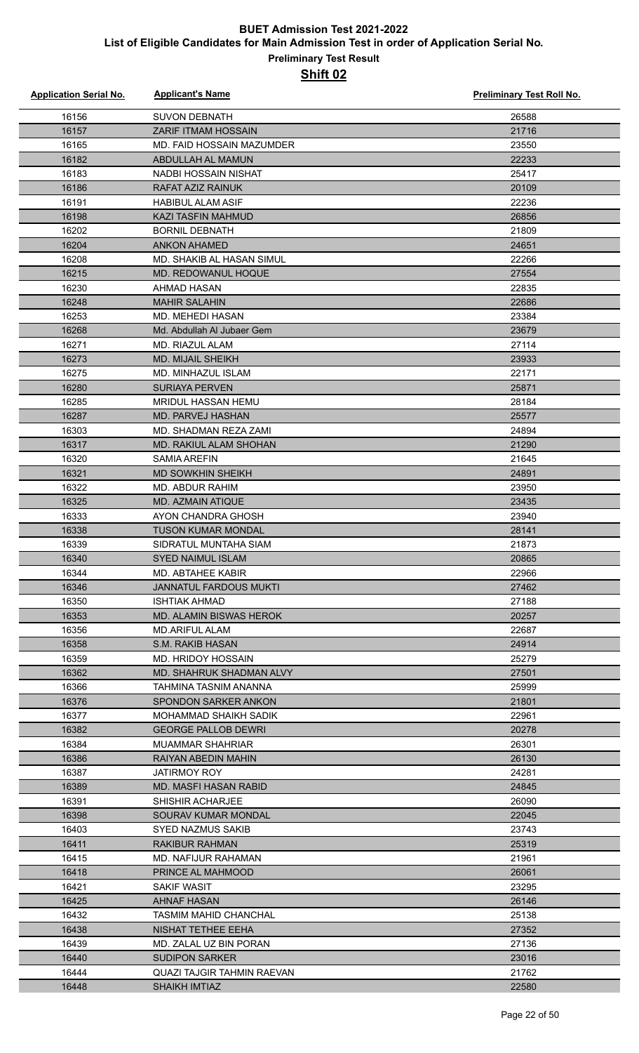# BUET Admission Test 2021-2022

## List of Eligible Candidates for Main Admission Test in order of Application Serial No.

### Preliminary Test Result

### Shift 02

| Application Serial No. | Applicant's Name | Preliminary Test Roll No. |
|---|---|---|
| 16156 | SUVON DEBNATH | 26588 |
| 16157 | ZARIF ITMAM HOSSAIN | 21716 |
| 16165 | MD. FAID HOSSAIN MAZUMDER | 23550 |
| 16182 | ABDULLAH AL MAMUN | 22233 |
| 16183 | NADBI HOSSAIN NISHAT | 25417 |
| 16186 | RAFAT AZIZ RAINUK | 20109 |
| 16191 | HABIBUL ALAM ASIF | 22236 |
| 16198 | KAZI TASFIN MAHMUD | 26856 |
| 16202 | BORNIL DEBNATH | 21809 |
| 16204 | ANKON AHAMED | 24651 |
| 16208 | MD. SHAKIB AL HASAN SIMUL | 22266 |
| 16215 | MD. REDOWANUL HOQUE | 27554 |
| 16230 | AHMAD HASAN | 22835 |
| 16248 | MAHIR SALAHIN | 22686 |
| 16253 | MD. MEHEDI HASAN | 23384 |
| 16268 | Md. Abdullah Al Jubaer Gem | 23679 |
| 16271 | MD. RIAZUL ALAM | 27114 |
| 16273 | MD. MIJAIL SHEIKH | 23933 |
| 16275 | MD. MINHAZUL ISLAM | 22171 |
| 16280 | SURIAYA PERVEN | 25871 |
| 16285 | MRIDUL HASSAN HEMU | 28184 |
| 16287 | MD. PARVEJ HASHAN | 25577 |
| 16303 | MD. SHADMAN REZA ZAMI | 24894 |
| 16317 | MD. RAKIUL ALAM SHOHAN | 21290 |
| 16320 | SAMIA AREFIN | 21645 |
| 16321 | MD SOWKHIN SHEIKH | 24891 |
| 16322 | MD. ABDUR RAHIM | 23950 |
| 16325 | MD. AZMAIN ATIQUE | 23435 |
| 16333 | AYON CHANDRA GHOSH | 23940 |
| 16338 | TUSON KUMAR MONDAL | 28141 |
| 16339 | SIDRATUL MUNTAHA SIAM | 21873 |
| 16340 | SYED NAIMUL ISLAM | 20865 |
| 16344 | MD. ABTAHEE KABIR | 22966 |
| 16346 | JANNATUL FARDOUS MUKTI | 27462 |
| 16350 | ISHTIAK AHMAD | 27188 |
| 16353 | MD. ALAMIN BISWAS HEROK | 20257 |
| 16356 | MD.ARIFUL ALAM | 22687 |
| 16358 | S.M. RAKIB HASAN | 24914 |
| 16359 | MD. HRIDOY HOSSAIN | 25279 |
| 16362 | MD. SHAHRUK SHADMAN ALVY | 27501 |
| 16366 | TAHMINA TASNIM ANANNA | 25999 |
| 16376 | SPONDON SARKER ANKON | 21801 |
| 16377 | MOHAMMAD SHAIKH SADIK | 22961 |
| 16382 | GEORGE PALLOB DEWRI | 20278 |
| 16384 | MUAMMAR SHAHRIAR | 26301 |
| 16386 | RAIYAN ABEDIN MAHIN | 26130 |
| 16387 | JATIRMOY ROY | 24281 |
| 16389 | MD. MASFI HASAN RABID | 24845 |
| 16391 | SHISHIR ACHARJEE | 26090 |
| 16398 | SOURAV KUMAR MONDAL | 22045 |
| 16403 | SYED NAZMUS SAKIB | 23743 |
| 16411 | RAKIBUR RAHMAN | 25319 |
| 16415 | MD. NAFIJUR RAHAMAN | 21961 |
| 16418 | PRINCE AL MAHMOOD | 26061 |
| 16421 | SAKIF WASIT | 23295 |
| 16425 | AHNAF HASAN | 26146 |
| 16432 | TASMIM MAHID CHANCHAL | 25138 |
| 16438 | NISHAT TETHEE EEHA | 27352 |
| 16439 | MD. ZALAL UZ BIN PORAN | 27136 |
| 16440 | SUDIPON SARKER | 23016 |
| 16444 | QUAZI TAJGIR TAHMIN RAEVAN | 21762 |
| 16448 | SHAIKH IMTIAZ | 22580 |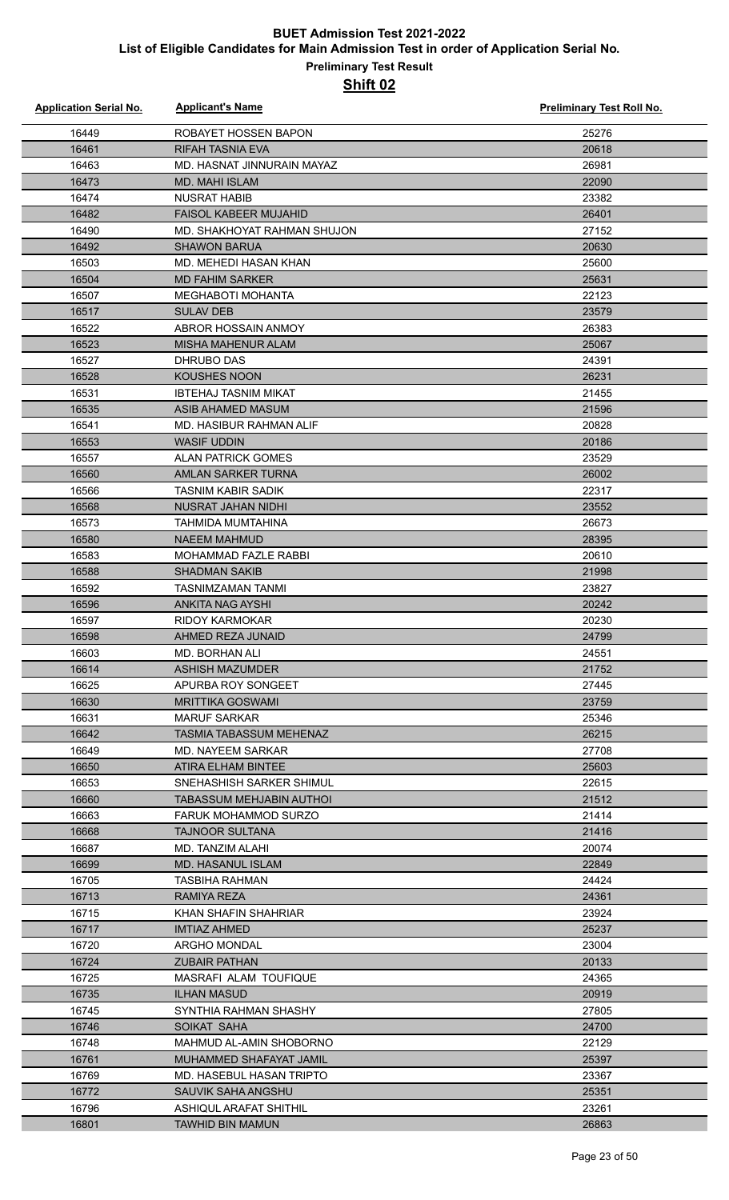# BUET Admission Test 2021-2022

## List of Eligible Candidates for Main Admission Test in order of Application Serial No.

### Preliminary Test Result

### Shift 02

| Application Serial No. | Applicant's Name | Preliminary Test Roll No. |
| --- | --- | --- |
| 16449 | ROBAYET HOSSEN BAPON | 25276 |
| 16461 | RIFAH TASNIA EVA | 20618 |
| 16463 | MD. HASNAT JINNURAIN MAYAZ | 26981 |
| 16473 | MD. MAHI ISLAM | 22090 |
| 16474 | NUSRAT HABIB | 23382 |
| 16482 | FAISOL KABEER MUJAHID | 26401 |
| 16490 | MD. SHAKHOYAT RAHMAN SHUJON | 27152 |
| 16492 | SHAWON BARUA | 20630 |
| 16503 | MD. MEHEDI HASAN KHAN | 25600 |
| 16504 | MD FAHIM SARKER | 25631 |
| 16507 | MEGHABOTI MOHANTA | 22123 |
| 16517 | SULAV DEB | 23579 |
| 16522 | ABROR HOSSAIN ANMOY | 26383 |
| 16523 | MISHA MAHENUR ALAM | 25067 |
| 16527 | DHRUBO DAS | 24391 |
| 16528 | KOUSHES NOON | 26231 |
| 16531 | IBTEHAJ TASNIM MIKAT | 21455 |
| 16535 | ASIB AHAMED MASUM | 21596 |
| 16541 | MD. HASIBUR RAHMAN ALIF | 20828 |
| 16553 | WASIF UDDIN | 20186 |
| 16557 | ALAN PATRICK GOMES | 23529 |
| 16560 | AMLAN SARKER TURNA | 26002 |
| 16566 | TASNIM KABIR SADIK | 22317 |
| 16568 | NUSRAT JAHAN NIDHI | 23552 |
| 16573 | TAHMIDA MUMTAHINA | 26673 |
| 16580 | NAEEM MAHMUD | 28395 |
| 16583 | MOHAMMAD FAZLE RABBI | 20610 |
| 16588 | SHADMAN SAKIB | 21998 |
| 16592 | TASNIMZAMAN TANMI | 23827 |
| 16596 | ANKITA NAG AYSHI | 20242 |
| 16597 | RIDOY KARMOKAR | 20230 |
| 16598 | AHMED REZA JUNAID | 24799 |
| 16603 | MD. BORHAN ALI | 24551 |
| 16614 | ASHISH MAZUMDER | 21752 |
| 16625 | APURBA ROY SONGEET | 27445 |
| 16630 | MRITTIKA GOSWAMI | 23759 |
| 16631 | MARUF SARKAR | 25346 |
| 16642 | TASMIA TABASSUM MEHENAZ | 26215 |
| 16649 | MD. NAYEEM SARKAR | 27708 |
| 16650 | ATIRA ELHAM BINTEE | 25603 |
| 16653 | SNEHASHISH SARKER SHIMUL | 22615 |
| 16660 | TABASSUM MEHJABIN AUTHOI | 21512 |
| 16663 | FARUK MOHAMMOD SURZO | 21414 |
| 16668 | TAJNOOR SULTANA | 21416 |
| 16687 | MD. TANZIM ALAHI | 20074 |
| 16699 | MD. HASANUL ISLAM | 22849 |
| 16705 | TASBIHA RAHMAN | 24424 |
| 16713 | RAMIYA REZA | 24361 |
| 16715 | KHAN SHAFIN SHAHRIAR | 23924 |
| 16717 | IMTIAZ AHMED | 25237 |
| 16720 | ARGHO MONDAL | 23004 |
| 16724 | ZUBAIR PATHAN | 20133 |
| 16725 | MASRAFI ALAM TOUFIQUE | 24365 |
| 16735 | ILHAN MASUD | 20919 |
| 16745 | SYNTHIA RAHMAN SHASHY | 27805 |
| 16746 | SOIKAT SAHA | 24700 |
| 16748 | MAHMUD AL-AMIN SHOBORNO | 22129 |
| 16761 | MUHAMMED SHAFAYAT JAMIL | 25397 |
| 16769 | MD. HASEBUL HASAN TRIPTO | 23367 |
| 16772 | SAUVIK SAHA ANGSHU | 25351 |
| 16796 | ASHIQUL ARAFAT SHITHIL | 23261 |
| 16801 | TAWHID BIN MAMUN | 26863 |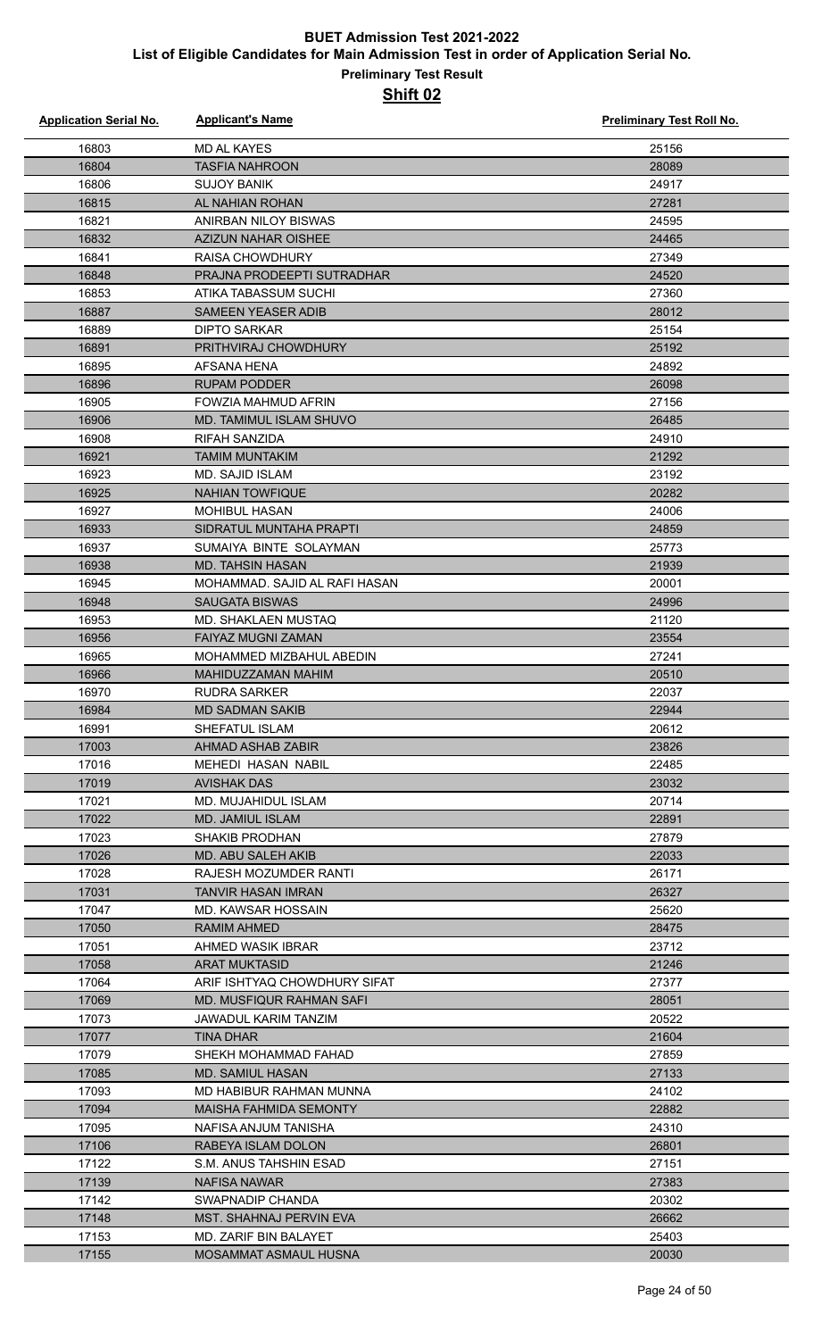# BUET Admission Test 2021-2022

## List of Eligible Candidates for Main Admission Test in order of Application Serial No.

### Preliminary Test Result

### Shift 02

| Application Serial No. | Applicant's Name | Preliminary Test Roll No. |
|---|---|---|
| 16803 | MD AL KAYES | 25156 |
| 16804 | TASFIA NAHROON | 28089 |
| 16806 | SUJOY BANIK | 24917 |
| 16815 | AL NAHIAN ROHAN | 27281 |
| 16821 | ANIRBAN NILOY BISWAS | 24595 |
| 16832 | AZIZUN NAHAR OISHEE | 24465 |
| 16841 | RAISA CHOWDHURY | 27349 |
| 16848 | PRAJNA PRODEEPTI SUTRADHAR | 24520 |
| 16853 | ATIKA TABASSUM SUCHI | 27360 |
| 16887 | SAMEEN YEASER ADIB | 28012 |
| 16889 | DIPTO SARKAR | 25154 |
| 16891 | PRITHVIRAJ CHOWDHURY | 25192 |
| 16895 | AFSANA HENA | 24892 |
| 16896 | RUPAM PODDER | 26098 |
| 16905 | FOWZIA MAHMUD AFRIN | 27156 |
| 16906 | MD. TAMIMUL ISLAM SHUVO | 26485 |
| 16908 | RIFAH SANZIDA | 24910 |
| 16921 | TAMIM MUNTAKIM | 21292 |
| 16923 | MD. SAJID ISLAM | 23192 |
| 16925 | NAHIAN TOWFIQUE | 20282 |
| 16927 | MOHIBUL HASAN | 24006 |
| 16933 | SIDRATUL MUNTAHA PRAPTI | 24859 |
| 16937 | SUMAIYA BINTE SOLAYMAN | 25773 |
| 16938 | MD. TAHSIN HASAN | 21939 |
| 16945 | MOHAMMAD. SAJID AL RAFI HASAN | 20001 |
| 16948 | SAUGATA BISWAS | 24996 |
| 16953 | MD. SHAKLAEN MUSTAQ | 21120 |
| 16956 | FAIYAZ MUGNI ZAMAN | 23554 |
| 16965 | MOHAMMED MIZBAHUL ABEDIN | 27241 |
| 16966 | MAHIDUZZAMAN MAHIM | 20510 |
| 16970 | RUDRA SARKER | 22037 |
| 16984 | MD SADMAN SAKIB | 22944 |
| 16991 | SHEFATUL ISLAM | 20612 |
| 17003 | AHMAD ASHAB ZABIR | 23826 |
| 17016 | MEHEDI HASAN NABIL | 22485 |
| 17019 | AVISHAK DAS | 23032 |
| 17021 | MD. MUJAHIDUL ISLAM | 20714 |
| 17022 | MD. JAMIUL ISLAM | 22891 |
| 17023 | SHAKIB PRODHAN | 27879 |
| 17026 | MD. ABU SALEH AKIB | 22033 |
| 17028 | RAJESH MOZUMDER RANTI | 26171 |
| 17031 | TANVIR HASAN IMRAN | 26327 |
| 17047 | MD. KAWSAR HOSSAIN | 25620 |
| 17050 | RAMIM AHMED | 28475 |
| 17051 | AHMED WASIK IBRAR | 23712 |
| 17058 | ARAT MUKTASID | 21246 |
| 17064 | ARIF ISHTYAQ CHOWDHURY SIFAT | 27377 |
| 17069 | MD. MUSFIQUR RAHMAN SAFI | 28051 |
| 17073 | JAWADUL KARIM TANZIM | 20522 |
| 17077 | TINA DHAR | 21604 |
| 17079 | SHEKH MOHAMMAD FAHAD | 27859 |
| 17085 | MD. SAMIUL HASAN | 27133 |
| 17093 | MD HABIBUR RAHMAN MUNNA | 24102 |
| 17094 | MAISHA FAHMIDA SEMONTY | 22882 |
| 17095 | NAFISA ANJUM TANISHA | 24310 |
| 17106 | RABEYA ISLAM DOLON | 26801 |
| 17122 | S.M. ANUS TAHSHIN ESAD | 27151 |
| 17139 | NAFISA NAWAR | 27383 |
| 17142 | SWAPNADIP CHANDA | 20302 |
| 17148 | MST. SHAHNAJ PERVIN EVA | 26662 |
| 17153 | MD. ZARIF BIN BALAYET | 25403 |
| 17155 | MOSAMMAT ASMAUL HUSNA | 20030 |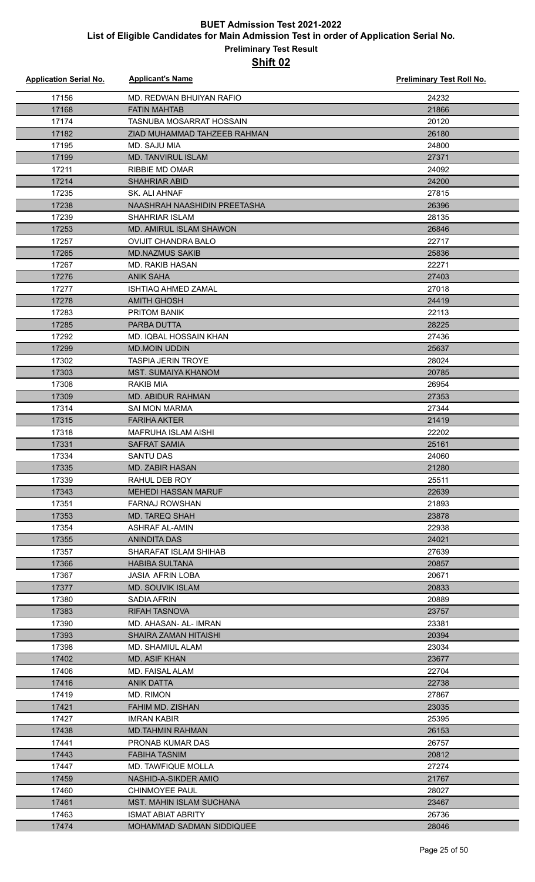# BUET Admission Test 2021-2022

## List of Eligible Candidates for Main Admission Test in order of Application Serial No.

### Preliminary Test Result

### Shift 02

| Application Serial No. | Applicant's Name | Preliminary Test Roll No. |
|---|---|---|
| 17156 | MD. REDWAN BHUIYAN RAFIO | 24232 |
| 17168 | FATIN MAHTAB | 21866 |
| 17174 | TASNUBA MOSARRAT HOSSAIN | 20120 |
| 17182 | ZIAD MUHAMMAD TAHZEEB RAHMAN | 26180 |
| 17195 | MD. SAJU MIA | 24800 |
| 17199 | MD. TANVIRUL ISLAM | 27371 |
| 17211 | RIBBIE MD OMAR | 24092 |
| 17214 | SHAHRIAR ABID | 24200 |
| 17235 | SK. ALI AHNAF | 27815 |
| 17238 | NAASHRAH NAASHIDIN PREETASHA | 26396 |
| 17239 | SHAHRIAR ISLAM | 28135 |
| 17253 | MD. AMIRUL ISLAM SHAWON | 26846 |
| 17257 | OVIJIT CHANDRA BALO | 22717 |
| 17265 | MD.NAZMUS SAKIB | 25836 |
| 17267 | MD. RAKIB HASAN | 22271 |
| 17276 | ANIK SAHA | 27403 |
| 17277 | ISHTIAQ AHMED ZAMAL | 27018 |
| 17278 | AMITH GHOSH | 24419 |
| 17283 | PRITOM BANIK | 22113 |
| 17285 | PARBA DUTTA | 28225 |
| 17292 | MD. IQBAL HOSSAIN KHAN | 27436 |
| 17299 | MD.MOIN UDDIN | 25637 |
| 17302 | TASPIA JERIN TROYE | 28024 |
| 17303 | MST. SUMAIYA KHANOM | 20785 |
| 17308 | RAKIB MIA | 26954 |
| 17309 | MD. ABIDUR RAHMAN | 27353 |
| 17314 | SAI MON MARMA | 27344 |
| 17315 | FARIHA AKTER | 21419 |
| 17318 | MAFRUHA ISLAM AISHI | 22202 |
| 17331 | SAFRAT SAMIA | 25161 |
| 17334 | SANTU DAS | 24060 |
| 17335 | MD. ZABIR HASAN | 21280 |
| 17339 | RAHUL DEB ROY | 25511 |
| 17343 | MEHEDI HASSAN MARUF | 22639 |
| 17351 | FARNAJ ROWSHAN | 21893 |
| 17353 | MD. TAREQ SHAH | 23878 |
| 17354 | ASHRAF AL-AMIN | 22938 |
| 17355 | ANINDITA DAS | 24021 |
| 17357 | SHARAFAT ISLAM SHIHAB | 27639 |
| 17366 | HABIBA SULTANA | 20857 |
| 17367 | JASIA AFRIN LOBA | 20671 |
| 17377 | MD. SOUVIK ISLAM | 20833 |
| 17380 | SADIA AFRIN | 20889 |
| 17383 | RIFAH TASNOVA | 23757 |
| 17390 | MD. AHASAN- AL- IMRAN | 23381 |
| 17393 | SHAIRA ZAMAN HITAISHI | 20394 |
| 17398 | MD. SHAMIUL ALAM | 23034 |
| 17402 | MD. ASIF KHAN | 23677 |
| 17406 | MD. FAISAL ALAM | 22704 |
| 17416 | ANIK DATTA | 22738 |
| 17419 | MD. RIMON | 27867 |
| 17421 | FAHIM MD. ZISHAN | 23035 |
| 17427 | IMRAN KABIR | 25395 |
| 17438 | MD.TAHMIN RAHMAN | 26153 |
| 17441 | PRONAB KUMAR DAS | 26757 |
| 17443 | FABIHA TASNIM | 20812 |
| 17447 | MD. TAWFIQUE MOLLA | 27274 |
| 17459 | NASHID-A-SIKDER AMIO | 21767 |
| 17460 | CHINMOYEE PAUL | 28027 |
| 17461 | MST. MAHIN ISLAM SUCHANA | 23467 |
| 17463 | ISMAT ABIAT ABRITY | 26736 |
| 17474 | MOHAMMAD SADMAN SIDDIQUEE | 28046 |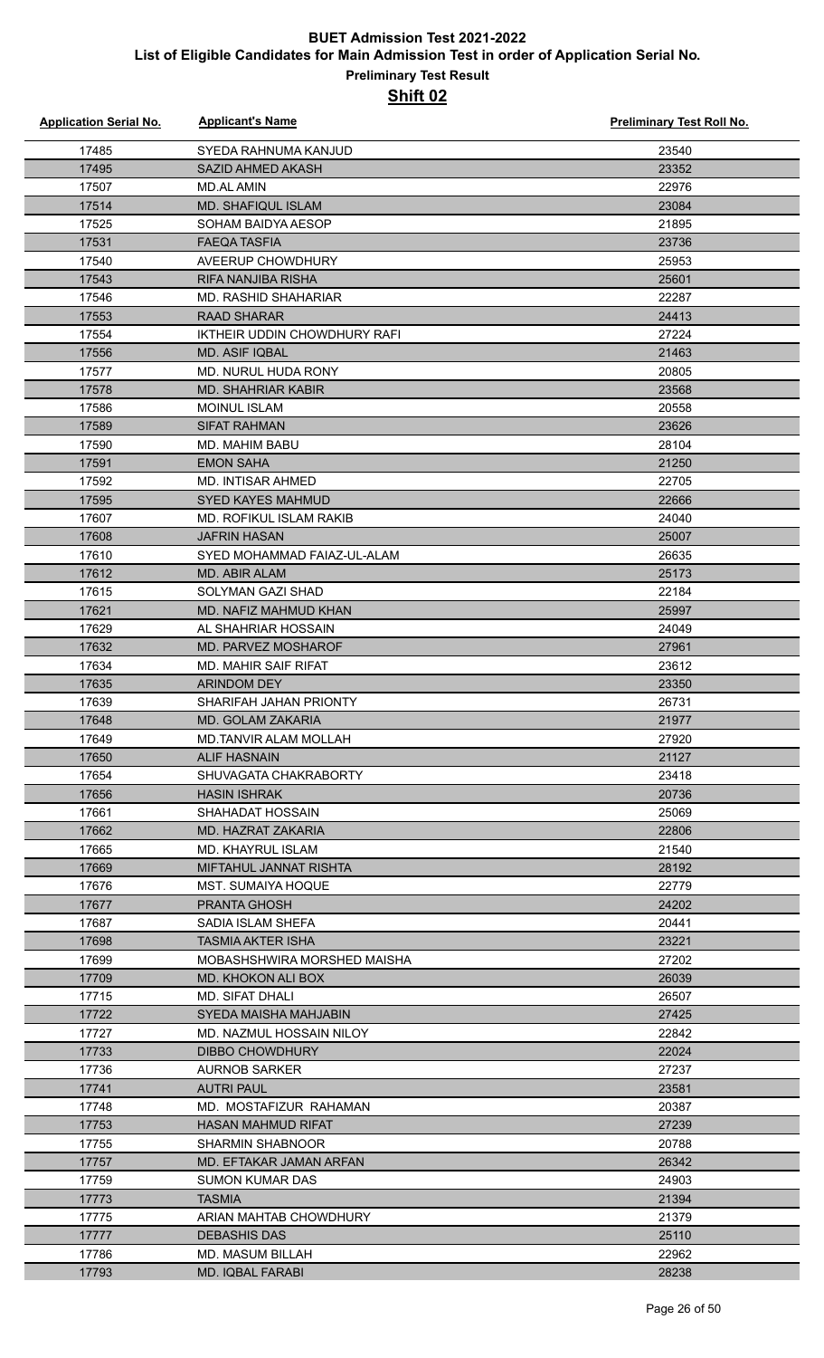# BUET Admission Test 2021-2022

## List of Eligible Candidates for Main Admission Test in order of Application Serial No.

### Preliminary Test Result

### Shift 02

| Application Serial No. | Applicant's Name | Preliminary Test Roll No. |
|---|---|---|
| 17485 | SYEDA RAHNUMA KANJUD | 23540 |
| 17495 | SAZID AHMED AKASH | 23352 |
| 17507 | MD.AL AMIN | 22976 |
| 17514 | MD. SHAFIQUL ISLAM | 23084 |
| 17525 | SOHAM BAIDYA AESOP | 21895 |
| 17531 | FAEQA TASFIA | 23736 |
| 17540 | AVEERUP CHOWDHURY | 25953 |
| 17543 | RIFA NANJIBA RISHA | 25601 |
| 17546 | MD. RASHID SHAHARIAR | 22287 |
| 17553 | RAAD SHARAR | 24413 |
| 17554 | IKTHEIR UDDIN CHOWDHURY RAFI | 27224 |
| 17556 | MD. ASIF IQBAL | 21463 |
| 17577 | MD. NURUL HUDA RONY | 20805 |
| 17578 | MD. SHAHRIAR KABIR | 23568 |
| 17586 | MOINUL ISLAM | 20558 |
| 17589 | SIFAT RAHMAN | 23626 |
| 17590 | MD. MAHIM BABU | 28104 |
| 17591 | EMON SAHA | 21250 |
| 17592 | MD. INTISAR AHMED | 22705 |
| 17595 | SYED KAYES MAHMUD | 22666 |
| 17607 | MD. ROFIKUL ISLAM RAKIB | 24040 |
| 17608 | JAFRIN HASAN | 25007 |
| 17610 | SYED MOHAMMAD FAIAZ-UL-ALAM | 26635 |
| 17612 | MD. ABIR ALAM | 25173 |
| 17615 | SOLYMAN GAZI SHAD | 22184 |
| 17621 | MD. NAFIZ MAHMUD KHAN | 25997 |
| 17629 | AL SHAHRIAR HOSSAIN | 24049 |
| 17632 | MD. PARVEZ MOSHAROF | 27961 |
| 17634 | MD. MAHIR SAIF RIFAT | 23612 |
| 17635 | ARINDOM DEY | 23350 |
| 17639 | SHARIFAH JAHAN PRIONTY | 26731 |
| 17648 | MD. GOLAM ZAKARIA | 21977 |
| 17649 | MD.TANVIR ALAM MOLLAH | 27920 |
| 17650 | ALIF HASNAIN | 21127 |
| 17654 | SHUVAGATA CHAKRABORTY | 23418 |
| 17656 | HASIN ISHRAK | 20736 |
| 17661 | SHAHADAT HOSSAIN | 25069 |
| 17662 | MD. HAZRAT ZAKARIA | 22806 |
| 17665 | MD. KHAYRUL ISLAM | 21540 |
| 17669 | MIFTAHUL JANNAT RISHTA | 28192 |
| 17676 | MST. SUMAIYA HOQUE | 22779 |
| 17677 | PRANTA GHOSH | 24202 |
| 17687 | SADIA ISLAM SHEFA | 20441 |
| 17698 | TASMIA AKTER ISHA | 23221 |
| 17699 | MOBASHSHWIRA MORSHED MAISHA | 27202 |
| 17709 | MD. KHOKON ALI BOX | 26039 |
| 17715 | MD. SIFAT DHALI | 26507 |
| 17722 | SYEDA MAISHA MAHJABIN | 27425 |
| 17727 | MD. NAZMUL HOSSAIN NILOY | 22842 |
| 17733 | DIBBO CHOWDHURY | 22024 |
| 17736 | AURNOB SARKER | 27237 |
| 17741 | AUTRI PAUL | 23581 |
| 17748 | MD. MOSTAFIZUR RAHAMAN | 20387 |
| 17753 | HASAN MAHMUD RIFAT | 27239 |
| 17755 | SHARMIN SHABNOOR | 20788 |
| 17757 | MD. EFTAKAR JAMAN ARFAN | 26342 |
| 17759 | SUMON KUMAR DAS | 24903 |
| 17773 | TASMIA | 21394 |
| 17775 | ARIAN MAHTAB CHOWDHURY | 21379 |
| 17777 | DEBASHIS DAS | 25110 |
| 17786 | MD. MASUM BILLAH | 22962 |
| 17793 | MD. IQBAL FARABI | 28238 |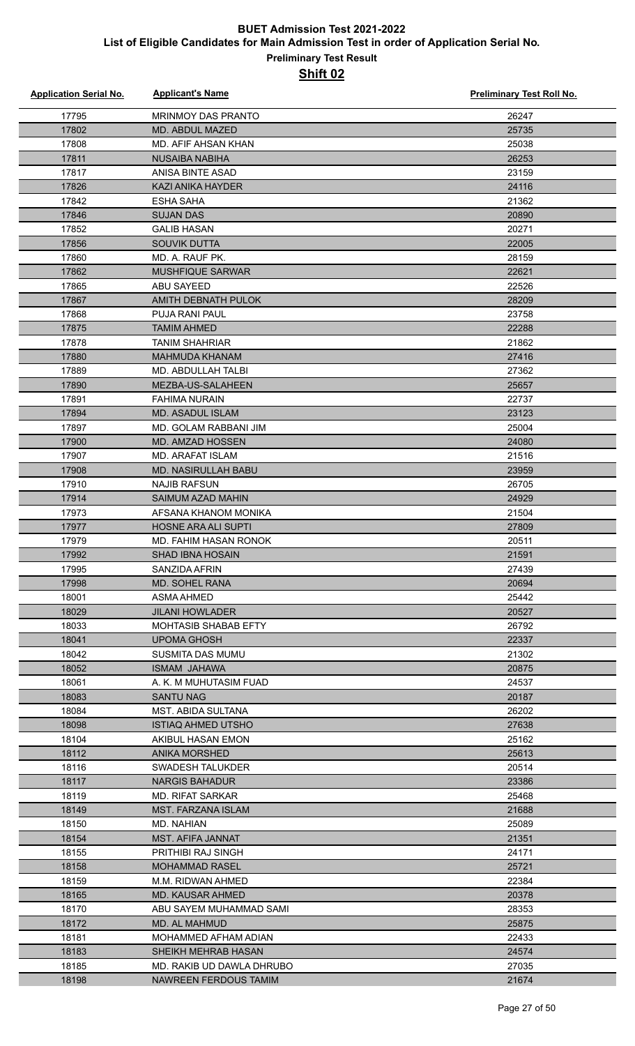# BUET Admission Test 2021-2022

## List of Eligible Candidates for Main Admission Test in order of Application Serial No.

### Preliminary Test Result

### Shift 02

| Application Serial No. | Applicant's Name | Preliminary Test Roll No. |
|---|---|---|
| 17795 | MRINMOY DAS PRANTO | 26247 |
| 17802 | MD. ABDUL MAZED | 25735 |
| 17808 | MD. AFIF AHSAN KHAN | 25038 |
| 17811 | NUSAIBA NABIHA | 26253 |
| 17817 | ANISA BINTE ASAD | 23159 |
| 17826 | KAZI ANIKA HAYDER | 24116 |
| 17842 | ESHA SAHA | 21362 |
| 17846 | SUJAN DAS | 20890 |
| 17852 | GALIB HASAN | 20271 |
| 17856 | SOUVIK DUTTA | 22005 |
| 17860 | MD. A. RAUF PK. | 28159 |
| 17862 | MUSHFIQUE SARWAR | 22621 |
| 17865 | ABU SAYEED | 22526 |
| 17867 | AMITH DEBNATH PULOK | 28209 |
| 17868 | PUJA RANI PAUL | 23758 |
| 17875 | TAMIM AHMED | 22288 |
| 17878 | TANIM SHAHRIAR | 21862 |
| 17880 | MAHMUDA KHANAM | 27416 |
| 17889 | MD. ABDULLAH TALBI | 27362 |
| 17890 | MEZBA-US-SALAHEEN | 25657 |
| 17891 | FAHIMA NURAIN | 22737 |
| 17894 | MD. ASADUL ISLAM | 23123 |
| 17897 | MD. GOLAM RABBANI JIM | 25004 |
| 17900 | MD. AMZAD HOSSEN | 24080 |
| 17907 | MD. ARAFAT ISLAM | 21516 |
| 17908 | MD. NASIRULLAH BABU | 23959 |
| 17910 | NAJIB RAFSUN | 26705 |
| 17914 | SAIMUM AZAD MAHIN | 24929 |
| 17973 | AFSANA KHANOM MONIKA | 21504 |
| 17977 | HOSNE ARA ALI SUPTI | 27809 |
| 17979 | MD. FAHIM HASAN RONOK | 20511 |
| 17992 | SHAD IBNA HOSAIN | 21591 |
| 17995 | SANZIDA AFRIN | 27439 |
| 17998 | MD. SOHEL RANA | 20694 |
| 18001 | ASMA AHMED | 25442 |
| 18029 | JILANI HOWLADER | 20527 |
| 18033 | MOHTASIB SHABAB EFTY | 26792 |
| 18041 | UPOMA GHOSH | 22337 |
| 18042 | SUSMITA DAS MUMU | 21302 |
| 18052 | ISMAM JAHAWA | 20875 |
| 18061 | A. K. M MUHUTASIM FUAD | 24537 |
| 18083 | SANTU NAG | 20187 |
| 18084 | MST. ABIDA SULTANA | 26202 |
| 18098 | ISTIAQ AHMED UTSHO | 27638 |
| 18104 | AKIBUL HASAN EMON | 25162 |
| 18112 | ANIKA MORSHED | 25613 |
| 18116 | SWADESH TALUKDER | 20514 |
| 18117 | NARGIS BAHADUR | 23386 |
| 18119 | MD. RIFAT SARKAR | 25468 |
| 18149 | MST. FARZANA ISLAM | 21688 |
| 18150 | MD. NAHIAN | 25089 |
| 18154 | MST. AFIFA JANNAT | 21351 |
| 18155 | PRITHIBI RAJ SINGH | 24171 |
| 18158 | MOHAMMAD RASEL | 25721 |
| 18159 | M.M. RIDWAN AHMED | 22384 |
| 18165 | MD. KAUSAR AHMED | 20378 |
| 18170 | ABU SAYEM MUHAMMAD SAMI | 28353 |
| 18172 | MD. AL MAHMUD | 25875 |
| 18181 | MOHAMMED AFHAM ADIAN | 22433 |
| 18183 | SHEIKH MEHRAB HASAN | 24574 |
| 18185 | MD. RAKIB UD DAWLA DHRUBO | 27035 |
| 18198 | NAWREEN FERDOUS TAMIM | 21674 |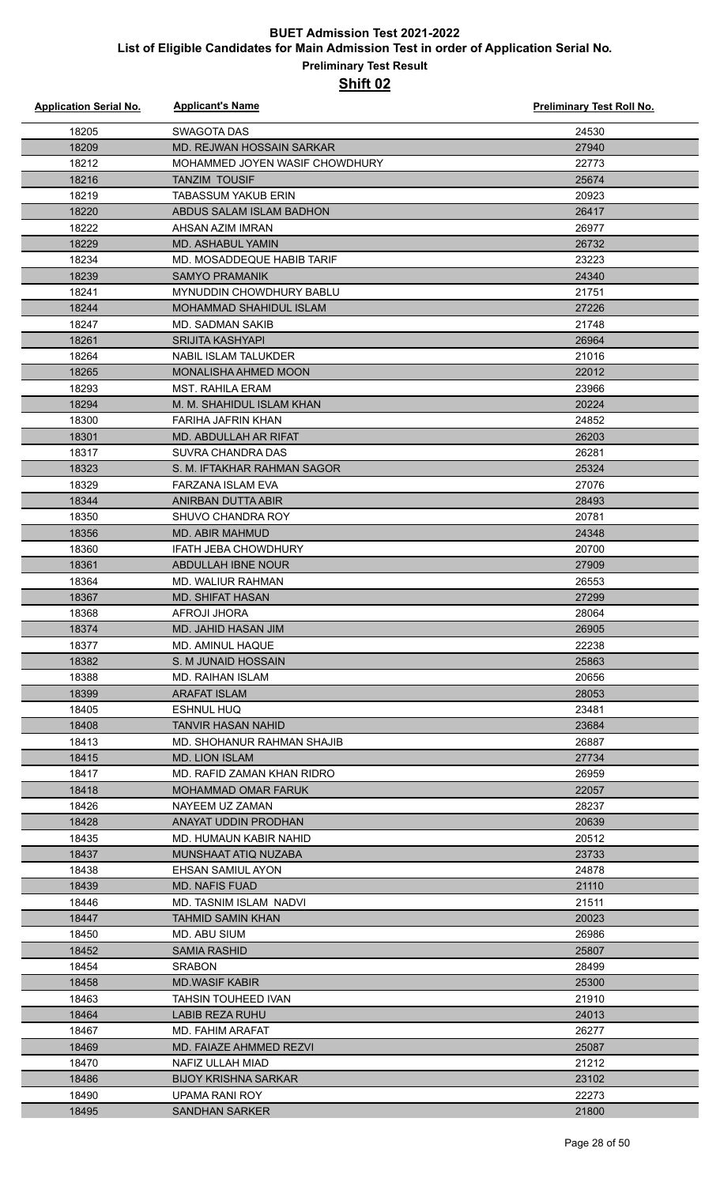# BUET Admission Test 2021-2022

## List of Eligible Candidates for Main Admission Test in order of Application Serial No.

### Preliminary Test Result

### Shift 02

| Application Serial No. | Applicant's Name | Preliminary Test Roll No. |
|---|---|---|
| 18205 | SWAGOTA DAS | 24530 |
| 18209 | MD. REJWAN HOSSAIN SARKAR | 27940 |
| 18212 | MOHAMMED JOYEN WASIF CHOWDHURY | 22773 |
| 18216 | TANZIM TOUSIF | 25674 |
| 18219 | TABASSUM YAKUB ERIN | 20923 |
| 18220 | ABDUS SALAM ISLAM BADHON | 26417 |
| 18222 | AHSAN AZIM IMRAN | 26977 |
| 18229 | MD. ASHABUL YAMIN | 26732 |
| 18234 | MD. MOSADDEQUE HABIB TARIF | 23223 |
| 18239 | SAMYO PRAMANIK | 24340 |
| 18241 | MYNUDDIN CHOWDHURY BABLU | 21751 |
| 18244 | MOHAMMAD SHAHIDUL ISLAM | 27226 |
| 18247 | MD. SADMAN SAKIB | 21748 |
| 18261 | SRIJITA KASHYAPI | 26964 |
| 18264 | NABIL ISLAM TALUKDER | 21016 |
| 18265 | MONALISHA AHMED MOON | 22012 |
| 18293 | MST. RAHILA ERAM | 23966 |
| 18294 | M. M. SHAHIDUL ISLAM KHAN | 20224 |
| 18300 | FARIHA JAFRIN KHAN | 24852 |
| 18301 | MD. ABDULLAH AR RIFAT | 26203 |
| 18317 | SUVRA CHANDRA DAS | 26281 |
| 18323 | S. M. IFTAKHAR RAHMAN SAGOR | 25324 |
| 18329 | FARZANA ISLAM EVA | 27076 |
| 18344 | ANIRBAN DUTTA ABIR | 28493 |
| 18350 | SHUVO CHANDRA ROY | 20781 |
| 18356 | MD. ABIR MAHMUD | 24348 |
| 18360 | IFATH JEBA CHOWDHURY | 20700 |
| 18361 | ABDULLAH IBNE NOUR | 27909 |
| 18364 | MD. WALIUR RAHMAN | 26553 |
| 18367 | MD. SHIFAT HASAN | 27299 |
| 18368 | AFROJI JHORA | 28064 |
| 18374 | MD. JAHID HASAN JIM | 26905 |
| 18377 | MD. AMINUL HAQUE | 22238 |
| 18382 | S. M JUNAID HOSSAIN | 25863 |
| 18388 | MD. RAIHAN ISLAM | 20656 |
| 18399 | ARAFAT ISLAM | 28053 |
| 18405 | ESHNUL HUQ | 23481 |
| 18408 | TANVIR HASAN NAHID | 23684 |
| 18413 | MD. SHOHANUR RAHMAN SHAJIB | 26887 |
| 18415 | MD. LION ISLAM | 27734 |
| 18417 | MD. RAFID ZAMAN KHAN RIDRO | 26959 |
| 18418 | MOHAMMAD OMAR FARUK | 22057 |
| 18426 | NAYEEM UZ ZAMAN | 28237 |
| 18428 | ANAYAT UDDIN PRODHAN | 20639 |
| 18435 | MD. HUMAUN KABIR NAHID | 20512 |
| 18437 | MUNSHAAT ATIQ NUZABA | 23733 |
| 18438 | EHSAN SAMIUL AYON | 24878 |
| 18439 | MD. NAFIS FUAD | 21110 |
| 18446 | MD. TASNIM ISLAM NADVI | 21511 |
| 18447 | TAHMID SAMIN KHAN | 20023 |
| 18450 | MD. ABU SIUM | 26986 |
| 18452 | SAMIA RASHID | 25807 |
| 18454 | SRABON | 28499 |
| 18458 | MD.WASIF KABIR | 25300 |
| 18463 | TAHSIN TOUHEED IVAN | 21910 |
| 18464 | LABIB REZA RUHU | 24013 |
| 18467 | MD. FAHIM ARAFAT | 26277 |
| 18469 | MD. FAIAZE AHMMED REZVI | 25087 |
| 18470 | NAFIZ ULLAH MIAD | 21212 |
| 18486 | BIJOY KRISHNA SARKAR | 23102 |
| 18490 | UPAMA RANI ROY | 22273 |
| 18495 | SANDHAN SARKER | 21800 |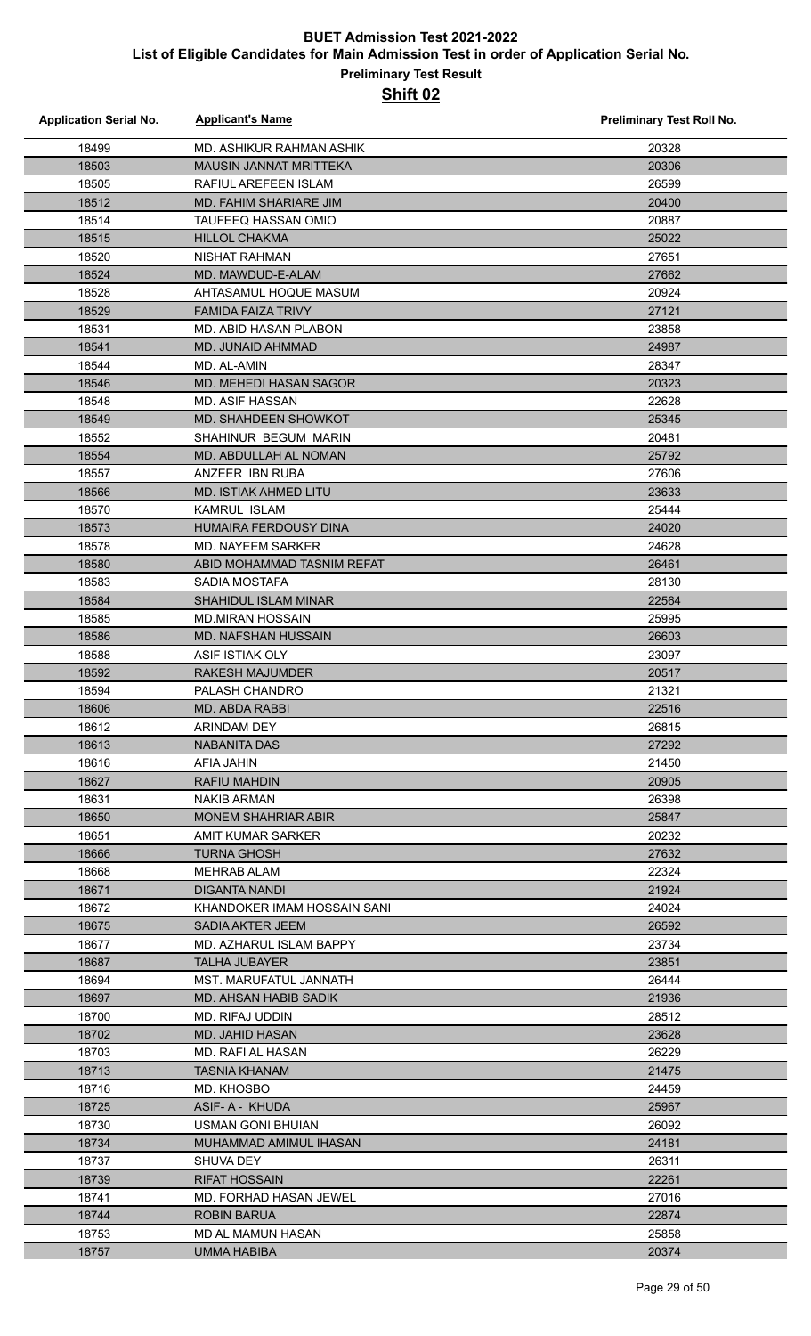# BUET Admission Test 2021-2022

## List of Eligible Candidates for Main Admission Test in order of Application Serial No.

### Preliminary Test Result

### Shift 02

| Application Serial No. | Applicant's Name | Preliminary Test Roll No. |
|---|---|---|
| 18499 | MD. ASHIKUR RAHMAN ASHIK | 20328 |
| 18503 | MAUSIN JANNAT MRITTEKA | 20306 |
| 18505 | RAFIUL AREFEEN ISLAM | 26599 |
| 18512 | MD. FAHIM SHARIARE JIM | 20400 |
| 18514 | TAUFEEQ HASSAN OMIO | 20887 |
| 18515 | HILLOL CHAKMA | 25022 |
| 18520 | NISHAT RAHMAN | 27651 |
| 18524 | MD. MAWDUD-E-ALAM | 27662 |
| 18528 | AHTASAMUL HOQUE MASUM | 20924 |
| 18529 | FAMIDA FAIZA TRIVY | 27121 |
| 18531 | MD. ABID HASAN PLABON | 23858 |
| 18541 | MD. JUNAID AHMMAD | 24987 |
| 18544 | MD. AL-AMIN | 28347 |
| 18546 | MD. MEHEDI HASAN SAGOR | 20323 |
| 18548 | MD. ASIF HASSAN | 22628 |
| 18549 | MD. SHAHDEEN SHOWKOT | 25345 |
| 18552 | SHAHINUR BEGUM MARIN | 20481 |
| 18554 | MD. ABDULLAH AL NOMAN | 25792 |
| 18557 | ANZEER IBN RUBA | 27606 |
| 18566 | MD. ISTIAK AHMED LITU | 23633 |
| 18570 | KAMRUL ISLAM | 25444 |
| 18573 | HUMAIRA FERDOUSY DINA | 24020 |
| 18578 | MD. NAYEEM SARKER | 24628 |
| 18580 | ABID MOHAMMAD TASNIM REFAT | 26461 |
| 18583 | SADIA MOSTAFA | 28130 |
| 18584 | SHAHIDUL ISLAM MINAR | 22564 |
| 18585 | MD.MIRAN HOSSAIN | 25995 |
| 18586 | MD. NAFSHAN HUSSAIN | 26603 |
| 18588 | ASIF ISTIAK OLY | 23097 |
| 18592 | RAKESH MAJUMDER | 20517 |
| 18594 | PALASH CHANDRO | 21321 |
| 18606 | MD. ABDA RABBI | 22516 |
| 18612 | ARINDAM DEY | 26815 |
| 18613 | NABANITA DAS | 27292 |
| 18616 | AFIA JAHIN | 21450 |
| 18627 | RAFIU MAHDIN | 20905 |
| 18631 | NAKIB ARMAN | 26398 |
| 18650 | MONEM SHAHRIAR ABIR | 25847 |
| 18651 | AMIT KUMAR SARKER | 20232 |
| 18666 | TURNA GHOSH | 27632 |
| 18668 | MEHRAB ALAM | 22324 |
| 18671 | DIGANTA NANDI | 21924 |
| 18672 | KHANDOKER IMAM HOSSAIN SANI | 24024 |
| 18675 | SADIA AKTER JEEM | 26592 |
| 18677 | MD. AZHARUL ISLAM BAPPY | 23734 |
| 18687 | TALHA JUBAYER | 23851 |
| 18694 | MST. MARUFATUL JANNATH | 26444 |
| 18697 | MD. AHSAN HABIB SADIK | 21936 |
| 18700 | MD. RIFAJ UDDIN | 28512 |
| 18702 | MD. JAHID HASAN | 23628 |
| 18703 | MD. RAFI AL HASAN | 26229 |
| 18713 | TASNIA KHANAM | 21475 |
| 18716 | MD. KHOSBO | 24459 |
| 18725 | ASIF- A - KHUDA | 25967 |
| 18730 | USMAN GONI BHUIAN | 26092 |
| 18734 | MUHAMMAD AMIMUL IHASAN | 24181 |
| 18737 | SHUVA DEY | 26311 |
| 18739 | RIFAT HOSSAIN | 22261 |
| 18741 | MD. FORHAD HASAN JEWEL | 27016 |
| 18744 | ROBIN BARUA | 22874 |
| 18753 | MD AL MAMUN HASAN | 25858 |
| 18757 | UMMA HABIBA | 20374 |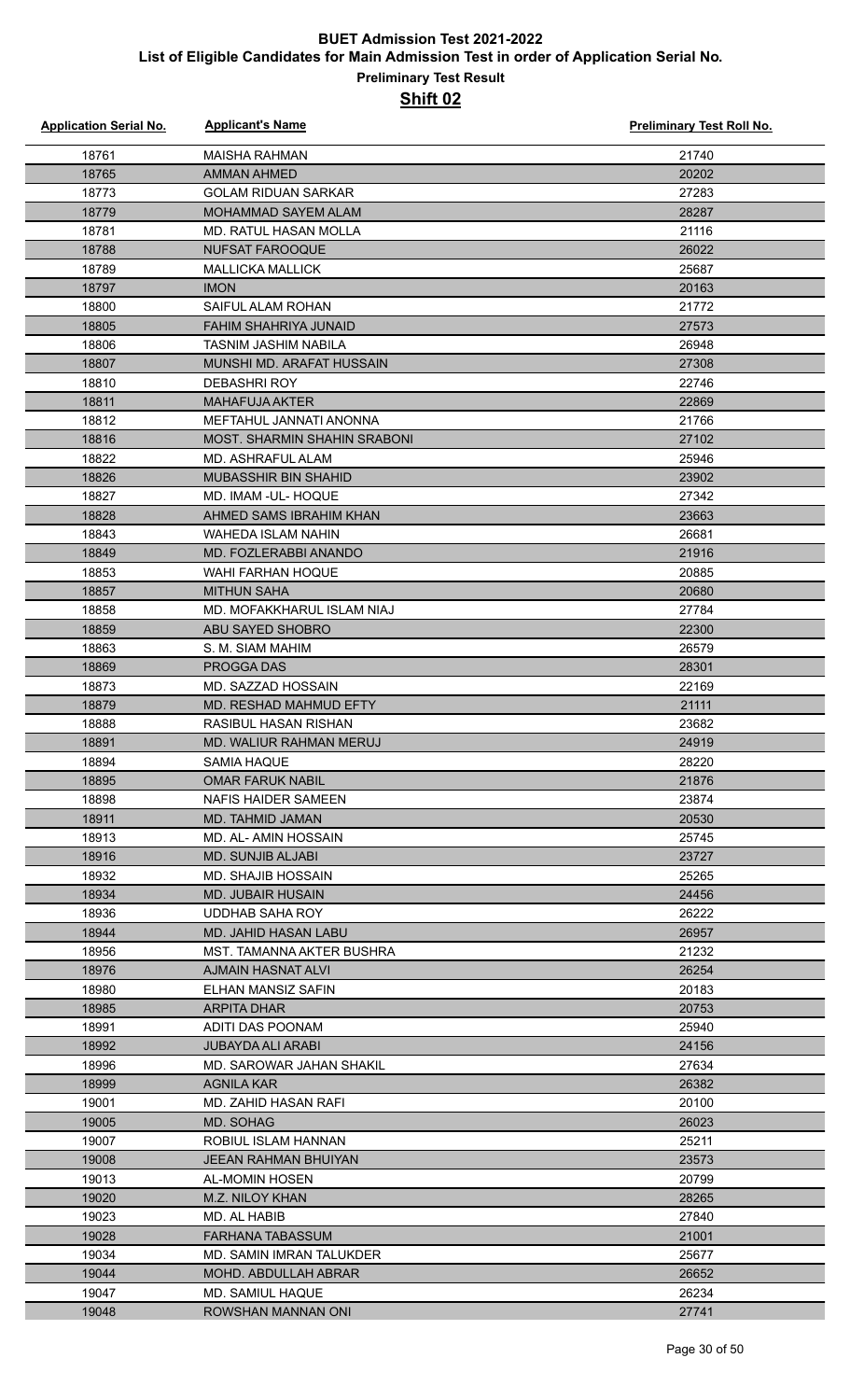# BUET Admission Test 2021-2022

## List of Eligible Candidates for Main Admission Test in order of Application Serial No.

### Preliminary Test Result

### Shift 02

| Application Serial No. | Applicant's Name | Preliminary Test Roll No. |
|---|---|---|
| 18761 | MAISHA RAHMAN | 21740 |
| 18765 | AMMAN AHMED | 20202 |
| 18773 | GOLAM RIDUAN SARKAR | 27283 |
| 18779 | MOHAMMAD SAYEM ALAM | 28287 |
| 18781 | MD. RATUL HASAN MOLLA | 21116 |
| 18788 | NUFSAT FAROOQUE | 26022 |
| 18789 | MALLICKA MALLICK | 25687 |
| 18797 | IMON | 20163 |
| 18800 | SAIFUL ALAM ROHAN | 21772 |
| 18805 | FAHIM SHAHRIYA JUNAID | 27573 |
| 18806 | TASNIM JASHIM NABILA | 26948 |
| 18807 | MUNSHI MD. ARAFAT HUSSAIN | 27308 |
| 18810 | DEBASHRI ROY | 22746 |
| 18811 | MAHAFUJA AKTER | 22869 |
| 18812 | MEFTAHUL JANNATI ANONNA | 21766 |
| 18816 | MOST. SHARMIN SHAHIN SRABONI | 27102 |
| 18822 | MD. ASHRAFUL ALAM | 25946 |
| 18826 | MUBASSHIR BIN SHAHID | 23902 |
| 18827 | MD. IMAM -UL- HOQUE | 27342 |
| 18828 | AHMED SAMS IBRAHIM KHAN | 23663 |
| 18843 | WAHEDA ISLAM NAHIN | 26681 |
| 18849 | MD. FOZLERABBI ANANDO | 21916 |
| 18853 | WAHI FARHAN HOQUE | 20885 |
| 18857 | MITHUN SAHA | 20680 |
| 18858 | MD. MOFAKKHARUL ISLAM NIAJ | 27784 |
| 18859 | ABU SAYED SHOBRO | 22300 |
| 18863 | S. M. SIAM MAHIM | 26579 |
| 18869 | PROGGA DAS | 28301 |
| 18873 | MD. SAZZAD HOSSAIN | 22169 |
| 18879 | MD. RESHAD MAHMUD EFTY | 21111 |
| 18888 | RASIBUL HASAN RISHAN | 23682 |
| 18891 | MD. WALIUR RAHMAN MERUJ | 24919 |
| 18894 | SAMIA HAQUE | 28220 |
| 18895 | OMAR FARUK NABIL | 21876 |
| 18898 | NAFIS HAIDER SAMEEN | 23874 |
| 18911 | MD. TAHMID JAMAN | 20530 |
| 18913 | MD. AL- AMIN HOSSAIN | 25745 |
| 18916 | MD. SUNJIB ALJABI | 23727 |
| 18932 | MD. SHAJIB HOSSAIN | 25265 |
| 18934 | MD. JUBAIR HUSAIN | 24456 |
| 18936 | UDDHAB SAHA ROY | 26222 |
| 18944 | MD. JAHID HASAN LABU | 26957 |
| 18956 | MST. TAMANNA AKTER BUSHRA | 21232 |
| 18976 | AJMAIN HASNAT ALVI | 26254 |
| 18980 | ELHAN MANSIZ SAFIN | 20183 |
| 18985 | ARPITA DHAR | 20753 |
| 18991 | ADITI DAS POONAM | 25940 |
| 18992 | JUBAYDA ALI ARABI | 24156 |
| 18996 | MD. SAROWAR JAHAN SHAKIL | 27634 |
| 18999 | AGNILA KAR | 26382 |
| 19001 | MD. ZAHID HASAN RAFI | 20100 |
| 19005 | MD. SOHAG | 26023 |
| 19007 | ROBIUL ISLAM HANNAN | 25211 |
| 19008 | JEEAN RAHMAN BHUIYAN | 23573 |
| 19013 | AL-MOMIN HOSEN | 20799 |
| 19020 | M.Z. NILOY KHAN | 28265 |
| 19023 | MD. AL HABIB | 27840 |
| 19028 | FARHANA TABASSUM | 21001 |
| 19034 | MD. SAMIN IMRAN TALUKDER | 25677 |
| 19044 | MOHD. ABDULLAH ABRAR | 26652 |
| 19047 | MD. SAMIUL HAQUE | 26234 |
| 19048 | ROWSHAN MANNAN ONI | 27741 |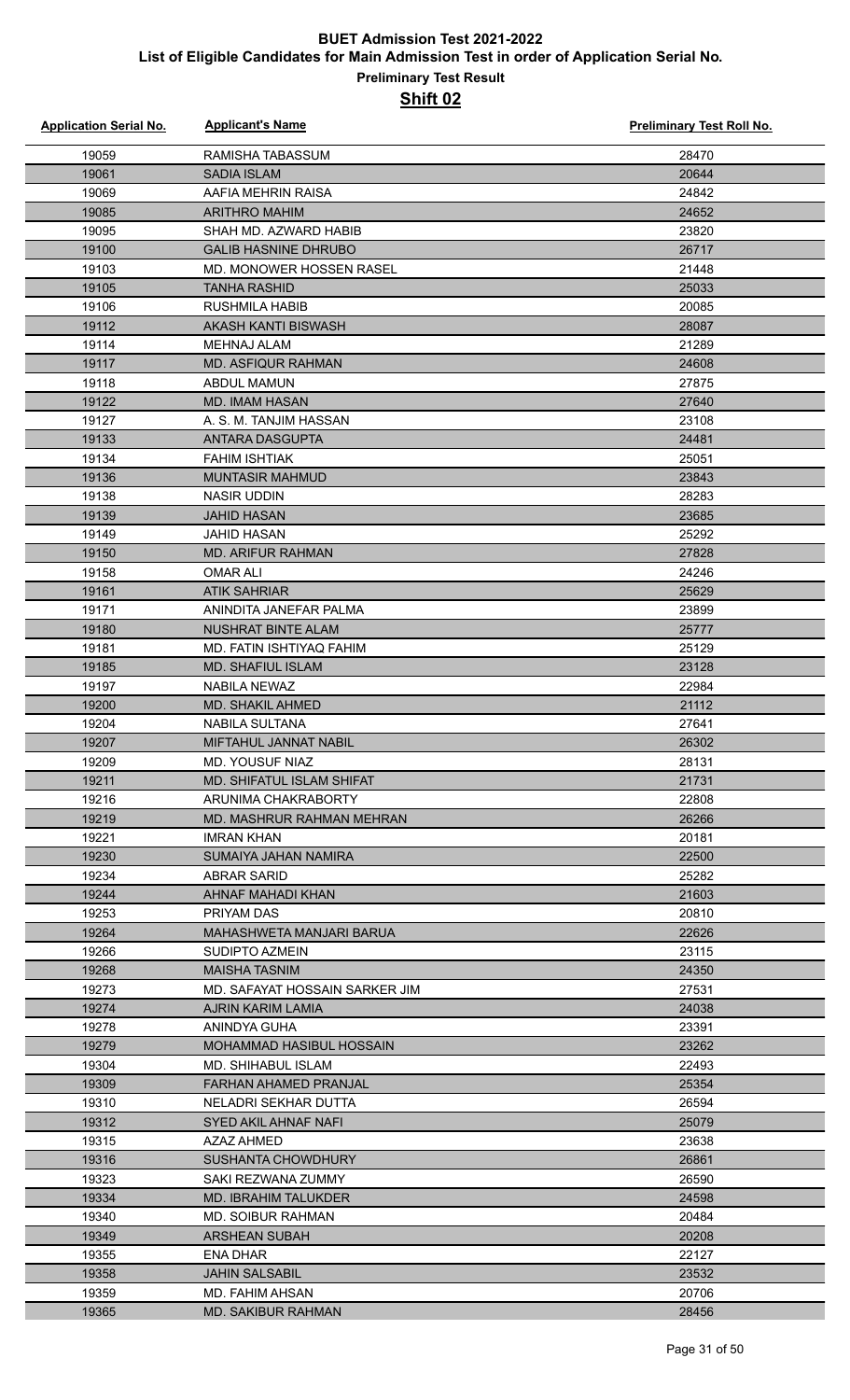# BUET Admission Test 2021-2022

## List of Eligible Candidates for Main Admission Test in order of Application Serial No.

### Preliminary Test Result

### Shift 02

| Application Serial No. | Applicant's Name | Preliminary Test Roll No. |
|---|---|---|
| 19059 | RAMISHA TABASSUM | 28470 |
| 19061 | SADIA ISLAM | 20644 |
| 19069 | AAFIA MEHRIN RAISA | 24842 |
| 19085 | ARITHRO MAHIM | 24652 |
| 19095 | SHAH MD. AZWARD HABIB | 23820 |
| 19100 | GALIB HASNINE DHRUBO | 26717 |
| 19103 | MD. MONOWER HOSSEN RASEL | 21448 |
| 19105 | TANHA RASHID | 25033 |
| 19106 | RUSHMILA HABIB | 20085 |
| 19112 | AKASH KANTI BISWASH | 28087 |
| 19114 | MEHNAJ ALAM | 21289 |
| 19117 | MD. ASFIQUR RAHMAN | 24608 |
| 19118 | ABDUL MAMUN | 27875 |
| 19122 | MD. IMAM HASAN | 27640 |
| 19127 | A. S. M. TANJIM HASSAN | 23108 |
| 19133 | ANTARA DASGUPTA | 24481 |
| 19134 | FAHIM ISHTIAK | 25051 |
| 19136 | MUNTASIR MAHMUD | 23843 |
| 19138 | NASIR UDDIN | 28283 |
| 19139 | JAHID HASAN | 23685 |
| 19149 | JAHID HASAN | 25292 |
| 19150 | MD. ARIFUR RAHMAN | 27828 |
| 19158 | OMAR ALI | 24246 |
| 19161 | ATIK SAHRIAR | 25629 |
| 19171 | ANINDITA JANEFAR PALMA | 23899 |
| 19180 | NUSHRAT BINTE ALAM | 25777 |
| 19181 | MD. FATIN ISHTIYAQ FAHIM | 25129 |
| 19185 | MD. SHAFIUL ISLAM | 23128 |
| 19197 | NABILA NEWAZ | 22984 |
| 19200 | MD. SHAKIL AHMED | 21112 |
| 19204 | NABILA SULTANA | 27641 |
| 19207 | MIFTAHUL JANNAT NABIL | 26302 |
| 19209 | MD. YOUSUF NIAZ | 28131 |
| 19211 | MD. SHIFATUL ISLAM SHIFAT | 21731 |
| 19216 | ARUNIMA CHAKRABORTY | 22808 |
| 19219 | MD. MASHRUR RAHMAN MEHRAN | 26266 |
| 19221 | IMRAN KHAN | 20181 |
| 19230 | SUMAIYA JAHAN NAMIRA | 22500 |
| 19234 | ABRAR SARID | 25282 |
| 19244 | AHNAF MAHADI KHAN | 21603 |
| 19253 | PRIYAM DAS | 20810 |
| 19264 | MAHASHWETA MANJARI BARUA | 22626 |
| 19266 | SUDIPTO AZMEIN | 23115 |
| 19268 | MAISHA TASNIM | 24350 |
| 19273 | MD. SAFAYAT HOSSAIN SARKER JIM | 27531 |
| 19274 | AJRIN KARIM LAMIA | 24038 |
| 19278 | ANINDYA GUHA | 23391 |
| 19279 | MOHAMMAD HASIBUL HOSSAIN | 23262 |
| 19304 | MD. SHIHABUL ISLAM | 22493 |
| 19309 | FARHAN AHAMED PRANJAL | 25354 |
| 19310 | NELADRI SEKHAR DUTTA | 26594 |
| 19312 | SYED AKIL AHNAF NAFI | 25079 |
| 19315 | AZAZ AHMED | 23638 |
| 19316 | SUSHANTA CHOWDHURY | 26861 |
| 19323 | SAKI REZWANA ZUMMY | 26590 |
| 19334 | MD. IBRAHIM TALUKDER | 24598 |
| 19340 | MD. SOIBUR RAHMAN | 20484 |
| 19349 | ARSHEAN SUBAH | 20208 |
| 19355 | ENA DHAR | 22127 |
| 19358 | JAHIN SALSABIL | 23532 |
| 19359 | MD. FAHIM AHSAN | 20706 |
| 19365 | MD. SAKIBUR RAHMAN | 28456 |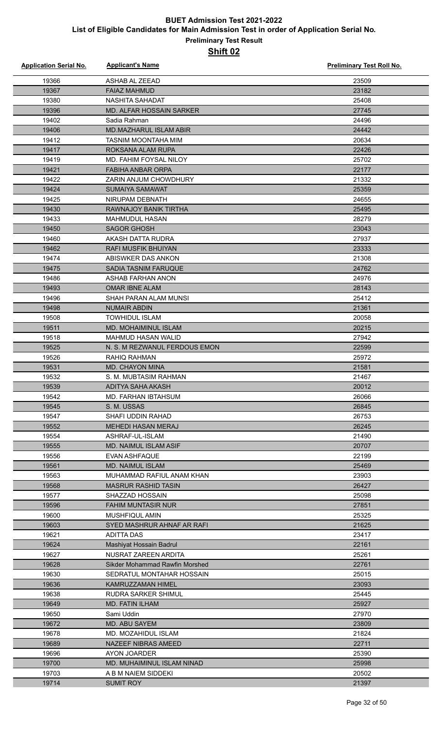# BUET Admission Test 2021-2022

## List of Eligible Candidates for Main Admission Test in order of Application Serial No.

### Preliminary Test Result

### Shift 02

| Application Serial No. | Applicant's Name | Preliminary Test Roll No. |
| --- | --- | --- |
| 19366 | ASHAB AL ZEEAD | 23509 |
| 19367 | FAIAZ MAHMUD | 23182 |
| 19380 | NASHITA SAHADAT | 25408 |
| 19396 | MD. ALFAR HOSSAIN SARKER | 27745 |
| 19402 | Sadia Rahman | 24496 |
| 19406 | MD.MAZHARUL ISLAM ABIR | 24442 |
| 19412 | TASNIM MOONTAHA MIM | 20634 |
| 19417 | ROKSANA ALAM RUPA | 22426 |
| 19419 | MD. FAHIM FOYSAL NILOY | 25702 |
| 19421 | FABIHA ANBAR ORPA | 22177 |
| 19422 | ZARIN ANJUM CHOWDHURY | 21332 |
| 19424 | SUMAIYA SAMAWAT | 25359 |
| 19425 | NIRUPAM DEBNATH | 24655 |
| 19430 | RAWNAJOY BANIK TIRTHA | 25495 |
| 19433 | MAHMUDUL HASAN | 28279 |
| 19450 | SAGOR GHOSH | 23043 |
| 19460 | AKASH DATTA RUDRA | 27937 |
| 19462 | RAFI MUSFIK BHUIYAN | 23333 |
| 19474 | ABISWKER DAS ANKON | 21308 |
| 19475 | SADIA TASNIM FARUQUE | 24762 |
| 19486 | ASHAB FARHAN ANON | 24976 |
| 19493 | OMAR IBNE ALAM | 28143 |
| 19496 | SHAH PARAN ALAM MUNSI | 25412 |
| 19498 | NUMAIR ABDIN | 21361 |
| 19508 | TOWHIDUL ISLAM | 20058 |
| 19511 | MD. MOHAIMINUL ISLAM | 20215 |
| 19518 | MAHMUD HASAN WALID | 27942 |
| 19525 | N. S. M REZWANUL FERDOUS EMON | 22599 |
| 19526 | RAHIQ RAHMAN | 25972 |
| 19531 | MD. CHAYON MINA | 21581 |
| 19532 | S. M. MUBTASIM RAHMAN | 21467 |
| 19539 | ADITYA SAHA AKASH | 20012 |
| 19542 | MD. FARHAN IBTAHSUM | 26066 |
| 19545 | S. M. USSAS | 26845 |
| 19547 | SHAFI UDDIN RAHAD | 26753 |
| 19552 | MEHEDI HASAN MERAJ | 26245 |
| 19554 | ASHRAF-UL-ISLAM | 21490 |
| 19555 | MD. NAIMUL ISLAM ASIF | 20707 |
| 19556 | EVAN ASHFAQUE | 22199 |
| 19561 | MD. NAIMUL ISLAM | 25469 |
| 19563 | MUHAMMAD RAFIUL ANAM KHAN | 23903 |
| 19568 | MASRUR RASHID TASIN | 26427 |
| 19577 | SHAZZAD HOSSAIN | 25098 |
| 19596 | FAHIM MUNTASIR NUR | 27851 |
| 19600 | MUSHFIQUL AMIN | 25325 |
| 19603 | SYED MASHRUR AHNAF AR RAFI | 21625 |
| 19621 | ADITTA DAS | 23417 |
| 19624 | Mashiyat Hossain Badrul | 22161 |
| 19627 | NUSRAT ZAREEN ARDITA | 25261 |
| 19628 | Sikder Mohammad Rawfin Morshed | 22761 |
| 19630 | SEDRATUL MONTAHAR HOSSAIN | 25015 |
| 19636 | KAMRUZZAMAN HIMEL | 23093 |
| 19638 | RUDRA SARKER SHIMUL | 25445 |
| 19649 | MD. FATIN ILHAM | 25927 |
| 19650 | Sami Uddin | 27970 |
| 19672 | MD. ABU SAYEM | 23809 |
| 19678 | MD. MOZAHIDUL ISLAM | 21824 |
| 19689 | NAZEEF NIBRAS AMEED | 22711 |
| 19696 | AYON JOARDER | 25390 |
| 19700 | MD. MUHAIMINUL ISLAM NINAD | 25998 |
| 19703 | A B M NAIEM SIDDEKI | 20502 |
| 19714 | SUMIT ROY | 21397 |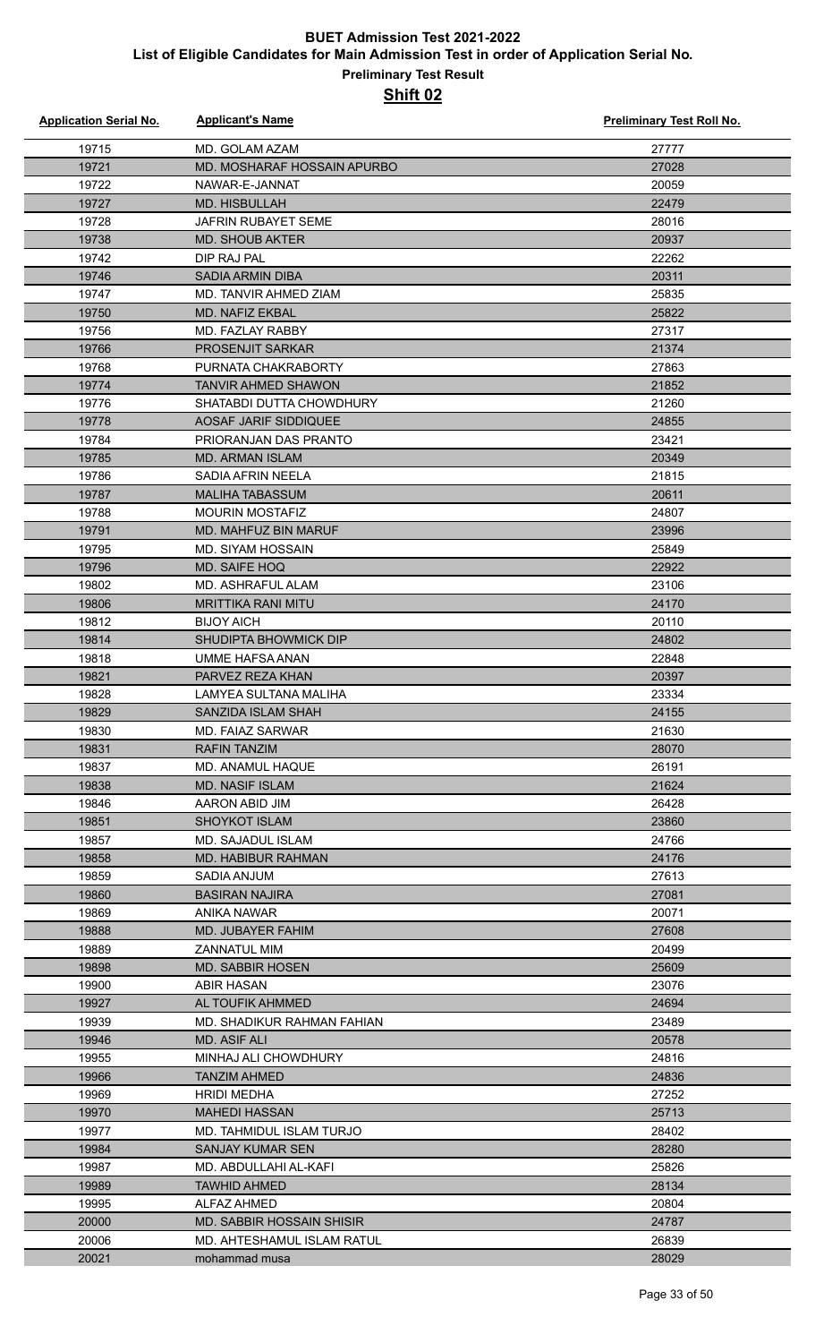# BUET Admission Test 2021-2022

## List of Eligible Candidates for Main Admission Test in order of Application Serial No.

### Preliminary Test Result

### Shift 02

| Application Serial No. | Applicant's Name | Preliminary Test Roll No. |
|---|---|---|
| 19715 | MD. GOLAM AZAM | 27777 |
| 19721 | MD. MOSHARAF HOSSAIN APURBO | 27028 |
| 19722 | NAWAR-E-JANNAT | 20059 |
| 19727 | MD. HISBULLAH | 22479 |
| 19728 | JAFRIN RUBAYET SEME | 28016 |
| 19738 | MD. SHOUB AKTER | 20937 |
| 19742 | DIP RAJ PAL | 22262 |
| 19746 | SADIA ARMIN DIBA | 20311 |
| 19747 | MD. TANVIR AHMED ZIAM | 25835 |
| 19750 | MD. NAFIZ EKBAL | 25822 |
| 19756 | MD. FAZLAY RABBY | 27317 |
| 19766 | PROSENJIT SARKAR | 21374 |
| 19768 | PURNATA CHAKRABORTY | 27863 |
| 19774 | TANVIR AHMED SHAWON | 21852 |
| 19776 | SHATABDI DUTTA CHOWDHURY | 21260 |
| 19778 | AOSAF JARIF SIDDIQUEE | 24855 |
| 19784 | PRIORANJAN DAS PRANTO | 23421 |
| 19785 | MD. ARMAN ISLAM | 20349 |
| 19786 | SADIA AFRIN NEELA | 21815 |
| 19787 | MALIHA TABASSUM | 20611 |
| 19788 | MOURIN MOSTAFIZ | 24807 |
| 19791 | MD. MAHFUZ BIN MARUF | 23996 |
| 19795 | MD. SIYAM HOSSAIN | 25849 |
| 19796 | MD. SAIFE HOQ | 22922 |
| 19802 | MD. ASHRAFUL ALAM | 23106 |
| 19806 | MRITTIKA RANI MITU | 24170 |
| 19812 | BIJOY AICH | 20110 |
| 19814 | SHUDIPTA BHOWMICK DIP | 24802 |
| 19818 | UMME HAFSA ANAN | 22848 |
| 19821 | PARVEZ REZA KHAN | 20397 |
| 19828 | LAMYEA SULTANA MALIHA | 23334 |
| 19829 | SANZIDA ISLAM SHAH | 24155 |
| 19830 | MD. FAIAZ SARWAR | 21630 |
| 19831 | RAFIN TANZIM | 28070 |
| 19837 | MD. ANAMUL HAQUE | 26191 |
| 19838 | MD. NASIF ISLAM | 21624 |
| 19846 | AARON ABID JIM | 26428 |
| 19851 | SHOYKOT ISLAM | 23860 |
| 19857 | MD. SAJADUL ISLAM | 24766 |
| 19858 | MD. HABIBUR RAHMAN | 24176 |
| 19859 | SADIA ANJUM | 27613 |
| 19860 | BASIRAN NAJIRA | 27081 |
| 19869 | ANIKA NAWAR | 20071 |
| 19888 | MD. JUBAYER FAHIM | 27608 |
| 19889 | ZANNATUL MIM | 20499 |
| 19898 | MD. SABBIR HOSEN | 25609 |
| 19900 | ABIR HASAN | 23076 |
| 19927 | AL TOUFIK AHMMED | 24694 |
| 19939 | MD. SHADIKUR RAHMAN FAHIAN | 23489 |
| 19946 | MD. ASIF ALI | 20578 |
| 19955 | MINHAJ ALI CHOWDHURY | 24816 |
| 19966 | TANZIM AHMED | 24836 |
| 19969 | HRIDI MEDHA | 27252 |
| 19970 | MAHEDI HASSAN | 25713 |
| 19977 | MD. TAHMIDUL ISLAM TURJO | 28402 |
| 19984 | SANJAY KUMAR SEN | 28280 |
| 19987 | MD. ABDULLAHI AL-KAFI | 25826 |
| 19989 | TAWHID AHMED | 28134 |
| 19995 | ALFAZ AHMED | 20804 |
| 20000 | MD. SABBIR HOSSAIN SHISIR | 24787 |
| 20006 | MD. AHTESHAMUL ISLAM RATUL | 26839 |
| 20021 | mohammad musa | 28029 |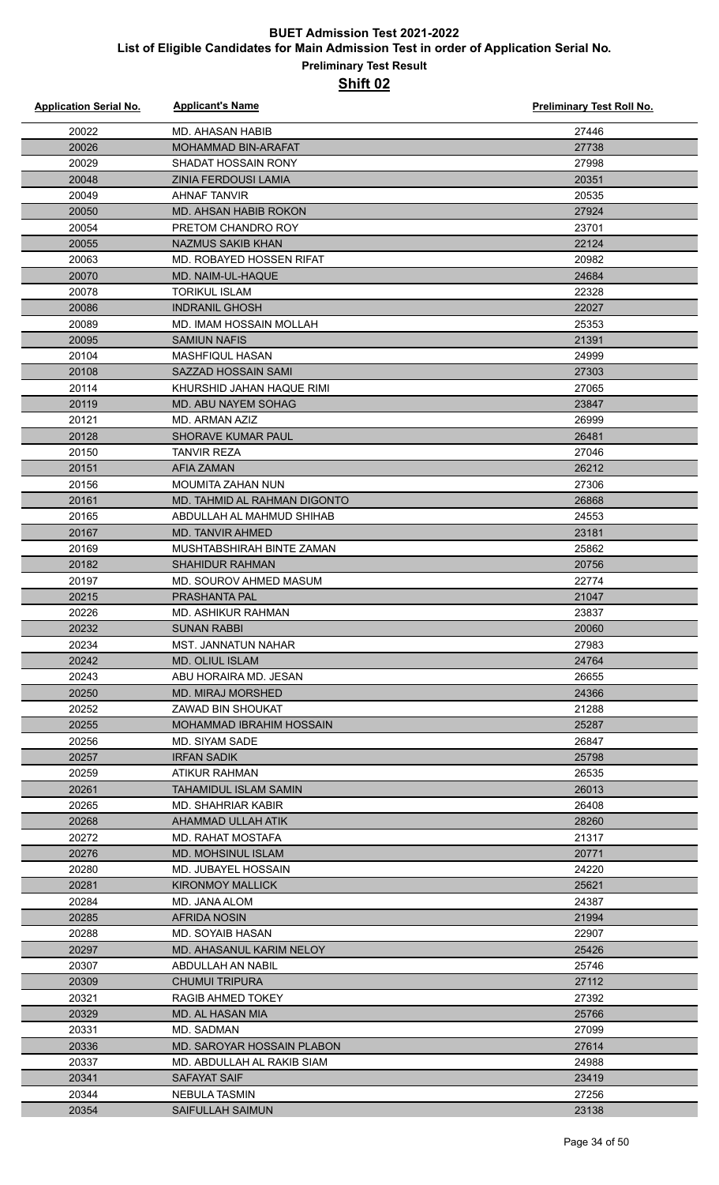# BUET Admission Test 2021-2022

## List of Eligible Candidates for Main Admission Test in order of Application Serial No.

### Preliminary Test Result

### Shift 02

| Application Serial No. | Applicant's Name | Preliminary Test Roll No. |
|---|---|---|
| 20022 | MD. AHASAN HABIB | 27446 |
| 20026 | MOHAMMAD BIN-ARAFAT | 27738 |
| 20029 | SHADAT HOSSAIN RONY | 27998 |
| 20048 | ZINIA FERDOUSI LAMIA | 20351 |
| 20049 | AHNAF TANVIR | 20535 |
| 20050 | MD. AHSAN HABIB ROKON | 27924 |
| 20054 | PRETOM CHANDRO ROY | 23701 |
| 20055 | NAZMUS SAKIB KHAN | 22124 |
| 20063 | MD. ROBAYED HOSSEN RIFAT | 20982 |
| 20070 | MD. NAIM-UL-HAQUE | 24684 |
| 20078 | TORIKUL ISLAM | 22328 |
| 20086 | INDRANIL GHOSH | 22027 |
| 20089 | MD. IMAM HOSSAIN MOLLAH | 25353 |
| 20095 | SAMIUN NAFIS | 21391 |
| 20104 | MASHFIQUL HASAN | 24999 |
| 20108 | SAZZAD HOSSAIN SAMI | 27303 |
| 20114 | KHURSHID JAHAN HAQUE RIMI | 27065 |
| 20119 | MD. ABU NAYEM SOHAG | 23847 |
| 20121 | MD. ARMAN AZIZ | 26999 |
| 20128 | SHORAVE KUMAR PAUL | 26481 |
| 20150 | TANVIR REZA | 27046 |
| 20151 | AFIA ZAMAN | 26212 |
| 20156 | MOUMITA ZAHAN NUN | 27306 |
| 20161 | MD. TAHMID AL RAHMAN DIGONTO | 26868 |
| 20165 | ABDULLAH AL MAHMUD SHIHAB | 24553 |
| 20167 | MD. TANVIR AHMED | 23181 |
| 20169 | MUSHTABSHIRAH BINTE ZAMAN | 25862 |
| 20182 | SHAHIDUR RAHMAN | 20756 |
| 20197 | MD. SOUROV AHMED MASUM | 22774 |
| 20215 | PRASHANTA PAL | 21047 |
| 20226 | MD. ASHIKUR RAHMAN | 23837 |
| 20232 | SUNAN RABBI | 20060 |
| 20234 | MST. JANNATUN NAHAR | 27983 |
| 20242 | MD. OLIUL ISLAM | 24764 |
| 20243 | ABU HORAIRA MD. JESAN | 26655 |
| 20250 | MD. MIRAJ MORSHED | 24366 |
| 20252 | ZAWAD BIN SHOUKAT | 21288 |
| 20255 | MOHAMMAD IBRAHIM HOSSAIN | 25287 |
| 20256 | MD. SIYAM SADE | 26847 |
| 20257 | IRFAN SADIK | 25798 |
| 20259 | ATIKUR RAHMAN | 26535 |
| 20261 | TAHAMIDUL ISLAM SAMIN | 26013 |
| 20265 | MD. SHAHRIAR KABIR | 26408 |
| 20268 | AHAMMAD ULLAH ATIK | 28260 |
| 20272 | MD. RAHAT MOSTAFA | 21317 |
| 20276 | MD. MOHSINUL ISLAM | 20771 |
| 20280 | MD. JUBAYEL HOSSAIN | 24220 |
| 20281 | KIRONMOY MALLICK | 25621 |
| 20284 | MD. JANA ALOM | 24387 |
| 20285 | AFRIDA NOSIN | 21994 |
| 20288 | MD. SOYAIB HASAN | 22907 |
| 20297 | MD. AHASANUL KARIM NELOY | 25426 |
| 20307 | ABDULLAH AN NABIL | 25746 |
| 20309 | CHUMUI TRIPURA | 27112 |
| 20321 | RAGIB AHMED TOKEY | 27392 |
| 20329 | MD. AL HASAN MIA | 25766 |
| 20331 | MD. SADMAN | 27099 |
| 20336 | MD. SAROYAR HOSSAIN PLABON | 27614 |
| 20337 | MD. ABDULLAH AL RAKIB SIAM | 24988 |
| 20341 | SAFAYAT SAIF | 23419 |
| 20344 | NEBULA TASMIN | 27256 |
| 20354 | SAIFULLAH SAIMUN | 23138 |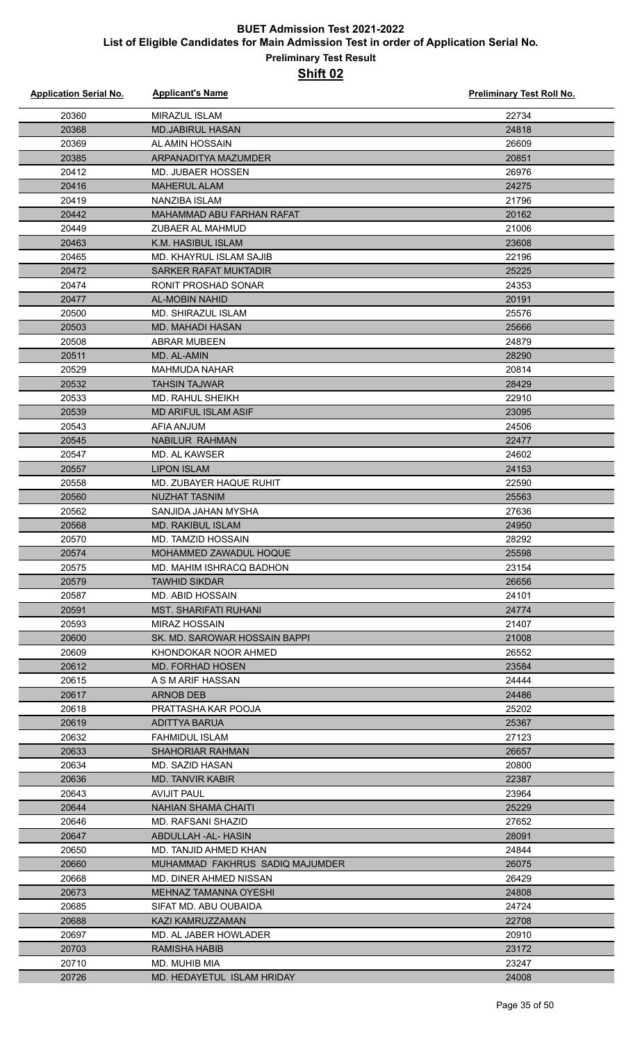# BUET Admission Test 2021-2022

## List of Eligible Candidates for Main Admission Test in order of Application Serial No.

### Preliminary Test Result

### Shift 02

| Application Serial No. | Applicant's Name | Preliminary Test Roll No. |
|---|---|---|
| 20360 | MIRAZUL ISLAM | 22734 |
| 20368 | MD.JABIRUL HASAN | 24818 |
| 20369 | AL AMIN HOSSAIN | 26609 |
| 20385 | ARPANADITYA MAZUMDER | 20851 |
| 20412 | MD. JUBAER HOSSEN | 26976 |
| 20416 | MAHERUL ALAM | 24275 |
| 20419 | NANZIBA ISLAM | 21796 |
| 20442 | MAHAMMAD ABU FARHAN RAFAT | 20162 |
| 20449 | ZUBAER AL MAHMUD | 21006 |
| 20463 | K.M. HASIBUL ISLAM | 23608 |
| 20465 | MD. KHAYRUL ISLAM SAJIB | 22196 |
| 20472 | SARKER RAFAT MUKTADIR | 25225 |
| 20474 | RONIT PROSHAD SONAR | 24353 |
| 20477 | AL-MOBIN NAHID | 20191 |
| 20500 | MD. SHIRAZUL ISLAM | 25576 |
| 20503 | MD. MAHADI HASAN | 25666 |
| 20508 | ABRAR MUBEEN | 24879 |
| 20511 | MD. AL-AMIN | 28290 |
| 20529 | MAHMUDA NAHAR | 20814 |
| 20532 | TAHSIN TAJWAR | 28429 |
| 20533 | MD. RAHUL SHEIKH | 22910 |
| 20539 | MD ARIFUL ISLAM ASIF | 23095 |
| 20543 | AFIA ANJUM | 24506 |
| 20545 | NABILUR RAHMAN | 22477 |
| 20547 | MD. AL KAWSER | 24602 |
| 20557 | LIPON ISLAM | 24153 |
| 20558 | MD. ZUBAYER HAQUE RUHIT | 22590 |
| 20560 | NUZHAT TASNIM | 25563 |
| 20562 | SANJIDA JAHAN MYSHA | 27636 |
| 20568 | MD. RAKIBUL ISLAM | 24950 |
| 20570 | MD. TAMZID HOSSAIN | 28292 |
| 20574 | MOHAMMED ZAWADUL HOQUE | 25598 |
| 20575 | MD. MAHIM ISHRACQ BADHON | 23154 |
| 20579 | TAWHID SIKDAR | 26656 |
| 20587 | MD. ABID HOSSAIN | 24101 |
| 20591 | MST. SHARIFATI RUHANI | 24774 |
| 20593 | MIRAZ HOSSAIN | 21407 |
| 20600 | SK. MD. SAROWAR HOSSAIN BAPPI | 21008 |
| 20609 | KHONDOKAR NOOR AHMED | 26552 |
| 20612 | MD. FORHAD HOSEN | 23584 |
| 20615 | A S M ARIF HASSAN | 24444 |
| 20617 | ARNOB DEB | 24486 |
| 20618 | PRATTASHA KAR POOJA | 25202 |
| 20619 | ADITTYA BARUA | 25367 |
| 20632 | FAHMIDUL ISLAM | 27123 |
| 20633 | SHAHORIAR RAHMAN | 26657 |
| 20634 | MD. SAZID HASAN | 20800 |
| 20636 | MD. TANVIR KABIR | 22387 |
| 20643 | AVIJIT PAUL | 23964 |
| 20644 | NAHIAN SHAMA CHAITI | 25229 |
| 20646 | MD. RAFSANI SHAZID | 27652 |
| 20647 | ABDULLAH -AL- HASIN | 28091 |
| 20650 | MD. TANJID AHMED KHAN | 24844 |
| 20660 | MUHAMMAD FAKHRUS SADIQ MAJUMDER | 26075 |
| 20668 | MD. DINER AHMED NISSAN | 26429 |
| 20673 | MEHNAZ TAMANNA OYESHI | 24808 |
| 20685 | SIFAT MD. ABU OUBAIDA | 24724 |
| 20688 | KAZI KAMRUZZAMAN | 22708 |
| 20697 | MD. AL JABER HOWLADER | 20910 |
| 20703 | RAMISHA HABIB | 23172 |
| 20710 | MD. MUHIB MIA | 23247 |
| 20726 | MD. HEDAYETUL ISLAM HRIDAY | 24008 |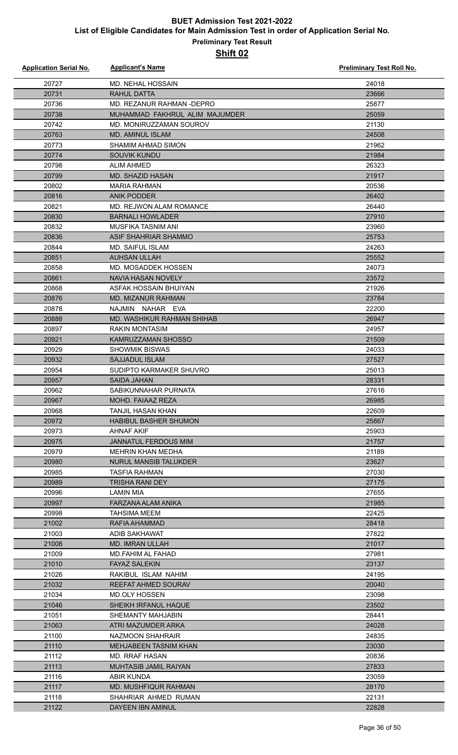# BUET Admission Test 2021-2022

## List of Eligible Candidates for Main Admission Test in order of Application Serial No.

### Preliminary Test Result

### Shift 02

| Application Serial No. | Applicant's Name | Preliminary Test Roll No. |
|---|---|---|
| 20727 | MD. NEHAL HOSSAIN | 24018 |
| 20731 | RAHUL DATTA | 23666 |
| 20736 | MD. REZANUR RAHMAN -DEPRO | 25877 |
| 20738 | MUHAMMAD FAKHRUL ALIM MAJUMDER | 25059 |
| 20742 | MD. MONIRUZZAMAN SOUROV | 21130 |
| 20763 | MD. AMINUL ISLAM | 24508 |
| 20773 | SHAMIM AHMAD SIMON | 21962 |
| 20774 | SOUVIK KUNDU | 21984 |
| 20798 | ALIM AHMED | 26323 |
| 20799 | MD. SHAZID HASAN | 21917 |
| 20802 | MARIA RAHMAN | 20536 |
| 20816 | ANIK PODDER | 26402 |
| 20821 | MD. REJWON ALAM ROMANCE | 26440 |
| 20830 | BARNALI HOWLADER | 27910 |
| 20832 | MUSFIKA TASNIM ANI | 23960 |
| 20836 | ASIF SHAHRIAR SHAMMO | 25753 |
| 20844 | MD. SAIFUL ISLAM | 24263 |
| 20851 | AUHSAN ULLAH | 25552 |
| 20858 | MD. MOSADDEK HOSSEN | 24073 |
| 20861 | NAVIA HASAN NOVELY | 23572 |
| 20868 | ASFAK HOSSAIN BHUIYAN | 21926 |
| 20876 | MD. MIZANUR RAHMAN | 23784 |
| 20878 | NAJMIN NAHAR EVA | 22200 |
| 20888 | MD. WASHIKUR RAHMAN SHIHAB | 26947 |
| 20897 | RAKIN MONTASIM | 24957 |
| 20921 | KAMRUZZAMAN SHOSSO | 21509 |
| 20929 | SHOWMIK BISWAS | 24033 |
| 20932 | SAJJADUL ISLAM | 27527 |
| 20954 | SUDIPTO KARMAKER SHUVRO | 25013 |
| 20957 | SAIDA JAHAN | 28331 |
| 20962 | SABIKUNNAHAR PURNATA | 27616 |
| 20967 | MOHD. FAIAAZ REZA | 26985 |
| 20968 | TANJIL HASAN KHAN | 22609 |
| 20972 | HABIBUL BASHER SHUMON | 25867 |
| 20973 | AHNAF AKIF | 25903 |
| 20975 | JANNATUL FERDOUS MIM | 21757 |
| 20979 | MEHRIN KHAN MEDHA | 21189 |
| 20980 | NURUL MANSIB TALUKDER | 23627 |
| 20985 | TASFIA RAHMAN | 27030 |
| 20989 | TRISHA RANI DEY | 27175 |
| 20996 | LAMIN MIA | 27655 |
| 20997 | FARZANA ALAM ANIKA | 21985 |
| 20998 | TAHSIMA MEEM | 22425 |
| 21002 | RAFIA AHAMMAD | 28418 |
| 21003 | ADIB SAKHAWAT | 27822 |
| 21008 | MD. IMRAN ULLAH | 21017 |
| 21009 | MD.FAHIM AL FAHAD | 27981 |
| 21010 | FAYAZ SALEKIN | 23137 |
| 21026 | RAKIBUL ISLAM NAHIM | 24195 |
| 21032 | REEFAT AHMED SOURAV | 20040 |
| 21034 | MD.OLY HOSSEN | 23098 |
| 21046 | SHEIKH IRFANUL HAQUE | 23502 |
| 21051 | SHEMANTY MAHJABIN | 28441 |
| 21063 | ATRI MAZUMDER ARKA | 24028 |
| 21100 | NAZMOON SHAHRAIR | 24835 |
| 21110 | MEHJABEEN TASNIM KHAN | 23030 |
| 21112 | MD. RRAF HASAN | 20836 |
| 21113 | MUHTASIB JAMIL RAIYAN | 27833 |
| 21116 | ABIR KUNDA | 23059 |
| 21117 | MD. MUSHFIQUR RAHMAN | 28170 |
| 21118 | SHAHRIAR AHMED RUMAN | 22131 |
| 21122 | DAYEEN IBN AMINUL | 22828 |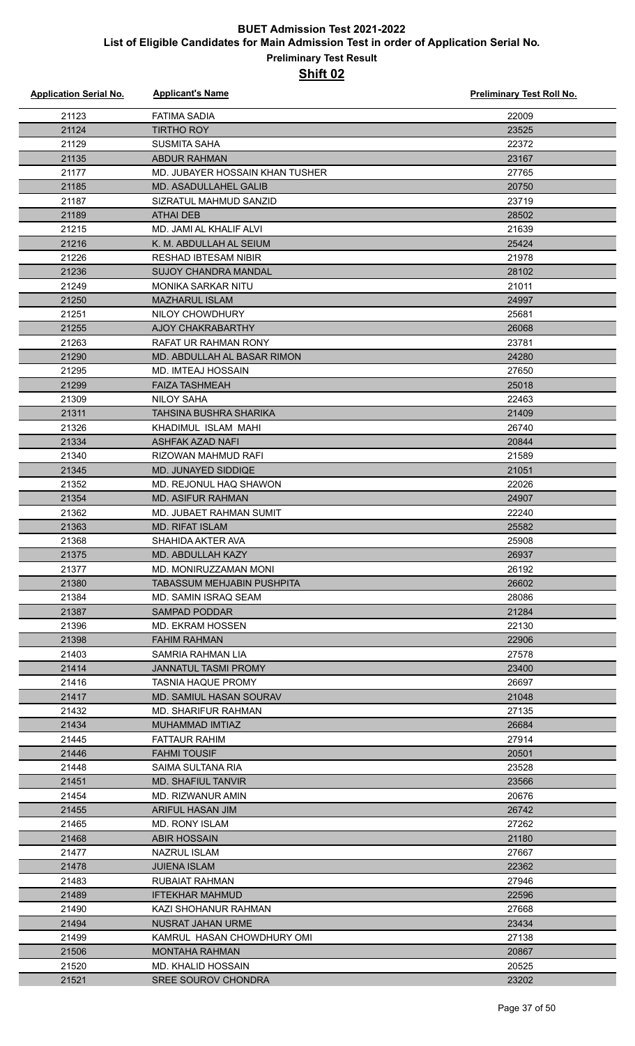# BUET Admission Test 2021-2022

## List of Eligible Candidates for Main Admission Test in order of Application Serial No.

### Preliminary Test Result

### Shift 02

| Application Serial No. | Applicant's Name | Preliminary Test Roll No. |
|---|---|---|
| 21123 | FATIMA SADIA | 22009 |
| 21124 | TIRTHO ROY | 23525 |
| 21129 | SUSMITA SAHA | 22372 |
| 21135 | ABDUR RAHMAN | 23167 |
| 21177 | MD. JUBAYER HOSSAIN KHAN TUSHER | 27765 |
| 21185 | MD. ASADULLAHEL GALIB | 20750 |
| 21187 | SIZRATUL MAHMUD SANZID | 23719 |
| 21189 | ATHAI DEB | 28502 |
| 21215 | MD. JAMI AL KHALIF ALVI | 21639 |
| 21216 | K. M. ABDULLAH AL SEIUM | 25424 |
| 21226 | RESHAD IBTESAM NIBIR | 21978 |
| 21236 | SUJOY CHANDRA MANDAL | 28102 |
| 21249 | MONIKA SARKAR NITU | 21011 |
| 21250 | MAZHARUL ISLAM | 24997 |
| 21251 | NILOY CHOWDHURY | 25681 |
| 21255 | AJOY CHAKRABARTHY | 26068 |
| 21263 | RAFAT UR RAHMAN RONY | 23781 |
| 21290 | MD. ABDULLAH AL BASAR RIMON | 24280 |
| 21295 | MD. IMTEAJ HOSSAIN | 27650 |
| 21299 | FAIZA TASHMEAH | 25018 |
| 21309 | NILOY SAHA | 22463 |
| 21311 | TAHSINA BUSHRA SHARIKA | 21409 |
| 21326 | KHADIMUL ISLAM MAHI | 26740 |
| 21334 | ASHFAK AZAD NAFI | 20844 |
| 21340 | RIZOWAN MAHMUD RAFI | 21589 |
| 21345 | MD. JUNAYED SIDDIQE | 21051 |
| 21352 | MD. REJONUL HAQ SHAWON | 22026 |
| 21354 | MD. ASIFUR RAHMAN | 24907 |
| 21362 | MD. JUBAET RAHMAN SUMIT | 22240 |
| 21363 | MD. RIFAT ISLAM | 25582 |
| 21368 | SHAHIDA AKTER AVA | 25908 |
| 21375 | MD. ABDULLAH KAZY | 26937 |
| 21377 | MD. MONIRUZZAMAN MONI | 26192 |
| 21380 | TABASSUM MEHJABIN PUSHPITA | 26602 |
| 21384 | MD. SAMIN ISRAQ SEAM | 28086 |
| 21387 | SAMPAD PODDAR | 21284 |
| 21396 | MD. EKRAM HOSSEN | 22130 |
| 21398 | FAHIM RAHMAN | 22906 |
| 21403 | SAMRIA RAHMAN LIA | 27578 |
| 21414 | JANNATUL TASMI PROMY | 23400 |
| 21416 | TASNIA HAQUE PROMY | 26697 |
| 21417 | MD. SAMIUL HASAN SOURAV | 21048 |
| 21432 | MD. SHARIFUR RAHMAN | 27135 |
| 21434 | MUHAMMAD IMTIAZ | 26684 |
| 21445 | FATTAUR RAHIM | 27914 |
| 21446 | FAHMI TOUSIF | 20501 |
| 21448 | SAIMA SULTANA RIA | 23528 |
| 21451 | MD. SHAFIUL TANVIR | 23566 |
| 21454 | MD. RIZWANUR AMIN | 20676 |
| 21455 | ARIFUL HASAN JIM | 26742 |
| 21465 | MD. RONY ISLAM | 27262 |
| 21468 | ABIR HOSSAIN | 21180 |
| 21477 | NAZRUL ISLAM | 27667 |
| 21478 | JUIENA ISLAM | 22362 |
| 21483 | RUBAIAT RAHMAN | 27946 |
| 21489 | IFTEKHAR MAHMUD | 22596 |
| 21490 | KAZI SHOHANUR RAHMAN | 27668 |
| 21494 | NUSRAT JAHAN URME | 23434 |
| 21499 | KAMRUL HASAN CHOWDHURY OMI | 27138 |
| 21506 | MONTAHA RAHMAN | 20867 |
| 21520 | MD. KHALID HOSSAIN | 20525 |
| 21521 | SREE SOUROV CHONDRA | 23202 |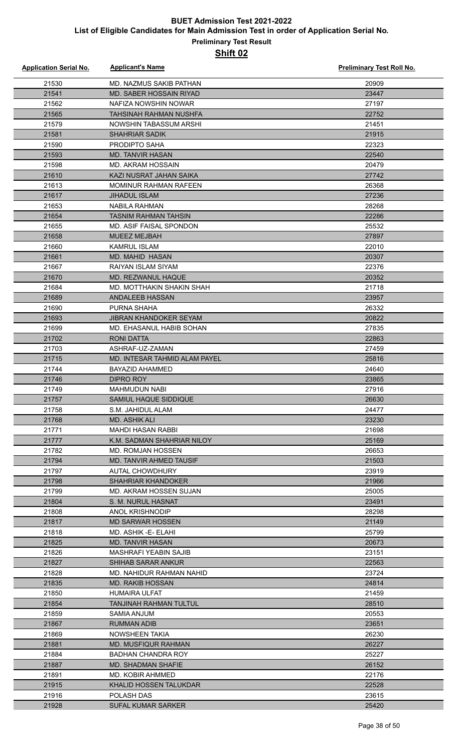# BUET Admission Test 2021-2022

## List of Eligible Candidates for Main Admission Test in order of Application Serial No.

### Preliminary Test Result

### Shift 02

| Application Serial No. | Applicant's Name | Preliminary Test Roll No. |
| --- | --- | --- |
| 21530 | MD. NAZMUS SAKIB PATHAN | 20909 |
| 21541 | MD. SABER HOSSAIN RIYAD | 23447 |
| 21562 | NAFIZA NOWSHIN NOWAR | 27197 |
| 21565 | TAHSINAH RAHMAN NUSHFA | 22752 |
| 21579 | NOWSHIN TABASSUM ARSHI | 21451 |
| 21581 | SHAHRIAR SADIK | 21915 |
| 21590 | PRODIPTO SAHA | 22323 |
| 21593 | MD. TANVIR HASAN | 22540 |
| 21598 | MD. AKRAM HOSSAIN | 20479 |
| 21610 | KAZI NUSRAT JAHAN SAIKA | 27742 |
| 21613 | MOMINUR RAHMAN RAFEEN | 26368 |
| 21617 | JIHADUL ISLAM | 27236 |
| 21653 | NABILA RAHMAN | 28268 |
| 21654 | TASNIM RAHMAN TAHSIN | 22286 |
| 21655 | MD. ASIF FAISAL SPONDON | 25532 |
| 21658 | MUEEZ MEJBAH | 27897 |
| 21660 | KAMRUL ISLAM | 22010 |
| 21661 | MD. MAHID HASAN | 20307 |
| 21667 | RAIYAN ISLAM SIYAM | 22376 |
| 21670 | MD. REZWANUL HAQUE | 20352 |
| 21684 | MD. MOTTHAKIN SHAKIN SHAH | 21718 |
| 21689 | ANDALEEB HASSAN | 23957 |
| 21690 | PURNA SHAHA | 26332 |
| 21693 | JIBRAN KHANDOKER SEYAM | 20822 |
| 21699 | MD. EHASANUL HABIB SOHAN | 27835 |
| 21702 | RONI DATTA | 22863 |
| 21703 | ASHRAF-UZ-ZAMAN | 27459 |
| 21715 | MD. INTESAR TAHMID ALAM PAYEL | 25816 |
| 21744 | BAYAZID AHAMMED | 24640 |
| 21746 | DIPRO ROY | 23865 |
| 21749 | MAHMUDUN NABI | 27916 |
| 21757 | SAMIUL HAQUE SIDDIQUE | 26630 |
| 21758 | S.M. JAHIDUL ALAM | 24477 |
| 21768 | MD. ASHIK ALI | 23230 |
| 21771 | MAHDI HASAN RABBI | 21698 |
| 21777 | K.M. SADMAN SHAHRIAR NILOY | 25169 |
| 21782 | MD. ROMJAN HOSSEN | 26653 |
| 21794 | MD. TANVIR AHMED TAUSIF | 21503 |
| 21797 | AUTAL CHOWDHURY | 23919 |
| 21798 | SHAHRIAR KHANDOKER | 21966 |
| 21799 | MD. AKRAM HOSSEN SUJAN | 25005 |
| 21804 | S. M. NURUL HASNAT | 23491 |
| 21808 | ANOL KRISHNODIP | 28298 |
| 21817 | MD SARWAR HOSSEN | 21149 |
| 21818 | MD. ASHIK -E- ELAHI | 25799 |
| 21825 | MD. TANVIR HASAN | 20673 |
| 21826 | MASHRAFI YEABIN SAJIB | 23151 |
| 21827 | SHIHAB SARAR ANKUR | 22563 |
| 21828 | MD. NAHIDUR RAHMAN NAHID | 23724 |
| 21835 | MD. RAKIB HOSSAN | 24814 |
| 21850 | HUMAIRA ULFAT | 21459 |
| 21854 | TANJINAH RAHMAN TULTUL | 28510 |
| 21859 | SAMIA ANJUM | 20553 |
| 21867 | RUMMAN ADIB | 23651 |
| 21869 | NOWSHEEN TAKIA | 26230 |
| 21881 | MD. MUSFIQUR RAHMAN | 26227 |
| 21884 | BADHAN CHANDRA ROY | 25227 |
| 21887 | MD. SHADMAN SHAFIE | 26152 |
| 21891 | MD. KOBIR AHMMED | 22176 |
| 21915 | KHALID HOSSEN TALUKDAR | 22528 |
| 21916 | POLASH DAS | 23615 |
| 21928 | SUFAL KUMAR SARKER | 25420 |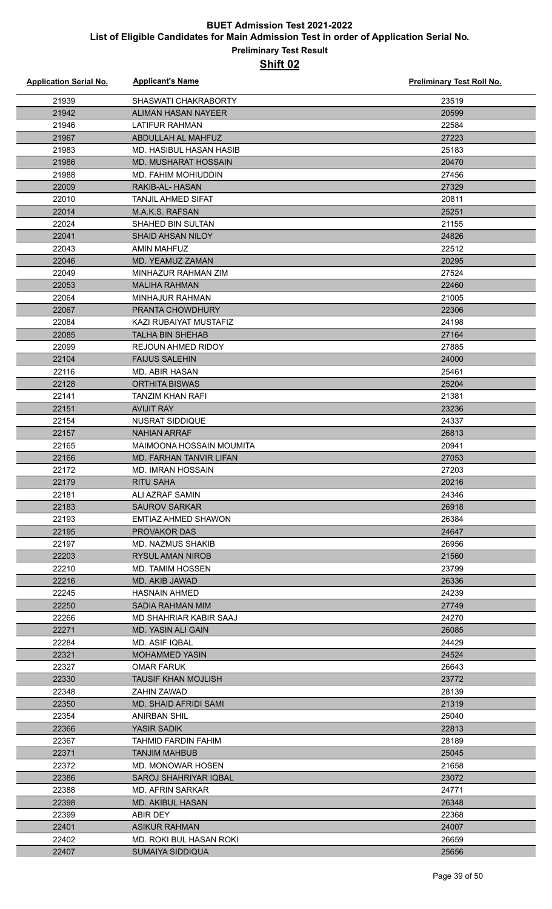# BUET Admission Test 2021-2022

## List of Eligible Candidates for Main Admission Test in order of Application Serial No.

### Preliminary Test Result

### Shift 02

| Application Serial No. | Applicant's Name | Preliminary Test Roll No. |
|---|---|---|
| 21939 | SHASWATI CHAKRABORTY | 23519 |
| 21942 | ALIMAN HASAN NAYEER | 20599 |
| 21946 | LATIFUR RAHMAN | 22584 |
| 21967 | ABDULLAH AL MAHFUZ | 27223 |
| 21983 | MD. HASIBUL HASAN HASIB | 25183 |
| 21986 | MD. MUSHARAT HOSSAIN | 20470 |
| 21988 | MD. FAHIM MOHIUDDIN | 27456 |
| 22009 | RAKIB-AL- HASAN | 27329 |
| 22010 | TANJIL AHMED SIFAT | 20811 |
| 22014 | M.A.K.S. RAFSAN | 25251 |
| 22024 | SHAHED BIN SULTAN | 21155 |
| 22041 | SHAID AHSAN NILOY | 24826 |
| 22043 | AMIN MAHFUZ | 22512 |
| 22046 | MD. YEAMUZ ZAMAN | 20295 |
| 22049 | MINHAZUR RAHMAN ZIM | 27524 |
| 22053 | MALIHA RAHMAN | 22460 |
| 22064 | MINHAJUR RAHMAN | 21005 |
| 22067 | PRANTA CHOWDHURY | 22306 |
| 22084 | KAZI RUBAIYAT MUSTAFIZ | 24198 |
| 22085 | TALHA BIN SHEHAB | 27164 |
| 22099 | REJOUN AHMED RIDOY | 27885 |
| 22104 | FAIJUS SALEHIN | 24000 |
| 22116 | MD. ABIR HASAN | 25461 |
| 22128 | ORTHITA BISWAS | 25204 |
| 22141 | TANZIM KHAN RAFI | 21381 |
| 22151 | AVIJIT RAY | 23236 |
| 22154 | NUSRAT SIDDIQUE | 24337 |
| 22157 | NAHIAN ARRAF | 26813 |
| 22165 | MAIMOONA HOSSAIN MOUMITA | 20941 |
| 22166 | MD. FARHAN TANVIR LIFAN | 27053 |
| 22172 | MD. IMRAN HOSSAIN | 27203 |
| 22179 | RITU SAHA | 20216 |
| 22181 | ALI AZRAF SAMIN | 24346 |
| 22183 | SAUROV SARKAR | 26918 |
| 22193 | EMTIAZ AHMED SHAWON | 26384 |
| 22195 | PROVAKOR DAS | 24647 |
| 22197 | MD. NAZMUS SHAKIB | 26956 |
| 22203 | RYSUL AMAN NIROB | 21560 |
| 22210 | MD. TAMIM HOSSEN | 23799 |
| 22216 | MD. AKIB JAWAD | 26336 |
| 22245 | HASNAIN AHMED | 24239 |
| 22250 | SADIA RAHMAN MIM | 27749 |
| 22266 | MD SHAHRIAR KABIR SAAJ | 24270 |
| 22271 | MD. YASIN ALI GAIN | 26085 |
| 22284 | MD. ASIF IQBAL | 24429 |
| 22321 | MOHAMMED YASIN | 24524 |
| 22327 | OMAR FARUK | 26643 |
| 22330 | TAUSIF KHAN MOJLISH | 23772 |
| 22348 | ZAHIN ZAWAD | 28139 |
| 22350 | MD. SHAID AFRIDI SAMI | 21319 |
| 22354 | ANIRBAN SHIL | 25040 |
| 22366 | YASIR SADIK | 22813 |
| 22367 | TAHMID FARDIN FAHIM | 28189 |
| 22371 | TANJIM MAHBUB | 25045 |
| 22372 | MD. MONOWAR HOSEN | 21658 |
| 22386 | SAROJ SHAHRIYAR IQBAL | 23072 |
| 22388 | MD. AFRIN SARKAR | 24771 |
| 22398 | MD. AKIBUL HASAN | 26348 |
| 22399 | ABIR DEY | 22368 |
| 22401 | ASIKUR RAHMAN | 24007 |
| 22402 | MD. ROKI BUL HASAN ROKI | 26659 |
| 22407 | SUMAIYA SIDDIQUA | 25656 |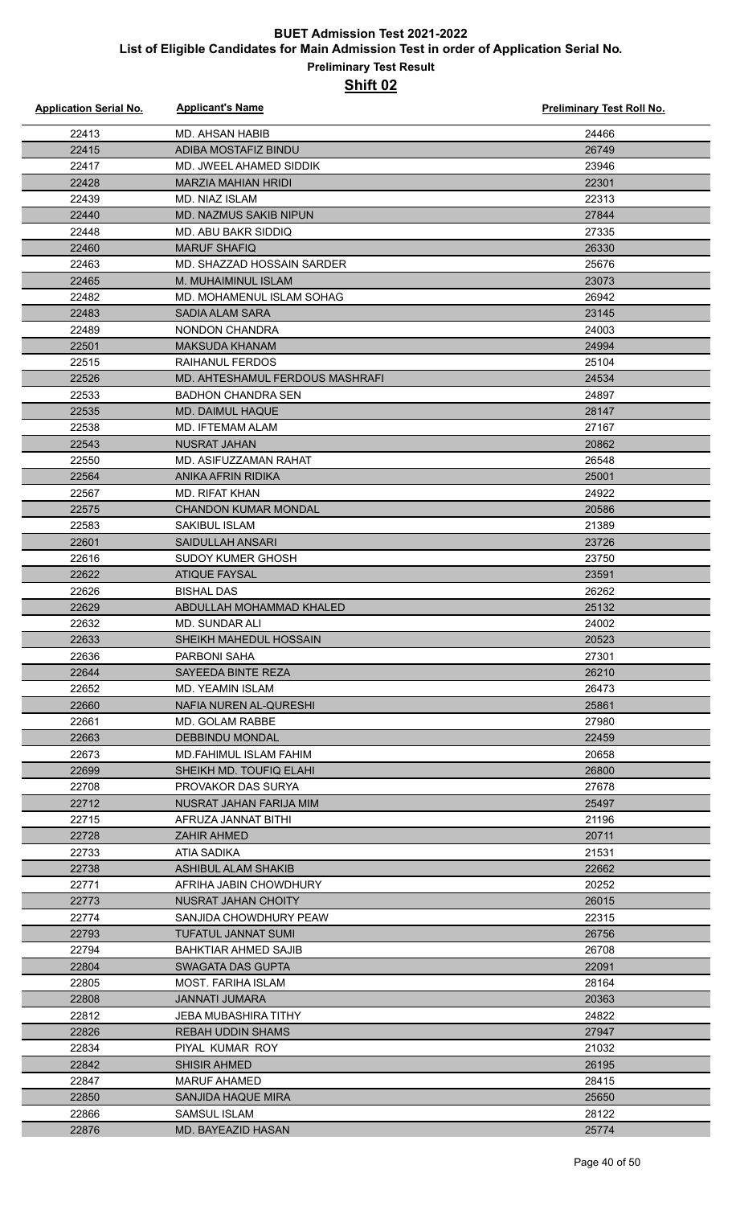# BUET Admission Test 2021-2022

## List of Eligible Candidates for Main Admission Test in order of Application Serial No.

### Preliminary Test Result

### Shift 02

| Application Serial No. | Applicant's Name | Preliminary Test Roll No. |
|---|---|---|
| 22413 | MD. AHSAN HABIB | 24466 |
| 22415 | ADIBA MOSTAFIZ BINDU | 26749 |
| 22417 | MD. JWEEL AHAMED SIDDIK | 23946 |
| 22428 | MARZIA MAHIAN HRIDI | 22301 |
| 22439 | MD. NIAZ ISLAM | 22313 |
| 22440 | MD. NAZMUS SAKIB NIPUN | 27844 |
| 22448 | MD. ABU BAKR SIDDIQ | 27335 |
| 22460 | MARUF SHAFIQ | 26330 |
| 22463 | MD. SHAZZAD HOSSAIN SARDER | 25676 |
| 22465 | M. MUHAIMINUL ISLAM | 23073 |
| 22482 | MD. MOHAMENUL ISLAM SOHAG | 26942 |
| 22483 | SADIA ALAM SARA | 23145 |
| 22489 | NONDON CHANDRA | 24003 |
| 22501 | MAKSUDA KHANAM | 24994 |
| 22515 | RAIHANUL FERDOS | 25104 |
| 22526 | MD. AHTESHAMUL FERDOUS MASHRAFI | 24534 |
| 22533 | BADHON CHANDRA SEN | 24897 |
| 22535 | MD. DAIMUL HAQUE | 28147 |
| 22538 | MD. IFTEMAM ALAM | 27167 |
| 22543 | NUSRAT JAHAN | 20862 |
| 22550 | MD. ASIFUZZAMAN RAHAT | 26548 |
| 22564 | ANIKA AFRIN RIDIKA | 25001 |
| 22567 | MD. RIFAT KHAN | 24922 |
| 22575 | CHANDON KUMAR MONDAL | 20586 |
| 22583 | SAKIBUL ISLAM | 21389 |
| 22601 | SAIDULLAH ANSARI | 23726 |
| 22616 | SUDOY KUMER GHOSH | 23750 |
| 22622 | ATIQUE FAYSAL | 23591 |
| 22626 | BISHAL DAS | 26262 |
| 22629 | ABDULLAH MOHAMMAD KHALED | 25132 |
| 22632 | MD. SUNDAR ALI | 24002 |
| 22633 | SHEIKH MAHEDUL HOSSAIN | 20523 |
| 22636 | PARBONI SAHA | 27301 |
| 22644 | SAYEEDA BINTE REZA | 26210 |
| 22652 | MD. YEAMIN ISLAM | 26473 |
| 22660 | NAFIA NUREN AL-QURESHI | 25861 |
| 22661 | MD. GOLAM RABBE | 27980 |
| 22663 | DEBBINDU MONDAL | 22459 |
| 22673 | MD.FAHIMUL ISLAM FAHIM | 20658 |
| 22699 | SHEIKH MD. TOUFIQ ELAHI | 26800 |
| 22708 | PROVAKOR DAS SURYA | 27678 |
| 22712 | NUSRAT JAHAN FARIJA MIM | 25497 |
| 22715 | AFRUZA JANNAT BITHI | 21196 |
| 22728 | ZAHIR AHMED | 20711 |
| 22733 | ATIA SADIKA | 21531 |
| 22738 | ASHIBUL ALAM SHAKIB | 22662 |
| 22771 | AFRIHA JABIN CHOWDHURY | 20252 |
| 22773 | NUSRAT JAHAN CHOITY | 26015 |
| 22774 | SANJIDA CHOWDHURY PEAW | 22315 |
| 22793 | TUFATUL JANNAT SUMI | 26756 |
| 22794 | BAHKTIAR AHMED SAJIB | 26708 |
| 22804 | SWAGATA DAS GUPTA | 22091 |
| 22805 | MOST. FARIHA ISLAM | 28164 |
| 22808 | JANNATI JUMARA | 20363 |
| 22812 | JEBA MUBASHIRA TITHY | 24822 |
| 22826 | REBAH UDDIN SHAMS | 27947 |
| 22834 | PIYAL KUMAR ROY | 21032 |
| 22842 | SHISIR AHMED | 26195 |
| 22847 | MARUF AHAMED | 28415 |
| 22850 | SANJIDA HAQUE MIRA | 25650 |
| 22866 | SAMSUL ISLAM | 28122 |
| 22876 | MD. BAYEAZID HASAN | 25774 |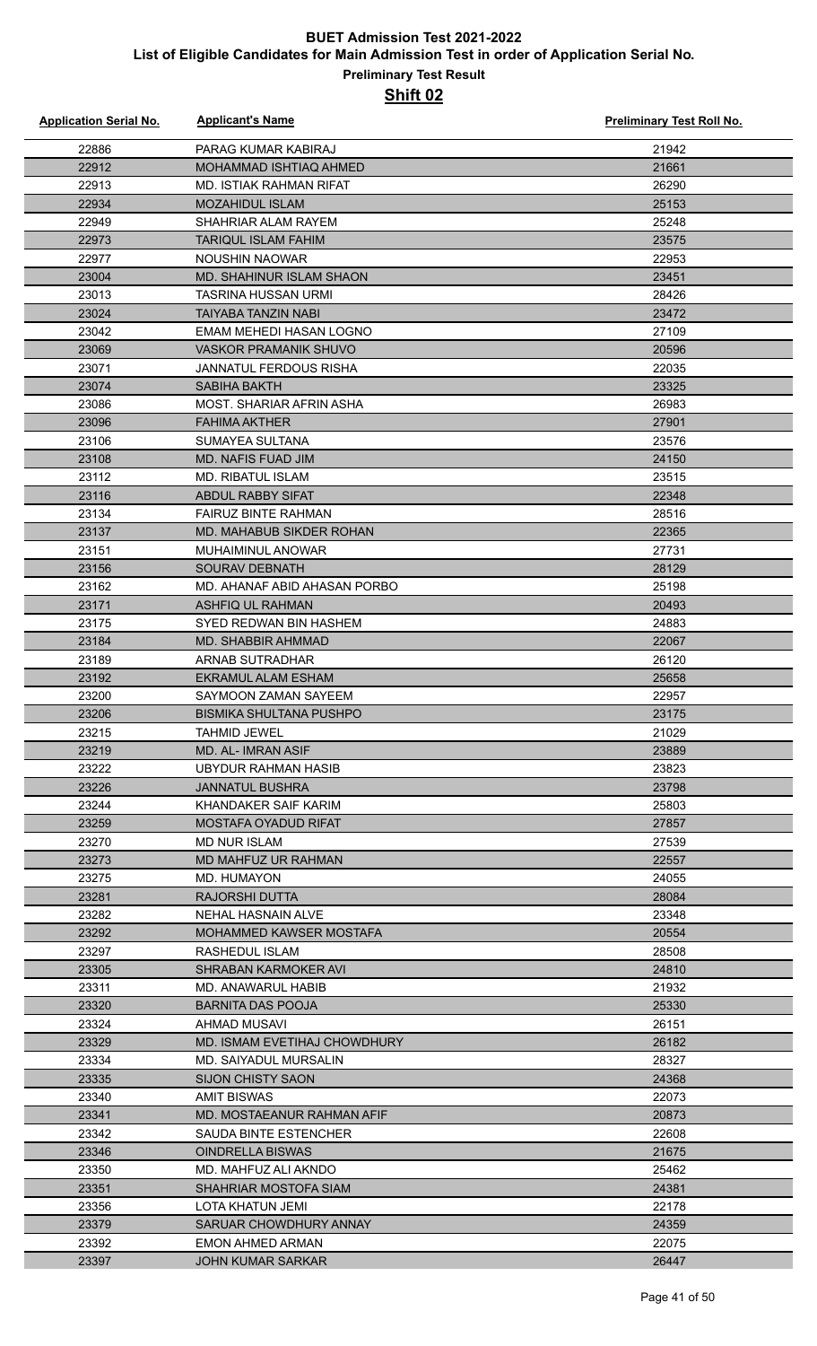# BUET Admission Test 2021-2022

## List of Eligible Candidates for Main Admission Test in order of Application Serial No.

### Preliminary Test Result

### Shift 02

| Application Serial No. | Applicant's Name | Preliminary Test Roll No. |
|---|---|---|
| 22886 | PARAG KUMAR KABIRAJ | 21942 |
| 22912 | MOHAMMAD ISHTIAQ AHMED | 21661 |
| 22913 | MD. ISTIAK RAHMAN RIFAT | 26290 |
| 22934 | MOZAHIDUL ISLAM | 25153 |
| 22949 | SHAHRIAR ALAM RAYEM | 25248 |
| 22973 | TARIQUL ISLAM FAHIM | 23575 |
| 22977 | NOUSHIN NAOWAR | 22953 |
| 23004 | MD. SHAHINUR ISLAM SHAON | 23451 |
| 23013 | TASRINA HUSSAN URMI | 28426 |
| 23024 | TAIYABA TANZIN NABI | 23472 |
| 23042 | EMAM MEHEDI HASAN LOGNO | 27109 |
| 23069 | VASKOR PRAMANIK SHUVO | 20596 |
| 23071 | JANNATUL FERDOUS RISHA | 22035 |
| 23074 | SABIHA BAKTH | 23325 |
| 23086 | MOST. SHARIAR AFRIN ASHA | 26983 |
| 23096 | FAHIMA AKTHER | 27901 |
| 23106 | SUMAYEA SULTANA | 23576 |
| 23108 | MD. NAFIS FUAD JIM | 24150 |
| 23112 | MD. RIBATUL ISLAM | 23515 |
| 23116 | ABDUL RABBY SIFAT | 22348 |
| 23134 | FAIRUZ BINTE RAHMAN | 28516 |
| 23137 | MD. MAHABUB SIKDER ROHAN | 22365 |
| 23151 | MUHAIMINUL ANOWAR | 27731 |
| 23156 | SOURAV DEBNATH | 28129 |
| 23162 | MD. AHANAF ABID AHASAN PORBO | 25198 |
| 23171 | ASHFIQ UL RAHMAN | 20493 |
| 23175 | SYED REDWAN BIN HASHEM | 24883 |
| 23184 | MD. SHABBIR AHMMAD | 22067 |
| 23189 | ARNAB SUTRADHAR | 26120 |
| 23192 | EKRAMUL ALAM ESHAM | 25658 |
| 23200 | SAYMOON ZAMAN SAYEEM | 22957 |
| 23206 | BISMIKA SHULTANA PUSHPO | 23175 |
| 23215 | TAHMID JEWEL | 21029 |
| 23219 | MD. AL- IMRAN ASIF | 23889 |
| 23222 | UBYDUR RAHMAN HASIB | 23823 |
| 23226 | JANNATUL BUSHRA | 23798 |
| 23244 | KHANDAKER SAIF KARIM | 25803 |
| 23259 | MOSTAFA OYADUD RIFAT | 27857 |
| 23270 | MD NUR ISLAM | 27539 |
| 23273 | MD MAHFUZ UR RAHMAN | 22557 |
| 23275 | MD. HUMAYON | 24055 |
| 23281 | RAJORSHI DUTTA | 28084 |
| 23282 | NEHAL HASNAIN ALVE | 23348 |
| 23292 | MOHAMMED KAWSER MOSTAFA | 20554 |
| 23297 | RASHEDUL ISLAM | 28508 |
| 23305 | SHRABAN KARMOKER AVI | 24810 |
| 23311 | MD. ANAWARUL HABIB | 21932 |
| 23320 | BARNITA DAS POOJA | 25330 |
| 23324 | AHMAD MUSAVI | 26151 |
| 23329 | MD. ISMAM EVETIHAJ CHOWDHURY | 26182 |
| 23334 | MD. SAIYADUL MURSALIN | 28327 |
| 23335 | SIJON CHISTY SAON | 24368 |
| 23340 | AMIT BISWAS | 22073 |
| 23341 | MD. MOSTAEANUR RAHMAN AFIF | 20873 |
| 23342 | SAUDA BINTE ESTENCHER | 22608 |
| 23346 | OINDRELLA BISWAS | 21675 |
| 23350 | MD. MAHFUZ ALI AKNDO | 25462 |
| 23351 | SHAHRIAR MOSTOFA SIAM | 24381 |
| 23356 | LOTA KHATUN JEMI | 22178 |
| 23379 | SARUAR CHOWDHURY ANNAY | 24359 |
| 23392 | EMON AHMED ARMAN | 22075 |
| 23397 | JOHN KUMAR SARKAR | 26447 |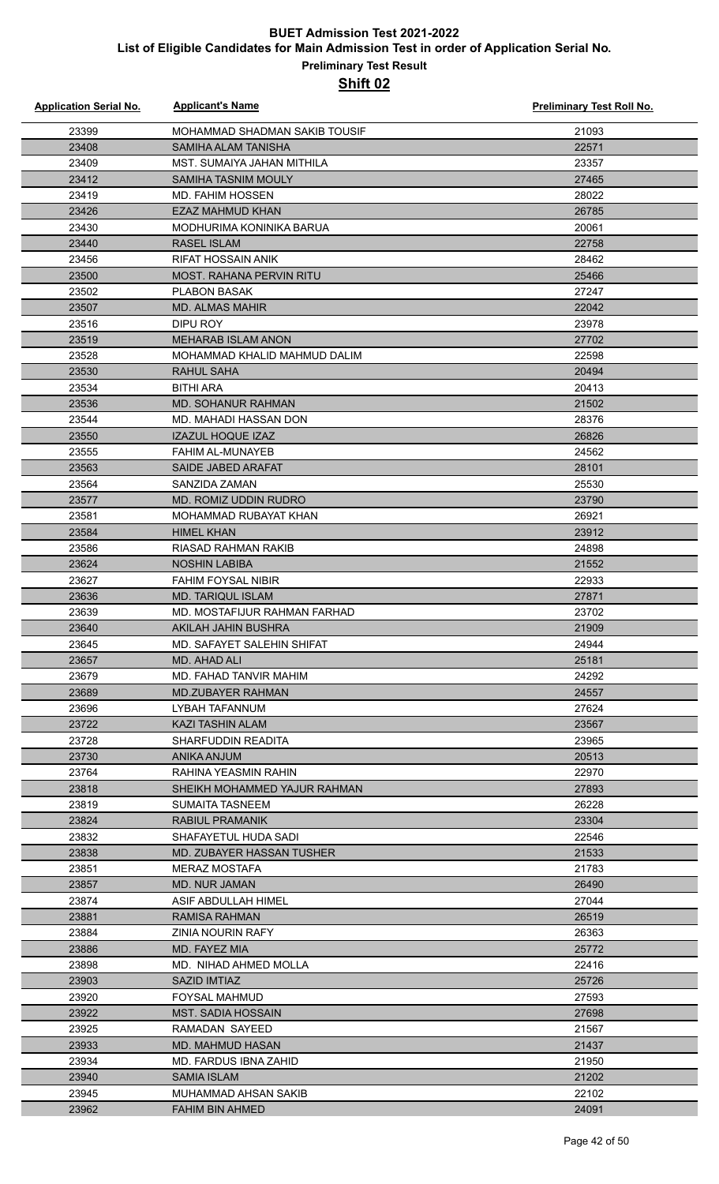# BUET Admission Test 2021-2022
## List of Eligible Candidates for Main Admission Test in order of Application Serial No.
### Preliminary Test Result
### Shift 02

| Application Serial No. | Applicant's Name | Preliminary Test Roll No. |
|---|---|---|
| 23399 | MOHAMMAD SHADMAN SAKIB TOUSIF | 21093 |
| 23408 | SAMIHA ALAM TANISHA | 22571 |
| 23409 | MST. SUMAIYA JAHAN MITHILA | 23357 |
| 23412 | SAMIHA TASNIM MOULY | 27465 |
| 23419 | MD. FAHIM HOSSEN | 28022 |
| 23426 | EZAZ MAHMUD KHAN | 26785 |
| 23430 | MODHURIMA KONINIKA BARUA | 20061 |
| 23440 | RASEL ISLAM | 22758 |
| 23456 | RIFAT HOSSAIN ANIK | 28462 |
| 23500 | MOST. RAHANA PERVIN RITU | 25466 |
| 23502 | PLABON BASAK | 27247 |
| 23507 | MD. ALMAS MAHIR | 22042 |
| 23516 | DIPU ROY | 23978 |
| 23519 | MEHARAB ISLAM ANON | 27702 |
| 23528 | MOHAMMAD KHALID MAHMUD DALIM | 22598 |
| 23530 | RAHUL SAHA | 20494 |
| 23534 | BITHI ARA | 20413 |
| 23536 | MD. SOHANUR RAHMAN | 21502 |
| 23544 | MD. MAHADI HASSAN DON | 28376 |
| 23550 | IZAZUL HOQUE IZAZ | 26826 |
| 23555 | FAHIM AL-MUNAYEB | 24562 |
| 23563 | SAIDE JABED ARAFAT | 28101 |
| 23564 | SANZIDA ZAMAN | 25530 |
| 23577 | MD. ROMIZ UDDIN RUDRO | 23790 |
| 23581 | MOHAMMAD RUBAYAT KHAN | 26921 |
| 23584 | HIMEL KHAN | 23912 |
| 23586 | RIASAD RAHMAN RAKIB | 24898 |
| 23624 | NOSHIN LABIBA | 21552 |
| 23627 | FAHIM FOYSAL NIBIR | 22933 |
| 23636 | MD. TARIQUL ISLAM | 27871 |
| 23639 | MD. MOSTAFIJUR RAHMAN FARHAD | 23702 |
| 23640 | AKILAH JAHIN BUSHRA | 21909 |
| 23645 | MD. SAFAYET SALEHIN SHIFAT | 24944 |
| 23657 | MD. AHAD ALI | 25181 |
| 23679 | MD. FAHAD TANVIR MAHIM | 24292 |
| 23689 | MD.ZUBAYER RAHMAN | 24557 |
| 23696 | LYBAH TAFANNUM | 27624 |
| 23722 | KAZI TASHIN ALAM | 23567 |
| 23728 | SHARFUDDIN READITA | 23965 |
| 23730 | ANIKA ANJUM | 20513 |
| 23764 | RAHINA YEASMIN RAHIN | 22970 |
| 23818 | SHEIKH MOHAMMED YAJUR RAHMAN | 27893 |
| 23819 | SUMAITA TASNEEM | 26228 |
| 23824 | RABIUL PRAMANIK | 23304 |
| 23832 | SHAFAYETUL HUDA SADI | 22546 |
| 23838 | MD. ZUBAYER HASSAN TUSHER | 21533 |
| 23851 | MERAZ MOSTAFA | 21783 |
| 23857 | MD. NUR JAMAN | 26490 |
| 23874 | ASIF ABDULLAH HIMEL | 27044 |
| 23881 | RAMISA RAHMAN | 26519 |
| 23884 | ZINIA NOURIN RAFY | 26363 |
| 23886 | MD. FAYEZ MIA | 25772 |
| 23898 | MD. NIHAD AHMED MOLLA | 22416 |
| 23903 | SAZID IMTIAZ | 25726 |
| 23920 | FOYSAL MAHMUD | 27593 |
| 23922 | MST. SADIA HOSSAIN | 27698 |
| 23925 | RAMADAN SAYEED | 21567 |
| 23933 | MD. MAHMUD HASAN | 21437 |
| 23934 | MD. FARDUS IBNA ZAHID | 21950 |
| 23940 | SAMIA ISLAM | 21202 |
| 23945 | MUHAMMAD AHSAN SAKIB | 22102 |
| 23962 | FAHIM BIN AHMED | 24091 |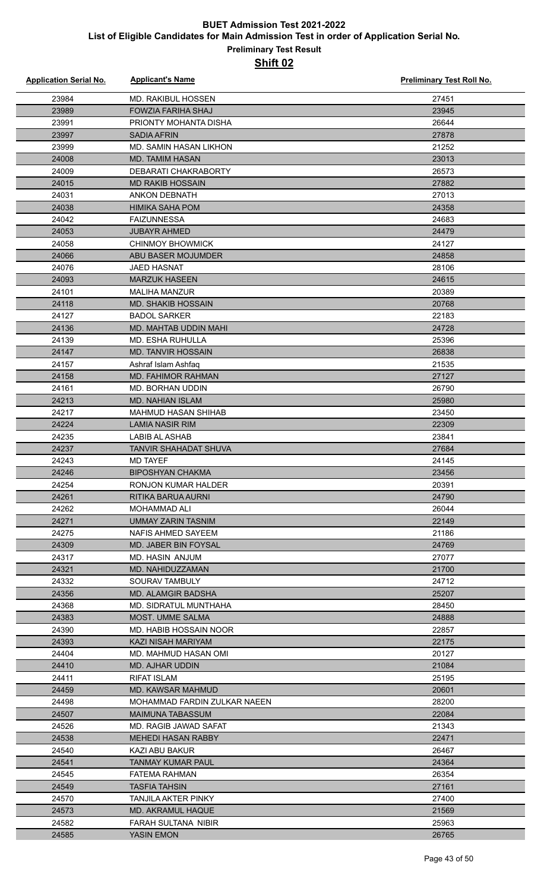# BUET Admission Test 2021-2022

## List of Eligible Candidates for Main Admission Test in order of Application Serial No.

### Preliminary Test Result

### Shift 02

| Application Serial No. | Applicant's Name | Preliminary Test Roll No. |
|---|---|---|
| 23984 | MD. RAKIBUL HOSSEN | 27451 |
| 23989 | FOWZIA FARIHA SHAJ | 23945 |
| 23991 | PRIONTY MOHANTA DISHA | 26644 |
| 23997 | SADIA AFRIN | 27878 |
| 23999 | MD. SAMIN HASAN LIKHON | 21252 |
| 24008 | MD. TAMIM HASAN | 23013 |
| 24009 | DEBARATI CHAKRABORTY | 26573 |
| 24015 | MD RAKIB HOSSAIN | 27882 |
| 24031 | ANKON DEBNATH | 27013 |
| 24038 | HIMIKA SAHA POM | 24358 |
| 24042 | FAIZUNNESSA | 24683 |
| 24053 | JUBAYR AHMED | 24479 |
| 24058 | CHINMOY BHOWMICK | 24127 |
| 24066 | ABU BASER MOJUMDER | 24858 |
| 24076 | JAED HASNAT | 28106 |
| 24093 | MARZUK HASEEN | 24615 |
| 24101 | MALIHA MANZUR | 20389 |
| 24118 | MD. SHAKIB HOSSAIN | 20768 |
| 24127 | BADOL SARKER | 22183 |
| 24136 | MD. MAHTAB UDDIN MAHI | 24728 |
| 24139 | MD. ESHA RUHULLA | 25396 |
| 24147 | MD. TANVIR HOSSAIN | 26838 |
| 24157 | Ashraf Islam Ashfaq | 21535 |
| 24158 | MD. FAHIMOR RAHMAN | 27127 |
| 24161 | MD. BORHAN UDDIN | 26790 |
| 24213 | MD. NAHIAN ISLAM | 25980 |
| 24217 | MAHMUD HASAN SHIHAB | 23450 |
| 24224 | LAMIA NASIR RIM | 22309 |
| 24235 | LABIB AL ASHAB | 23841 |
| 24237 | TANVIR SHAHADAT SHUVA | 27684 |
| 24243 | MD TAYEF | 24145 |
| 24246 | BIPOSHYAN CHAKMA | 23456 |
| 24254 | RONJON KUMAR HALDER | 20391 |
| 24261 | RITIKA BARUA AURNI | 24790 |
| 24262 | MOHAMMAD ALI | 26044 |
| 24271 | UMMAY ZARIN TASNIM | 22149 |
| 24275 | NAFIS AHMED SAYEEM | 21186 |
| 24309 | MD. JABER BIN FOYSAL | 24769 |
| 24317 | MD. HASIN ANJUM | 27077 |
| 24321 | MD. NAHIDUZZAMAN | 21700 |
| 24332 | SOURAV TAMBULY | 24712 |
| 24356 | MD. ALAMGIR BADSHA | 25207 |
| 24368 | MD. SIDRATUL MUNTHAHA | 28450 |
| 24383 | MOST. UMME SALMA | 24888 |
| 24390 | MD. HABIB HOSSAIN NOOR | 22857 |
| 24393 | KAZI NISAH MARIYAM | 22175 |
| 24404 | MD. MAHMUD HASAN OMI | 20127 |
| 24410 | MD. AJHAR UDDIN | 21084 |
| 24411 | RIFAT ISLAM | 25195 |
| 24459 | MD. KAWSAR MAHMUD | 20601 |
| 24498 | MOHAMMAD FARDIN ZULKAR NAEEN | 28200 |
| 24507 | MAIMUNA TABASSUM | 22084 |
| 24526 | MD. RAGIB JAWAD SAFAT | 21343 |
| 24538 | MEHEDI HASAN RABBY | 22471 |
| 24540 | KAZI ABU BAKUR | 26467 |
| 24541 | TANMAY KUMAR PAUL | 24364 |
| 24545 | FATEMA RAHMAN | 26354 |
| 24549 | TASFIA TAHSIN | 27161 |
| 24570 | TANJILA AKTER PINKY | 27400 |
| 24573 | MD. AKRAMUL HAQUE | 21569 |
| 24582 | FARAH SULTANA NIBIR | 25963 |
| 24585 | YASIN EMON | 26765 |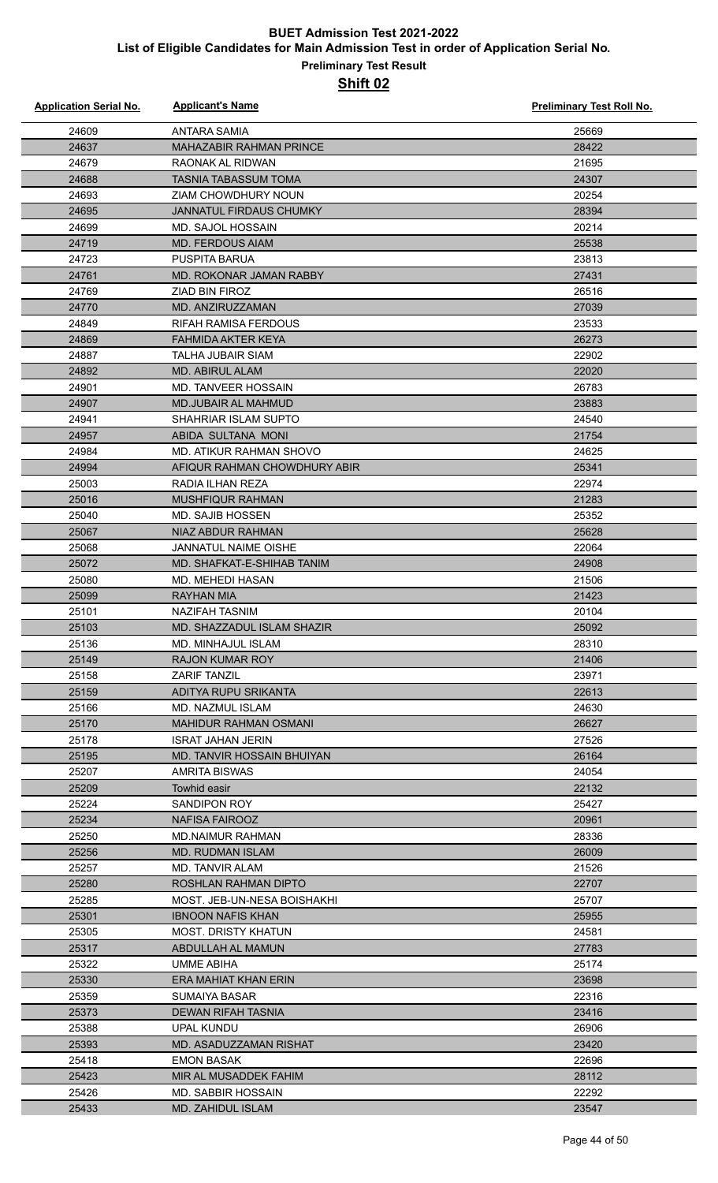# BUET Admission Test 2021-2022

## List of Eligible Candidates for Main Admission Test in order of Application Serial No.

### Preliminary Test Result

### Shift 02

| Application Serial No. | Applicant's Name | Preliminary Test Roll No. |
|---|---|---|
| 24609 | ANTARA SAMIA | 25669 |
| 24637 | MAHAZABIR RAHMAN PRINCE | 28422 |
| 24679 | RAONAK AL RIDWAN | 21695 |
| 24688 | TASNIA TABASSUM TOMA | 24307 |
| 24693 | ZIAM CHOWDHURY NOUN | 20254 |
| 24695 | JANNATUL FIRDAUS CHUMKY | 28394 |
| 24699 | MD. SAJOL HOSSAIN | 20214 |
| 24719 | MD. FERDOUS AIAM | 25538 |
| 24723 | PUSPITA BARUA | 23813 |
| 24761 | MD. ROKONAR JAMAN RABBY | 27431 |
| 24769 | ZIAD BIN FIROZ | 26516 |
| 24770 | MD. ANZIRUZZAMAN | 27039 |
| 24849 | RIFAH RAMISA FERDOUS | 23533 |
| 24869 | FAHMIDA AKTER KEYA | 26273 |
| 24887 | TALHA JUBAIR SIAM | 22902 |
| 24892 | MD. ABIRUL ALAM | 22020 |
| 24901 | MD. TANVEER HOSSAIN | 26783 |
| 24907 | MD.JUBAIR AL MAHMUD | 23883 |
| 24941 | SHAHRIAR ISLAM SUPTO | 24540 |
| 24957 | ABIDA SULTANA MONI | 21754 |
| 24984 | MD. ATIKUR RAHMAN SHOVO | 24625 |
| 24994 | AFIQUR RAHMAN CHOWDHURY ABIR | 25341 |
| 25003 | RADIA ILHAN REZA | 22974 |
| 25016 | MUSHFIQUR RAHMAN | 21283 |
| 25040 | MD. SAJIB HOSSEN | 25352 |
| 25067 | NIAZ ABDUR RAHMAN | 25628 |
| 25068 | JANNATUL NAIME OISHE | 22064 |
| 25072 | MD. SHAFKAT-E-SHIHAB TANIM | 24908 |
| 25080 | MD. MEHEDI HASAN | 21506 |
| 25099 | RAYHAN MIA | 21423 |
| 25101 | NAZIFAH TASNIM | 20104 |
| 25103 | MD. SHAZZADUL ISLAM SHAZIR | 25092 |
| 25136 | MD. MINHAJUL ISLAM | 28310 |
| 25149 | RAJON KUMAR ROY | 21406 |
| 25158 | ZARIF TANZIL | 23971 |
| 25159 | ADITYA RUPU SRIKANTA | 22613 |
| 25166 | MD. NAZMUL ISLAM | 24630 |
| 25170 | MAHIDUR RAHMAN OSMANI | 26627 |
| 25178 | ISRAT JAHAN JERIN | 27526 |
| 25195 | MD. TANVIR HOSSAIN BHUIYAN | 26164 |
| 25207 | AMRITA BISWAS | 24054 |
| 25209 | Towhid easir | 22132 |
| 25224 | SANDIPON ROY | 25427 |
| 25234 | NAFISA FAIROOZ | 20961 |
| 25250 | MD.NAIMUR RAHMAN | 28336 |
| 25256 | MD. RUDMAN ISLAM | 26009 |
| 25257 | MD. TANVIR ALAM | 21526 |
| 25280 | ROSHLAN RAHMAN DIPTO | 22707 |
| 25285 | MOST. JEB-UN-NESA BOISHAKHI | 25707 |
| 25301 | IBNOON NAFIS KHAN | 25955 |
| 25305 | MOST. DRISTY KHATUN | 24581 |
| 25317 | ABDULLAH AL MAMUN | 27783 |
| 25322 | UMME ABIHA | 25174 |
| 25330 | ERA MAHIAT KHAN ERIN | 23698 |
| 25359 | SUMAIYA BASAR | 22316 |
| 25373 | DEWAN RIFAH TASNIA | 23416 |
| 25388 | UPAL KUNDU | 26906 |
| 25393 | MD. ASADUZZAMAN RISHAT | 23420 |
| 25418 | EMON BASAK | 22696 |
| 25423 | MIR AL MUSADDEK FAHIM | 28112 |
| 25426 | MD. SABBIR HOSSAIN | 22292 |
| 25433 | MD. ZAHIDUL ISLAM | 23547 |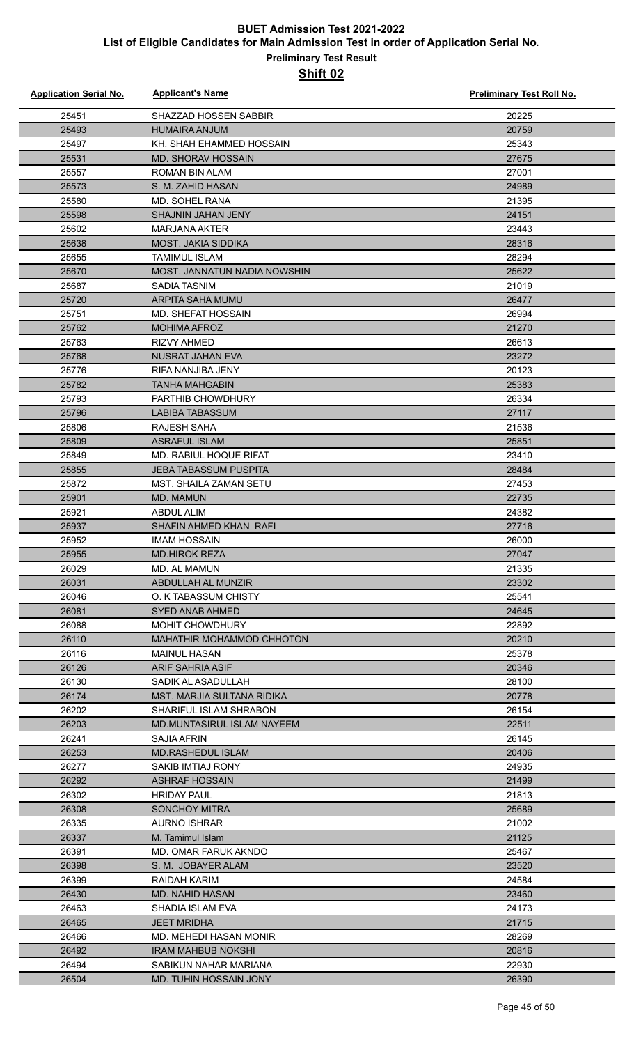# BUET Admission Test 2021-2022

## List of Eligible Candidates for Main Admission Test in order of Application Serial No.

### Preliminary Test Result

### Shift 02

| Application Serial No. | Applicant's Name | Preliminary Test Roll No. |
|---|---|---|
| 25451 | SHAZZAD HOSSEN SABBIR | 20225 |
| 25493 | HUMAIRA ANJUM | 20759 |
| 25497 | KH. SHAH EHAMMED HOSSAIN | 25343 |
| 25531 | MD. SHORAV HOSSAIN | 27675 |
| 25557 | ROMAN BIN ALAM | 27001 |
| 25573 | S. M. ZAHID HASAN | 24989 |
| 25580 | MD. SOHEL RANA | 21395 |
| 25598 | SHAJNIN JAHAN JENY | 24151 |
| 25602 | MARJANA AKTER | 23443 |
| 25638 | MOST. JAKIA SIDDIKA | 28316 |
| 25655 | TAMIMUL ISLAM | 28294 |
| 25670 | MOST. JANNATUN NADIA NOWSHIN | 25622 |
| 25687 | SADIA TASNIM | 21019 |
| 25720 | ARPITA SAHA MUMU | 26477 |
| 25751 | MD. SHEFAT HOSSAIN | 26994 |
| 25762 | MOHIMA AFROZ | 21270 |
| 25763 | RIZVY AHMED | 26613 |
| 25768 | NUSRAT JAHAN EVA | 23272 |
| 25776 | RIFA NANJIBA JENY | 20123 |
| 25782 | TANHA MAHGABIN | 25383 |
| 25793 | PARTHIB CHOWDHURY | 26334 |
| 25796 | LABIBA TABASSUM | 27117 |
| 25806 | RAJESH SAHA | 21536 |
| 25809 | ASRAFUL ISLAM | 25851 |
| 25849 | MD. RABIUL HOQUE RIFAT | 23410 |
| 25855 | JEBA TABASSUM PUSPITA | 28484 |
| 25872 | MST. SHAILA ZAMAN SETU | 27453 |
| 25901 | MD. MAMUN | 22735 |
| 25921 | ABDUL ALIM | 24382 |
| 25937 | SHAFIN AHMED KHAN RAFI | 27716 |
| 25952 | IMAM HOSSAIN | 26000 |
| 25955 | MD.HIROK REZA | 27047 |
| 26029 | MD. AL MAMUN | 21335 |
| 26031 | ABDULLAH AL MUNZIR | 23302 |
| 26046 | O. K TABASSUM CHISTY | 25541 |
| 26081 | SYED ANAB AHMED | 24645 |
| 26088 | MOHIT CHOWDHURY | 22892 |
| 26110 | MAHATHIR MOHAMMOD CHHOTON | 20210 |
| 26116 | MAINUL HASAN | 25378 |
| 26126 | ARIF SAHRIA ASIF | 20346 |
| 26130 | SADIK AL ASADULLAH | 28100 |
| 26174 | MST. MARJIA SULTANA RIDIKA | 20778 |
| 26202 | SHARIFUL ISLAM SHRABON | 26154 |
| 26203 | MD.MUNTASIRUL ISLAM NAYEEM | 22511 |
| 26241 | SAJIA AFRIN | 26145 |
| 26253 | MD.RASHEDUL ISLAM | 20406 |
| 26277 | SAKIB IMTIAJ RONY | 24935 |
| 26292 | ASHRAF HOSSAIN | 21499 |
| 26302 | HRIDAY PAUL | 21813 |
| 26308 | SONCHOY MITRA | 25689 |
| 26335 | AURNO ISHRAR | 21002 |
| 26337 | M. Tamimul Islam | 21125 |
| 26391 | MD. OMAR FARUK AKNDO | 25467 |
| 26398 | S. M. JOBAYER ALAM | 23520 |
| 26399 | RAIDAH KARIM | 24584 |
| 26430 | MD. NAHID HASAN | 23460 |
| 26463 | SHADIA ISLAM EVA | 24173 |
| 26465 | JEET MRIDHA | 21715 |
| 26466 | MD. MEHEDI HASAN MONIR | 28269 |
| 26492 | IRAM MAHBUB NOKSHI | 20816 |
| 26494 | SABIKUN NAHAR MARIANA | 22930 |
| 26504 | MD. TUHIN HOSSAIN JONY | 26390 |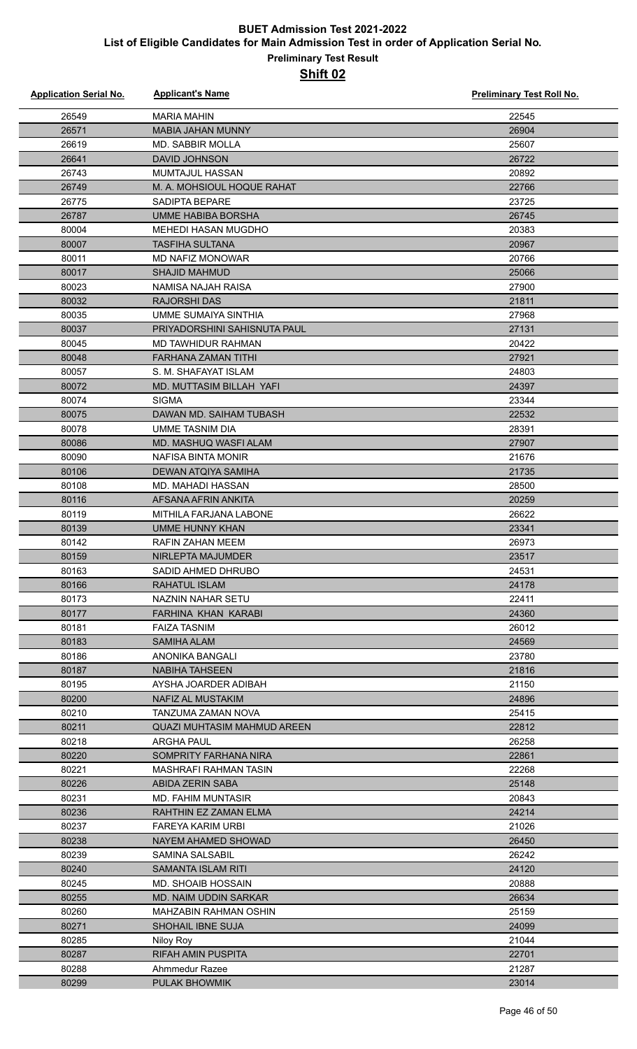# BUET Admission Test 2021-2022

## List of Eligible Candidates for Main Admission Test in order of Application Serial No.

### Preliminary Test Result

### Shift 02

| Application Serial No. | Applicant's Name | Preliminary Test Roll No. |
|---|---|---|
| 26549 | MARIA MAHIN | 22545 |
| 26571 | MABIA JAHAN MUNNY | 26904 |
| 26619 | MD. SABBIR MOLLA | 25607 |
| 26641 | DAVID JOHNSON | 26722 |
| 26743 | MUMTAJUL HASSAN | 20892 |
| 26749 | M. A. MOHSIOUL HOQUE RAHAT | 22766 |
| 26775 | SADIPTA BEPARE | 23725 |
| 26787 | UMME HABIBA BORSHA | 26745 |
| 80004 | MEHEDI HASAN MUGDHO | 20383 |
| 80007 | TASFIHA SULTANA | 20967 |
| 80011 | MD NAFIZ MONOWAR | 20766 |
| 80017 | SHAJID MAHMUD | 25066 |
| 80023 | NAMISA NAJAH RAISA | 27900 |
| 80032 | RAJORSHI DAS | 21811 |
| 80035 | UMME SUMAIYA SINTHIA | 27968 |
| 80037 | PRIYADORSHINI SAHISNUTA PAUL | 27131 |
| 80045 | MD TAWHIDUR RAHMAN | 20422 |
| 80048 | FARHANA ZAMAN TITHI | 27921 |
| 80057 | S. M. SHAFAYAT ISLAM | 24803 |
| 80072 | MD. MUTTASIM BILLAH YAFI | 24397 |
| 80074 | SIGMA | 23344 |
| 80075 | DAWAN MD. SAIHAM TUBASH | 22532 |
| 80078 | UMME TASNIM DIA | 28391 |
| 80086 | MD. MASHUQ WASFI ALAM | 27907 |
| 80090 | NAFISA BINTA MONIR | 21676 |
| 80106 | DEWAN ATQIYA SAMIHA | 21735 |
| 80108 | MD. MAHADI HASSAN | 28500 |
| 80116 | AFSANA AFRIN ANKITA | 20259 |
| 80119 | MITHILA FARJANA LABONE | 26622 |
| 80139 | UMME HUNNY KHAN | 23341 |
| 80142 | RAFIN ZAHAN MEEM | 26973 |
| 80159 | NIRLEPTA MAJUMDER | 23517 |
| 80163 | SADID AHMED DHRUBO | 24531 |
| 80166 | RAHATUL ISLAM | 24178 |
| 80173 | NAZNIN NAHAR SETU | 22411 |
| 80177 | FARHINA KHAN KARABI | 24360 |
| 80181 | FAIZA TASNIM | 26012 |
| 80183 | SAMIHA ALAM | 24569 |
| 80186 | ANONIKA BANGALI | 23780 |
| 80187 | NABIHA TAHSEEN | 21816 |
| 80195 | AYSHA JOARDER ADIBAH | 21150 |
| 80200 | NAFIZ AL MUSTAKIM | 24896 |
| 80210 | TANZUMA ZAMAN NOVA | 25415 |
| 80211 | QUAZI MUHTASIM MAHMUD AREEN | 22812 |
| 80218 | ARGHA PAUL | 26258 |
| 80220 | SOMPRITY FARHANA NIRA | 22861 |
| 80221 | MASHRAFI RAHMAN TASIN | 22268 |
| 80226 | ABIDA ZERIN SABA | 25148 |
| 80231 | MD. FAHIM MUNTASIR | 20843 |
| 80236 | RAHTHIN EZ ZAMAN ELMA | 24214 |
| 80237 | FAREYA KARIM URBI | 21026 |
| 80238 | NAYEM AHAMED SHOWAD | 26450 |
| 80239 | SAMINA SALSABIL | 26242 |
| 80240 | SAMANTA ISLAM RITI | 24120 |
| 80245 | MD. SHOAIB HOSSAIN | 20888 |
| 80255 | MD. NAIM UDDIN SARKAR | 26634 |
| 80260 | MAHZABIN RAHMAN OSHIN | 25159 |
| 80271 | SHOHAIL IBNE SUJA | 24099 |
| 80285 | Niloy Roy | 21044 |
| 80287 | RIFAH AMIN PUSPITA | 22701 |
| 80288 | Ahmmedur Razee | 21287 |
| 80299 | PULAK BHOWMIK | 23014 |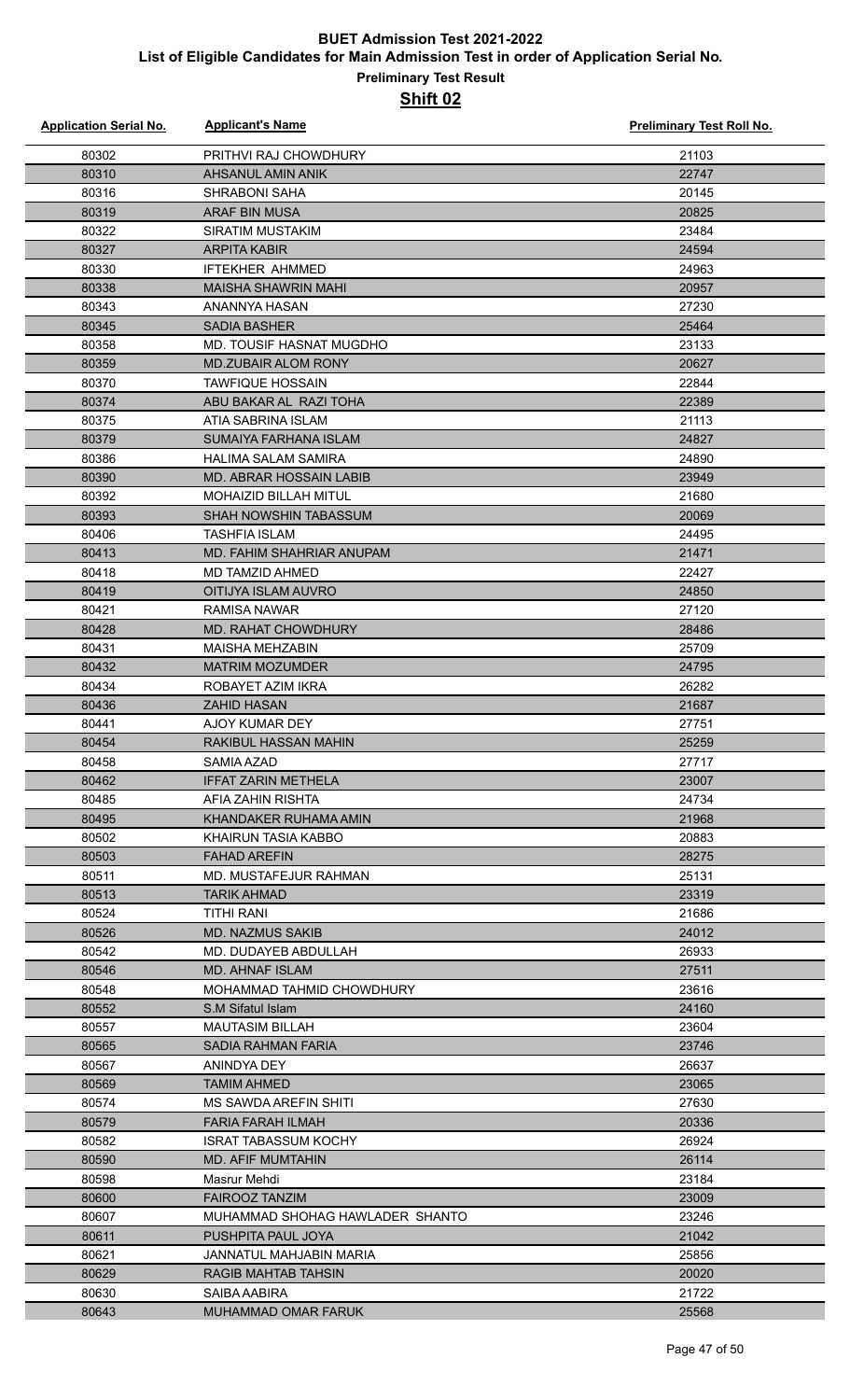# BUET Admission Test 2021-2022

## List of Eligible Candidates for Main Admission Test in order of Application Serial No.

### Preliminary Test Result

### Shift 02

| Application Serial No. | Applicant's Name | Preliminary Test Roll No. |
|---|---|---|
| 80302 | PRITHVI RAJ CHOWDHURY | 21103 |
| 80310 | AHSANUL AMIN ANIK | 22747 |
| 80316 | SHRABONI SAHA | 20145 |
| 80319 | ARAF BIN MUSA | 20825 |
| 80322 | SIRATIM MUSTAKIM | 23484 |
| 80327 | ARPITA KABIR | 24594 |
| 80330 | IFTEKHER AHMMED | 24963 |
| 80338 | MAISHA SHAWRIN MAHI | 20957 |
| 80343 | ANANNYA HASAN | 27230 |
| 80345 | SADIA BASHER | 25464 |
| 80358 | MD. TOUSIF HASNAT MUGDHO | 23133 |
| 80359 | MD.ZUBAIR ALOM RONY | 20627 |
| 80370 | TAWFIQUE HOSSAIN | 22844 |
| 80374 | ABU BAKAR AL RAZI TOHA | 22389 |
| 80375 | ATIA SABRINA ISLAM | 21113 |
| 80379 | SUMAIYA FARHANA ISLAM | 24827 |
| 80386 | HALIMA SALAM SAMIRA | 24890 |
| 80390 | MD. ABRAR HOSSAIN LABIB | 23949 |
| 80392 | MOHAIZID BILLAH MITUL | 21680 |
| 80393 | SHAH NOWSHIN TABASSUM | 20069 |
| 80406 | TASHFIA ISLAM | 24495 |
| 80413 | MD. FAHIM SHAHRIAR ANUPAM | 21471 |
| 80418 | MD TAMZID AHMED | 22427 |
| 80419 | OITIJYA ISLAM AUVRO | 24850 |
| 80421 | RAMISA NAWAR | 27120 |
| 80428 | MD. RAHAT CHOWDHURY | 28486 |
| 80431 | MAISHA MEHZABIN | 25709 |
| 80432 | MATRIM MOZUMDER | 24795 |
| 80434 | ROBAYET AZIM IKRA | 26282 |
| 80436 | ZAHID HASAN | 21687 |
| 80441 | AJOY KUMAR DEY | 27751 |
| 80454 | RAKIBUL HASSAN MAHIN | 25259 |
| 80458 | SAMIA AZAD | 27717 |
| 80462 | IFFAT ZARIN METHELA | 23007 |
| 80485 | AFIA ZAHIN RISHTA | 24734 |
| 80495 | KHANDAKER RUHAMA AMIN | 21968 |
| 80502 | KHAIRUN TASIA KABBO | 20883 |
| 80503 | FAHAD AREFIN | 28275 |
| 80511 | MD. MUSTAFEJUR RAHMAN | 25131 |
| 80513 | TARIK AHMAD | 23319 |
| 80524 | TITHI RANI | 21686 |
| 80526 | MD. NAZMUS SAKIB | 24012 |
| 80542 | MD. DUDAYEB ABDULLAH | 26933 |
| 80546 | MD. AHNAF ISLAM | 27511 |
| 80548 | MOHAMMAD TAHMID CHOWDHURY | 23616 |
| 80552 | S.M Sifatul Islam | 24160 |
| 80557 | MAUTASIM BILLAH | 23604 |
| 80565 | SADIA RAHMAN FARIA | 23746 |
| 80567 | ANINDYA DEY | 26637 |
| 80569 | TAMIM AHMED | 23065 |
| 80574 | MS SAWDA AREFIN SHITI | 27630 |
| 80579 | FARIA FARAH ILMAH | 20336 |
| 80582 | ISRAT TABASSUM KOCHY | 26924 |
| 80590 | MD. AFIF MUMTAHIN | 26114 |
| 80598 | Masrur Mehdi | 23184 |
| 80600 | FAIROOZ TANZIM | 23009 |
| 80607 | MUHAMMAD SHOHAG HAWLADER SHANTO | 23246 |
| 80611 | PUSHPITA PAUL JOYA | 21042 |
| 80621 | JANNATUL MAHJABIN MARIA | 25856 |
| 80629 | RAGIB MAHTAB TAHSIN | 20020 |
| 80630 | SAIBA AABIRA | 21722 |
| 80643 | MUHAMMAD OMAR FARUK | 25568 |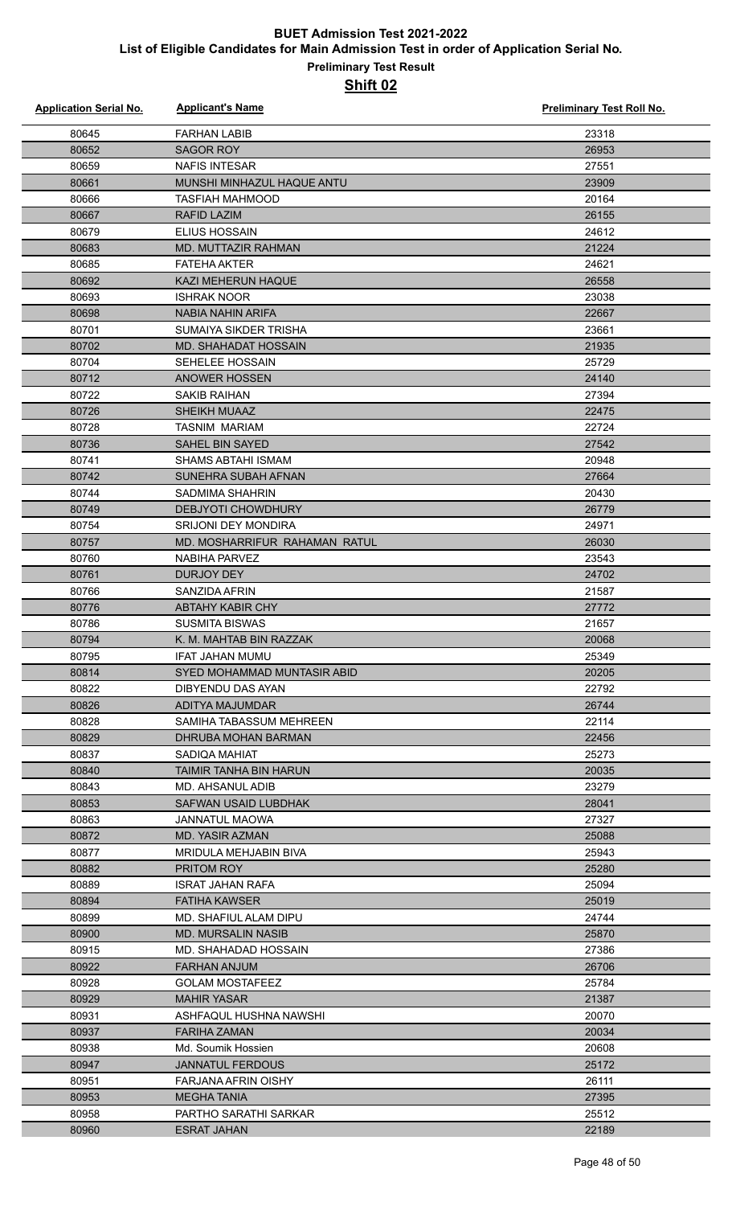# BUET Admission Test 2021-2022
## List of Eligible Candidates for Main Admission Test in order of Application Serial No.
### Preliminary Test Result
### Shift 02

| Application Serial No. | Applicant's Name | Preliminary Test Roll No. |
|---|---|---|
| 80645 | FARHAN LABIB | 23318 |
| 80652 | SAGOR ROY | 26953 |
| 80659 | NAFIS INTESAR | 27551 |
| 80661 | MUNSHI MINHAZUL HAQUE ANTU | 23909 |
| 80666 | TASFIAH MAHMOOD | 20164 |
| 80667 | RAFID LAZIM | 26155 |
| 80679 | ELIUS HOSSAIN | 24612 |
| 80683 | MD. MUTTAZIR RAHMAN | 21224 |
| 80685 | FATEHA AKTER | 24621 |
| 80692 | KAZI MEHERUN HAQUE | 26558 |
| 80693 | ISHRAK NOOR | 23038 |
| 80698 | NABIA NAHIN ARIFA | 22667 |
| 80701 | SUMAIYA SIKDER TRISHA | 23661 |
| 80702 | MD. SHAHADAT HOSSAIN | 21935 |
| 80704 | SEHELEE HOSSAIN | 25729 |
| 80712 | ANOWER HOSSEN | 24140 |
| 80722 | SAKIB RAIHAN | 27394 |
| 80726 | SHEIKH MUAAZ | 22475 |
| 80728 | TASNIM MARIAM | 22724 |
| 80736 | SAHEL BIN SAYED | 27542 |
| 80741 | SHAMS ABTAHI ISMAM | 20948 |
| 80742 | SUNEHRA SUBAH AFNAN | 27664 |
| 80744 | SADMIMA SHAHRIN | 20430 |
| 80749 | DEBJYOTI CHOWDHURY | 26779 |
| 80754 | SRIJONI DEY MONDIRA | 24971 |
| 80757 | MD. MOSHARRIFUR RAHAMAN RATUL | 26030 |
| 80760 | NABIHA PARVEZ | 23543 |
| 80761 | DURJOY DEY | 24702 |
| 80766 | SANZIDA AFRIN | 21587 |
| 80776 | ABTAHY KABIR CHY | 27772 |
| 80786 | SUSMITA BISWAS | 21657 |
| 80794 | K. M. MAHTAB BIN RAZZAK | 20068 |
| 80795 | IFAT JAHAN MUMU | 25349 |
| 80814 | SYED MOHAMMAD MUNTASIR ABID | 20205 |
| 80822 | DIBYENDU DAS AYAN | 22792 |
| 80826 | ADITYA MAJUMDAR | 26744 |
| 80828 | SAMIHA TABASSUM MEHREEN | 22114 |
| 80829 | DHRUBA MOHAN BARMAN | 22456 |
| 80837 | SADIQA MAHIAT | 25273 |
| 80840 | TAIMIR TANHA BIN HARUN | 20035 |
| 80843 | MD. AHSANUL ADIB | 23279 |
| 80853 | SAFWAN USAID LUBDHAK | 28041 |
| 80863 | JANNATUL MAOWA | 27327 |
| 80872 | MD. YASIR AZMAN | 25088 |
| 80877 | MRIDULA MEHJABIN BIVA | 25943 |
| 80882 | PRITOM ROY | 25280 |
| 80889 | ISRAT JAHAN RAFA | 25094 |
| 80894 | FATIHA KAWSER | 25019 |
| 80899 | MD. SHAFIUL ALAM DIPU | 24744 |
| 80900 | MD. MURSALIN NASIB | 25870 |
| 80915 | MD. SHAHADAD HOSSAIN | 27386 |
| 80922 | FARHAN ANJUM | 26706 |
| 80928 | GOLAM MOSTAFEEZ | 25784 |
| 80929 | MAHIR YASAR | 21387 |
| 80931 | ASHFAQUL HUSHNA NAWSHI | 20070 |
| 80937 | FARIHA ZAMAN | 20034 |
| 80938 | Md. Soumik Hossien | 20608 |
| 80947 | JANNATUL FERDOUS | 25172 |
| 80951 | FARJANA AFRIN OISHY | 26111 |
| 80953 | MEGHA TANIA | 27395 |
| 80958 | PARTHO SARATHI SARKAR | 25512 |
| 80960 | ESRAT JAHAN | 22189 |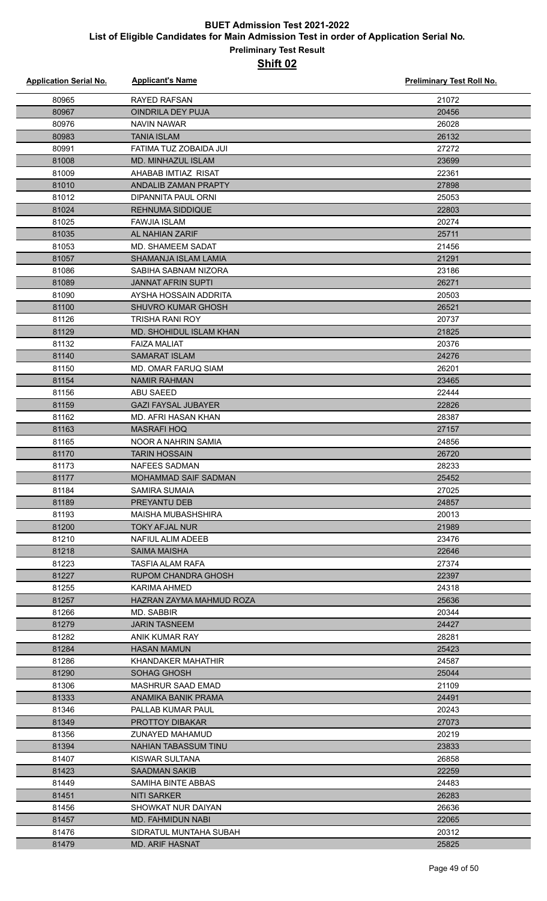# BUET Admission Test 2021-2022

## List of Eligible Candidates for Main Admission Test in order of Application Serial No.

### Preliminary Test Result

### Shift 02

| Application Serial No. | Applicant's Name | Preliminary Test Roll No. |
|---|---|---|
| 80965 | RAYED RAFSAN | 21072 |
| 80967 | OINDRILA DEY PUJA | 20456 |
| 80976 | NAVIN NAWAR | 26028 |
| 80983 | TANIA ISLAM | 26132 |
| 80991 | FATIMA TUZ ZOBAIDA JUI | 27272 |
| 81008 | MD. MINHAZUL ISLAM | 23699 |
| 81009 | AHABAB IMTIAZ RISAT | 22361 |
| 81010 | ANDALIB ZAMAN PRAPTY | 27898 |
| 81012 | DIPANNITA PAUL ORNI | 25053 |
| 81024 | REHNUMA SIDDIQUE | 22803 |
| 81025 | FAWJIA ISLAM | 20274 |
| 81035 | AL NAHIAN ZARIF | 25711 |
| 81053 | MD. SHAMEEM SADAT | 21456 |
| 81057 | SHAMANJA ISLAM LAMIA | 21291 |
| 81086 | SABIHA SABNAM NIZORA | 23186 |
| 81089 | JANNAT AFRIN SUPTI | 26271 |
| 81090 | AYSHA HOSSAIN ADDRITA | 20503 |
| 81100 | SHUVRO KUMAR GHOSH | 26521 |
| 81126 | TRISHA RANI ROY | 20737 |
| 81129 | MD. SHOHIDUL ISLAM KHAN | 21825 |
| 81132 | FAIZA MALIAT | 20376 |
| 81140 | SAMARAT ISLAM | 24276 |
| 81150 | MD. OMAR FARUQ SIAM | 26201 |
| 81154 | NAMIR RAHMAN | 23465 |
| 81156 | ABU SAEED | 22444 |
| 81159 | GAZI FAYSAL JUBAYER | 22826 |
| 81162 | MD. AFRI HASAN KHAN | 28387 |
| 81163 | MASRAFI HOQ | 27157 |
| 81165 | NOOR A NAHRIN SAMIA | 24856 |
| 81170 | TARIN HOSSAIN | 26720 |
| 81173 | NAFEES SADMAN | 28233 |
| 81177 | MOHAMMAD SAIF SADMAN | 25452 |
| 81184 | SAMIRA SUMAIA | 27025 |
| 81189 | PREYANTU DEB | 24857 |
| 81193 | MAISHA MUBASHSHIRA | 20013 |
| 81200 | TOKY AFJAL NUR | 21989 |
| 81210 | NAFIUL ALIM ADEEB | 23476 |
| 81218 | SAIMA MAISHA | 22646 |
| 81223 | TASFIA ALAM RAFA | 27374 |
| 81227 | RUPOM CHANDRA GHOSH | 22397 |
| 81255 | KARIMA AHMED | 24318 |
| 81257 | HAZRAN ZAYMA MAHMUD ROZA | 25636 |
| 81266 | MD. SABBIR | 20344 |
| 81279 | JARIN TASNEEM | 24427 |
| 81282 | ANIK KUMAR RAY | 28281 |
| 81284 | HASAN MAMUN | 25423 |
| 81286 | KHANDAKER MAHATHIR | 24587 |
| 81290 | SOHAG GHOSH | 25044 |
| 81306 | MASHRUR SAAD EMAD | 21109 |
| 81333 | ANAMIKA BANIK PRAMA | 24491 |
| 81346 | PALLAB KUMAR PAUL | 20243 |
| 81349 | PROTTOY DIBAKAR | 27073 |
| 81356 | ZUNAYED MAHAMUD | 20219 |
| 81394 | NAHIAN TABASSUM TINU | 23833 |
| 81407 | KISWAR SULTANA | 26858 |
| 81423 | SAADMAN SAKIB | 22259 |
| 81449 | SAMIHA BINTE ABBAS | 24483 |
| 81451 | NITI SARKER | 26283 |
| 81456 | SHOWKAT NUR DAIYAN | 26636 |
| 81457 | MD. FAHMIDUN NABI | 22065 |
| 81476 | SIDRATUL MUNTAHA SUBAH | 20312 |
| 81479 | MD. ARIF HASNAT | 25825 |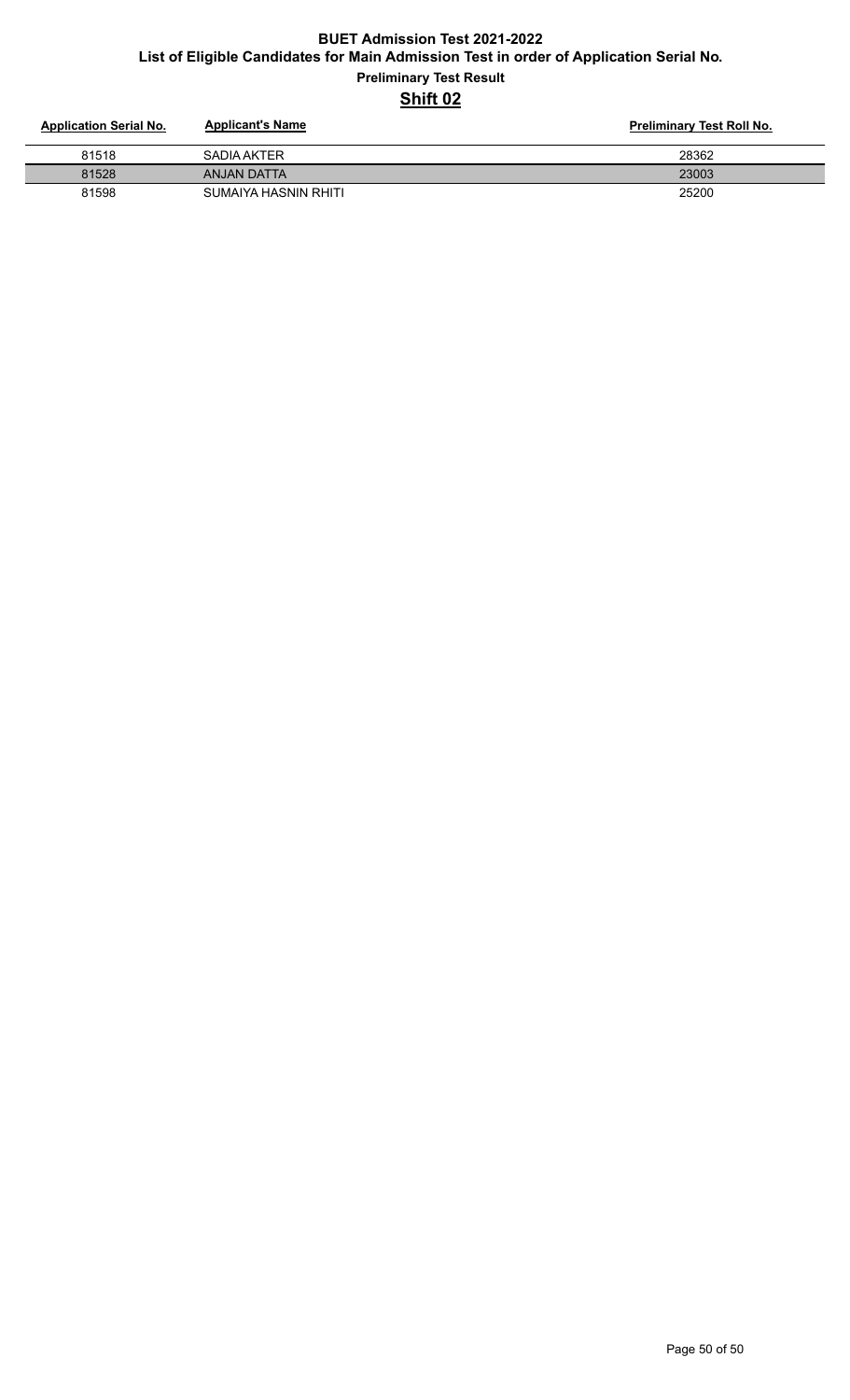# BUET Admission Test 2021-2022

## List of Eligible Candidates for Main Admission Test in order of Application Serial No.

### Preliminary Test Result

### Shift 02

| Application Serial No. | Applicant's Name | Preliminary Test Roll No. |
|---|---|---|
| 81518 | SADIA AKTER | 28362 |
| 81528 | ANJAN DATTA | 23003 |
| 81598 | SUMAIYA HASNIN RHITI | 25200 |